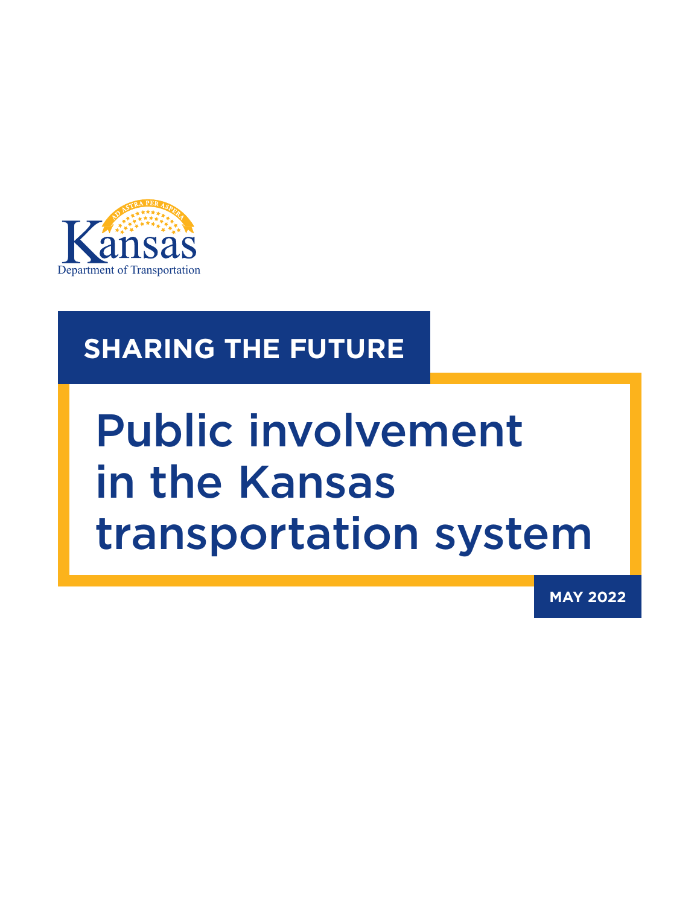Kansas Department of Transportation

AD ASTRA PER ASPERA

## SHARING THE FUTURE

# Public involvement in the Kansas transportation system

**MAY 2022**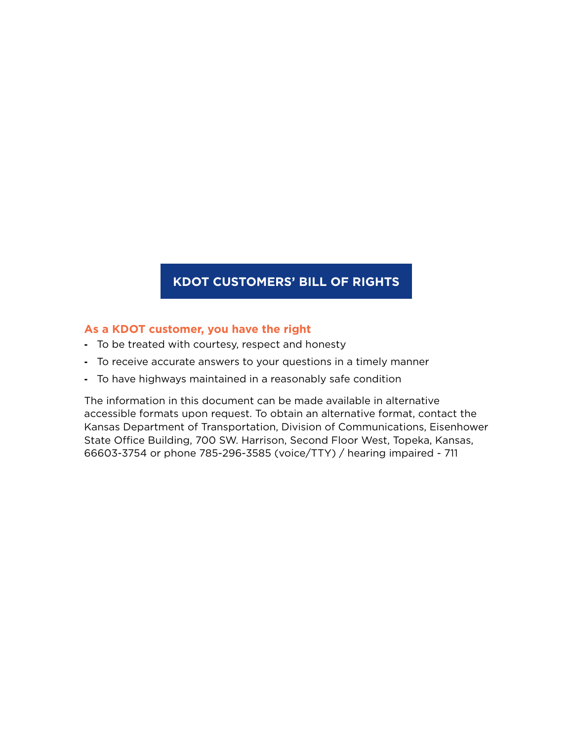# KDOT CUSTOMERS' BILL OF RIGHTS

**As a KDOT customer, you have the right**

- To be treated with courtesy, respect and honesty
- To receive accurate answers to your questions in a timely manner
- To have highways maintained in a reasonably safe condition

The information in this document can be made available in alternative accessible formats upon request. To obtain an alternative format, contact the Kansas Department of Transportation, Division of Communications, Eisenhower State Office Building, 700 SW. Harrison, Second Floor West, Topeka, Kansas, 66603-3754 or phone 785-296-3585 (voice/TTY) / hearing impaired - 711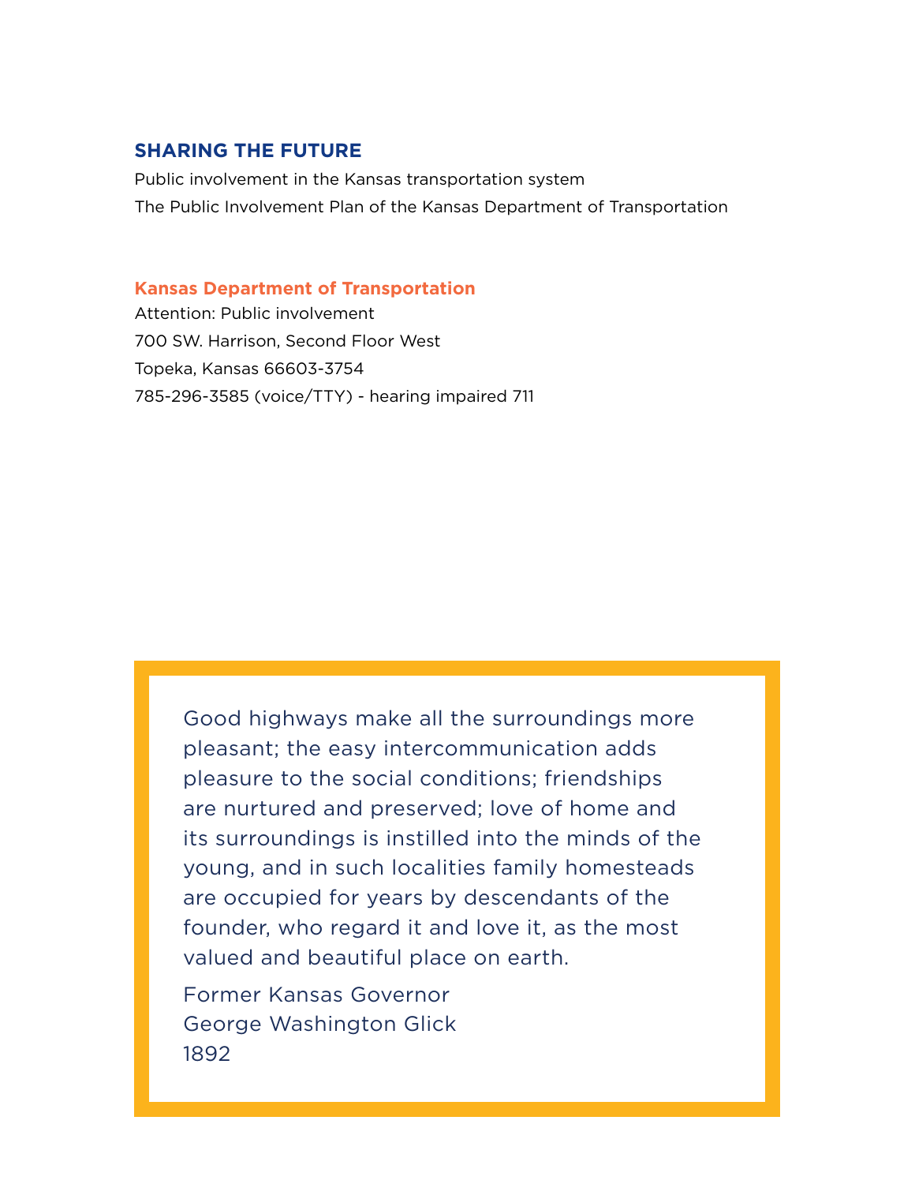## SHARING THE FUTURE

Public involvement in the Kansas transportation system
The Public Involvement Plan of the Kansas Department of Transportation

**Kansas Department of Transportation**
Attention: Public involvement
700 SW. Harrison, Second Floor West
Topeka, Kansas 66603-3754
785-296-3585 (voice/TTY) - hearing impaired 711

> Good highways make all the surroundings more pleasant; the easy intercommunication adds pleasure to the social conditions; friendships are nurtured and preserved; love of home and its surroundings is instilled into the minds of the young, and in such localities family homesteads are occupied for years by descendants of the founder, who regard it and love it, as the most valued and beautiful place on earth.
>
> Former Kansas Governor
> George Washington Glick
> 1892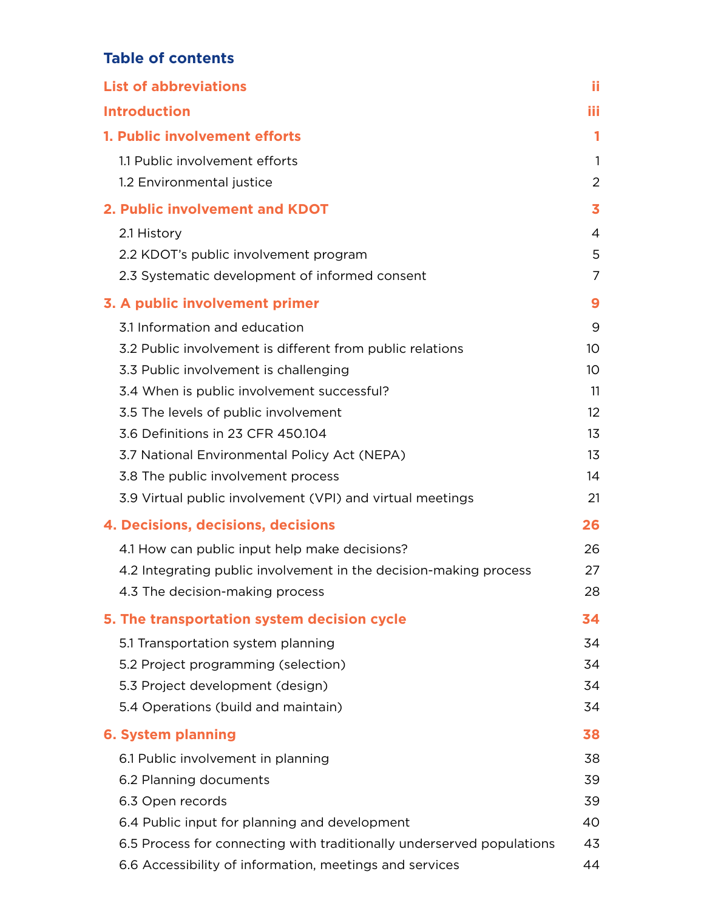## Table of contents

| | |
|---|---|
| **List of abbreviations** | **ii** |
| **Introduction** | **iii** |
| **1. Public involvement efforts** | **1** |
| 1.1 Public involvement efforts | 1 |
| 1.2 Environmental justice | 2 |
| **2. Public involvement and KDOT** | **3** |
| 2.1 History | 4 |
| 2.2 KDOT's public involvement program | 5 |
| 2.3 Systematic development of informed consent | 7 |
| **3. A public involvement primer** | **9** |
| 3.1 Information and education | 9 |
| 3.2 Public involvement is different from public relations | 10 |
| 3.3 Public involvement is challenging | 10 |
| 3.4 When is public involvement successful? | 11 |
| 3.5 The levels of public involvement | 12 |
| 3.6 Definitions in 23 CFR 450.104 | 13 |
| 3.7 National Environmental Policy Act (NEPA) | 13 |
| 3.8 The public involvement process | 14 |
| 3.9 Virtual public involvement (VPI) and virtual meetings | 21 |
| **4. Decisions, decisions, decisions** | **26** |
| 4.1 How can public input help make decisions? | 26 |
| 4.2 Integrating public involvement in the decision-making process | 27 |
| 4.3 The decision-making process | 28 |
| **5. The transportation system decision cycle** | **34** |
| 5.1 Transportation system planning | 34 |
| 5.2 Project programming (selection) | 34 |
| 5.3 Project development (design) | 34 |
| 5.4 Operations (build and maintain) | 34 |
| **6. System planning** | **38** |
| 6.1 Public involvement in planning | 38 |
| 6.2 Planning documents | 39 |
| 6.3 Open records | 39 |
| 6.4 Public input for planning and development | 40 |
| 6.5 Process for connecting with traditionally underserved populations | 43 |
| 6.6 Accessibility of information, meetings and services | 44 |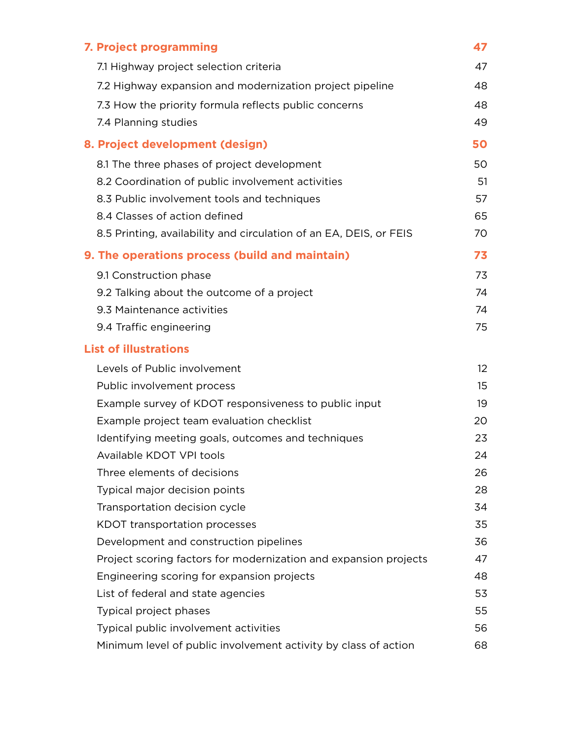| | |
|---|---|
| **7. Project programming** | **47** |
| 7.1 Highway project selection criteria | 47 |
| 7.2 Highway expansion and modernization project pipeline | 48 |
| 7.3 How the priority formula reflects public concerns | 48 |
| 7.4 Planning studies | 49 |
| **8. Project development (design)** | **50** |
| 8.1 The three phases of project development | 50 |
| 8.2 Coordination of public involvement activities | 51 |
| 8.3 Public involvement tools and techniques | 57 |
| 8.4 Classes of action defined | 65 |
| 8.5 Printing, availability and circulation of an EA, DEIS, or FEIS | 70 |
| **9. The operations process (build and maintain)** | **73** |
| 9.1 Construction phase | 73 |
| 9.2 Talking about the outcome of a project | 74 |
| 9.3 Maintenance activities | 74 |
| 9.4 Traffic engineering | 75 |
| **List of illustrations** | |
| Levels of Public involvement | 12 |
| Public involvement process | 15 |
| Example survey of KDOT responsiveness to public input | 19 |
| Example project team evaluation checklist | 20 |
| Identifying meeting goals, outcomes and techniques | 23 |
| Available KDOT VPI tools | 24 |
| Three elements of decisions | 26 |
| Typical major decision points | 28 |
| Transportation decision cycle | 34 |
| KDOT transportation processes | 35 |
| Development and construction pipelines | 36 |
| Project scoring factors for modernization and expansion projects | 47 |
| Engineering scoring for expansion projects | 48 |
| List of federal and state agencies | 53 |
| Typical project phases | 55 |
| Typical public involvement activities | 56 |
| Minimum level of public involvement activity by class of action | 68 |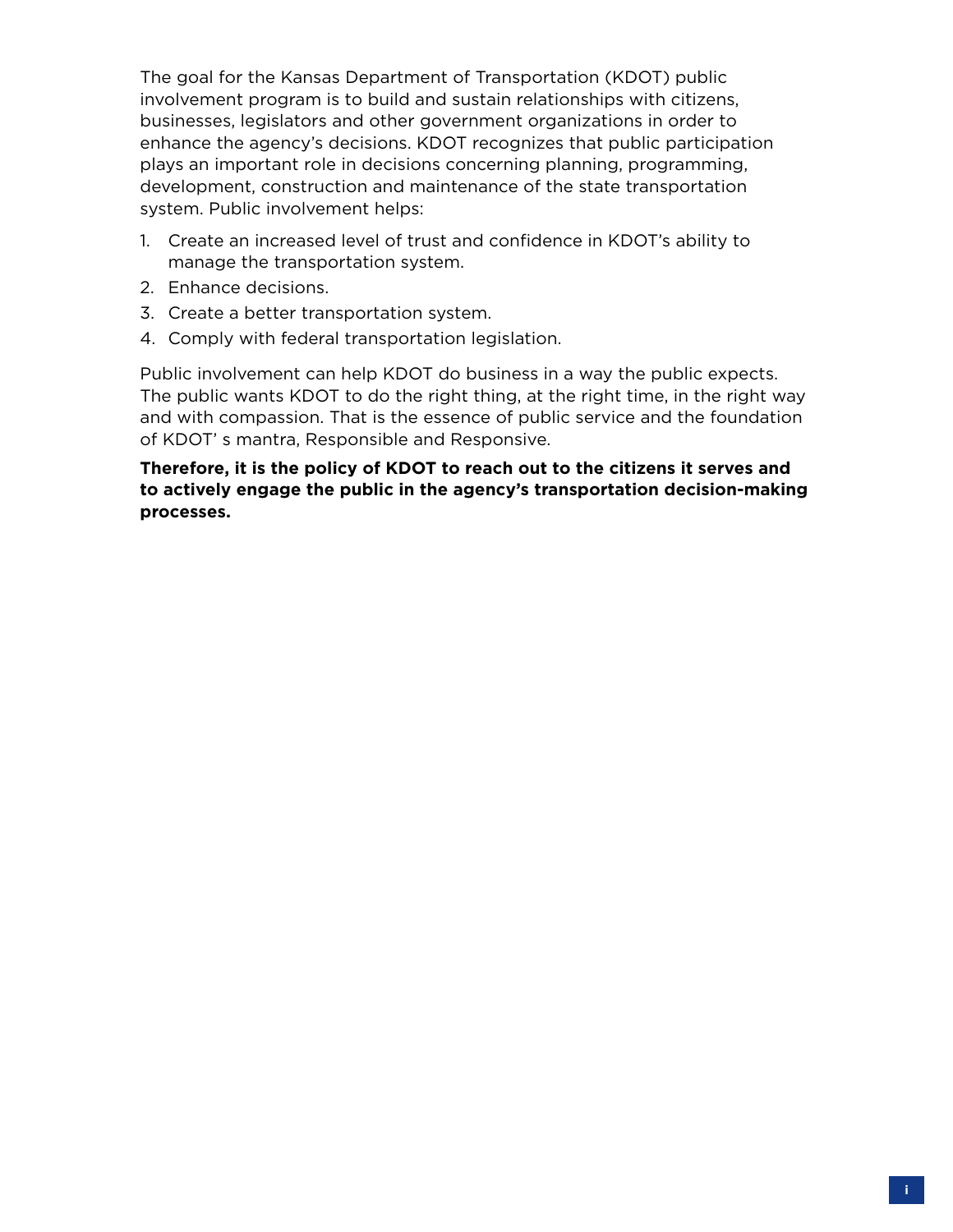The goal for the Kansas Department of Transportation (KDOT) public involvement program is to build and sustain relationships with citizens, businesses, legislators and other government organizations in order to enhance the agency's decisions. KDOT recognizes that public participation plays an important role in decisions concerning planning, programming, development, construction and maintenance of the state transportation system. Public involvement helps:

1. Create an increased level of trust and confidence in KDOT's ability to manage the transportation system.
2. Enhance decisions.
3. Create a better transportation system.
4. Comply with federal transportation legislation.

Public involvement can help KDOT do business in a way the public expects. The public wants KDOT to do the right thing, at the right time, in the right way and with compassion. That is the essence of public service and the foundation of KDOT' s mantra, Responsible and Responsive.

**Therefore, it is the policy of KDOT to reach out to the citizens it serves and to actively engage the public in the agency's transportation decision-making processes.**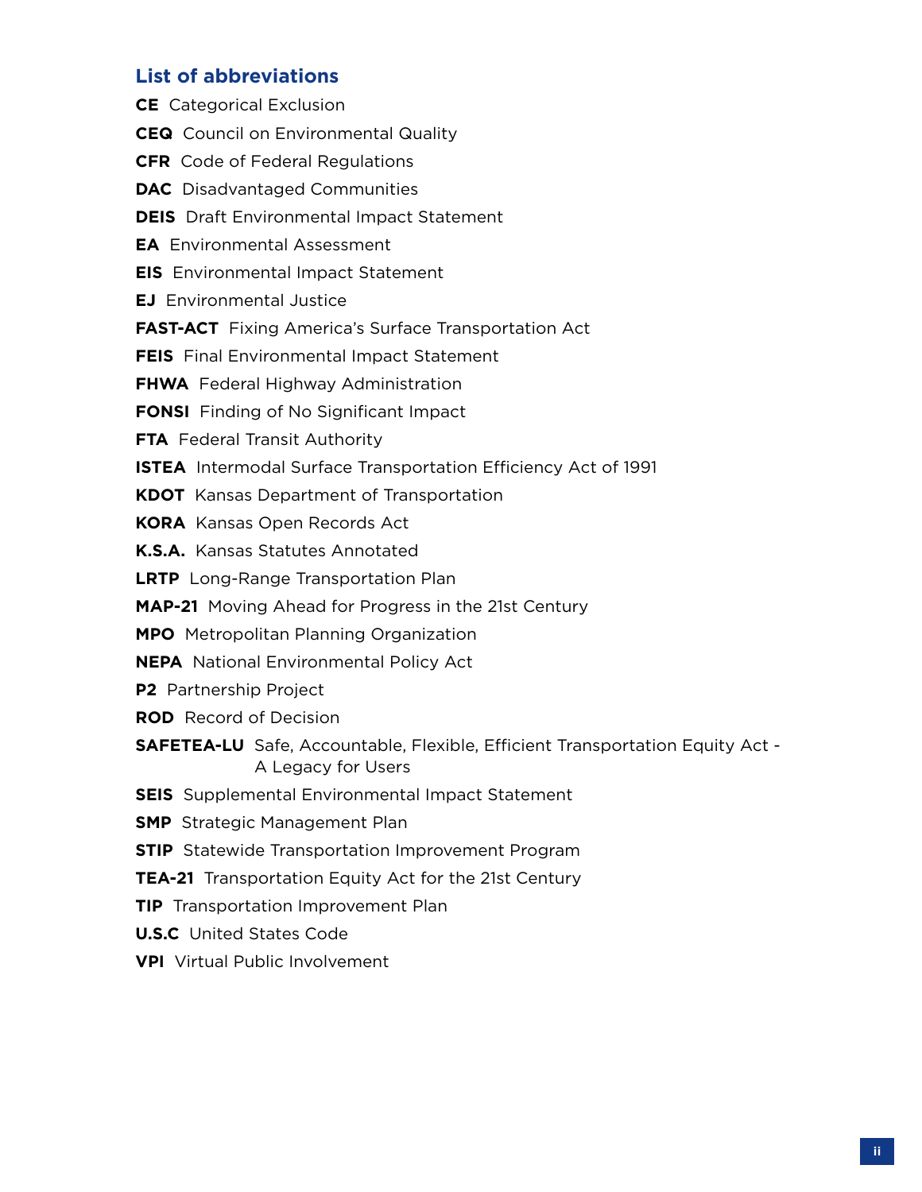## List of abbreviations

**CE** Categorical Exclusion

**CEQ** Council on Environmental Quality

**CFR** Code of Federal Regulations

**DAC** Disadvantaged Communities

**DEIS** Draft Environmental Impact Statement

**EA** Environmental Assessment

**EIS** Environmental Impact Statement

**EJ** Environmental Justice

**FAST-ACT** Fixing America's Surface Transportation Act

**FEIS** Final Environmental Impact Statement

**FHWA** Federal Highway Administration

**FONSI** Finding of No Significant Impact

**FTA** Federal Transit Authority

**ISTEA** Intermodal Surface Transportation Efficiency Act of 1991

**KDOT** Kansas Department of Transportation

**KORA** Kansas Open Records Act

**K.S.A.** Kansas Statutes Annotated

**LRTP** Long-Range Transportation Plan

**MAP-21** Moving Ahead for Progress in the 21st Century

**MPO** Metropolitan Planning Organization

**NEPA** National Environmental Policy Act

**P2** Partnership Project

**ROD** Record of Decision

**SAFETEA-LU** Safe, Accountable, Flexible, Efficient Transportation Equity Act - A Legacy for Users

**SEIS** Supplemental Environmental Impact Statement

**SMP** Strategic Management Plan

**STIP** Statewide Transportation Improvement Program

**TEA-21** Transportation Equity Act for the 21st Century

**TIP** Transportation Improvement Plan

**U.S.C** United States Code

**VPI** Virtual Public Involvement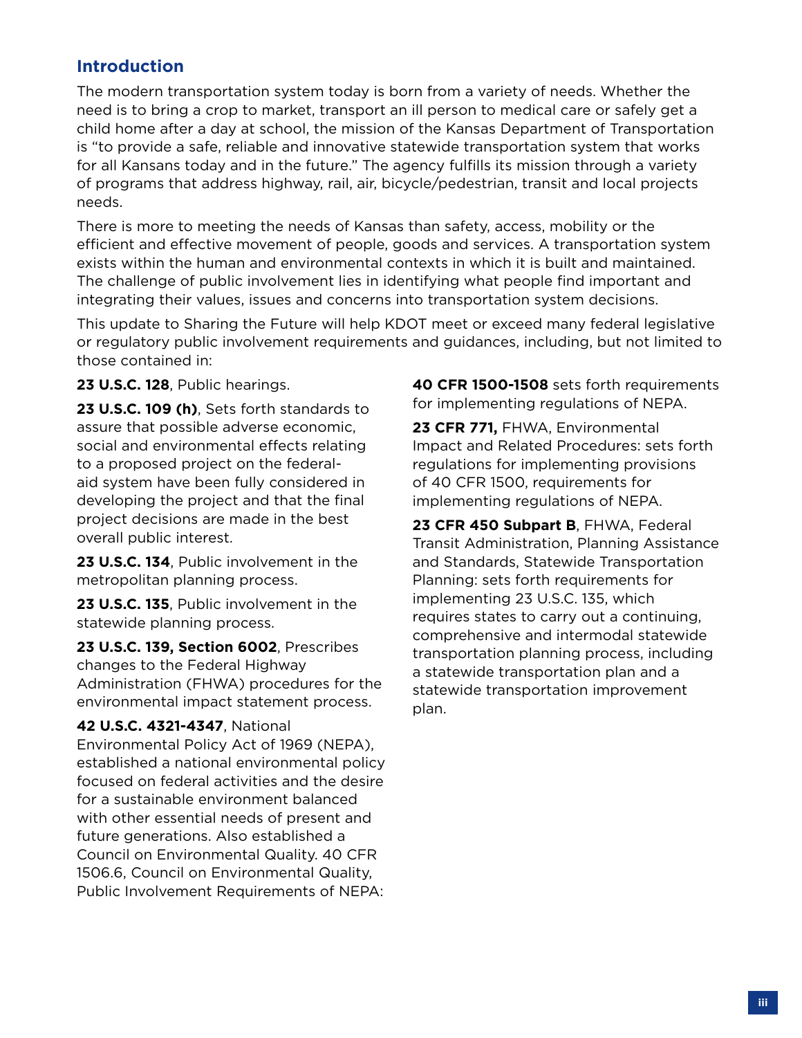## Introduction

The modern transportation system today is born from a variety of needs. Whether the need is to bring a crop to market, transport an ill person to medical care or safely get a child home after a day at school, the mission of the Kansas Department of Transportation is "to provide a safe, reliable and innovative statewide transportation system that works for all Kansans today and in the future." The agency fulfills its mission through a variety of programs that address highway, rail, air, bicycle/pedestrian, transit and local projects needs.

There is more to meeting the needs of Kansas than safety, access, mobility or the efficient and effective movement of people, goods and services. A transportation system exists within the human and environmental contexts in which it is built and maintained. The challenge of public involvement lies in identifying what people find important and integrating their values, issues and concerns into transportation system decisions.

This update to Sharing the Future will help KDOT meet or exceed many federal legislative or regulatory public involvement requirements and guidances, including, but not limited to those contained in:

**23 U.S.C. 128**, Public hearings.

**23 U.S.C. 109 (h)**, Sets forth standards to assure that possible adverse economic, social and environmental effects relating to a proposed project on the federal-aid system have been fully considered in developing the project and that the final project decisions are made in the best overall public interest.

**23 U.S.C. 134**, Public involvement in the metropolitan planning process.

**23 U.S.C. 135**, Public involvement in the statewide planning process.

**23 U.S.C. 139, Section 6002**, Prescribes changes to the Federal Highway Administration (FHWA) procedures for the environmental impact statement process.

**42 U.S.C. 4321-4347**, National Environmental Policy Act of 1969 (NEPA), established a national environmental policy focused on federal activities and the desire for a sustainable environment balanced with other essential needs of present and future generations. Also established a Council on Environmental Quality. 40 CFR 1506.6, Council on Environmental Quality, Public Involvement Requirements of NEPA:

**40 CFR 1500-1508** sets forth requirements for implementing regulations of NEPA.

**23 CFR 771,** FHWA, Environmental Impact and Related Procedures: sets forth regulations for implementing provisions of 40 CFR 1500, requirements for implementing regulations of NEPA.

**23 CFR 450 Subpart B**, FHWA, Federal Transit Administration, Planning Assistance and Standards, Statewide Transportation Planning: sets forth requirements for implementing 23 U.S.C. 135, which requires states to carry out a continuing, comprehensive and intermodal statewide transportation planning process, including a statewide transportation plan and a statewide transportation improvement plan.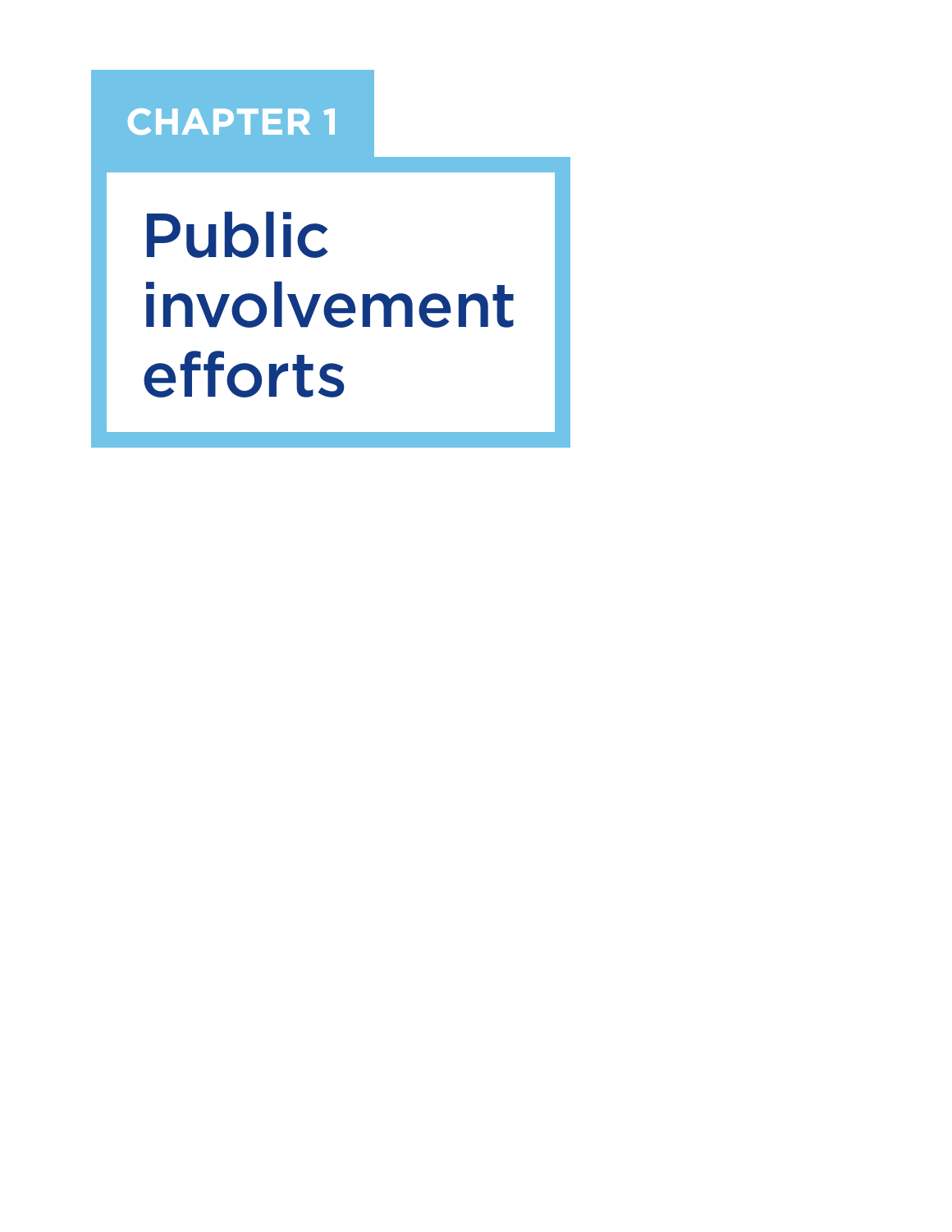# CHAPTER 1

# Public involvement efforts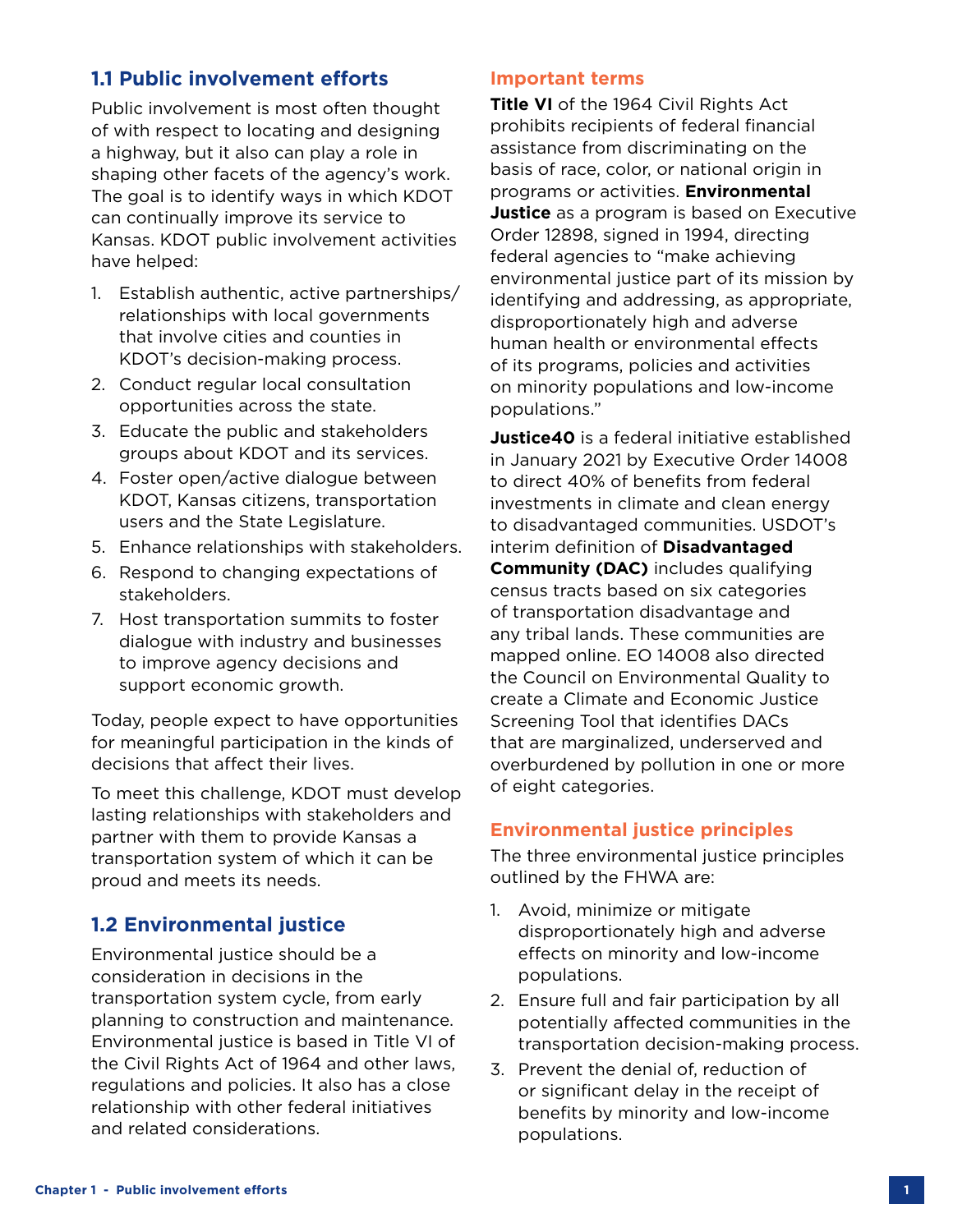## 1.1 Public involvement efforts

Public involvement is most often thought of with respect to locating and designing a highway, but it also can play a role in shaping other facets of the agency's work. The goal is to identify ways in which KDOT can continually improve its service to Kansas. KDOT public involvement activities have helped:

1. Establish authentic, active partnerships/relationships with local governments that involve cities and counties in KDOT's decision-making process.
2. Conduct regular local consultation opportunities across the state.
3. Educate the public and stakeholders groups about KDOT and its services.
4. Foster open/active dialogue between KDOT, Kansas citizens, transportation users and the State Legislature.
5. Enhance relationships with stakeholders.
6. Respond to changing expectations of stakeholders.
7. Host transportation summits to foster dialogue with industry and businesses to improve agency decisions and support economic growth.

Today, people expect to have opportunities for meaningful participation in the kinds of decisions that affect their lives.

To meet this challenge, KDOT must develop lasting relationships with stakeholders and partner with them to provide Kansas a transportation system of which it can be proud and meets its needs.

## 1.2 Environmental justice

Environmental justice should be a consideration in decisions in the transportation system cycle, from early planning to construction and maintenance. Environmental justice is based in Title VI of the Civil Rights Act of 1964 and other laws, regulations and policies. It also has a close relationship with other federal initiatives and related considerations.

### Important terms

**Title VI** of the 1964 Civil Rights Act prohibits recipients of federal financial assistance from discriminating on the basis of race, color, or national origin in programs or activities. **Environmental Justice** as a program is based on Executive Order 12898, signed in 1994, directing federal agencies to "make achieving environmental justice part of its mission by identifying and addressing, as appropriate, disproportionately high and adverse human health or environmental effects of its programs, policies and activities on minority populations and low-income populations."

**Justice40** is a federal initiative established in January 2021 by Executive Order 14008 to direct 40% of benefits from federal investments in climate and clean energy to disadvantaged communities. USDOT's interim definition of **Disadvantaged Community (DAC)** includes qualifying census tracts based on six categories of transportation disadvantage and any tribal lands. These communities are mapped online. EO 14008 also directed the Council on Environmental Quality to create a Climate and Economic Justice Screening Tool that identifies DACs that are marginalized, underserved and overburdened by pollution in one or more of eight categories.

### Environmental justice principles

The three environmental justice principles outlined by the FHWA are:

1. Avoid, minimize or mitigate disproportionately high and adverse effects on minority and low-income populations.
2. Ensure full and fair participation by all potentially affected communities in the transportation decision-making process.
3. Prevent the denial of, reduction of or significant delay in the receipt of benefits by minority and low-income populations.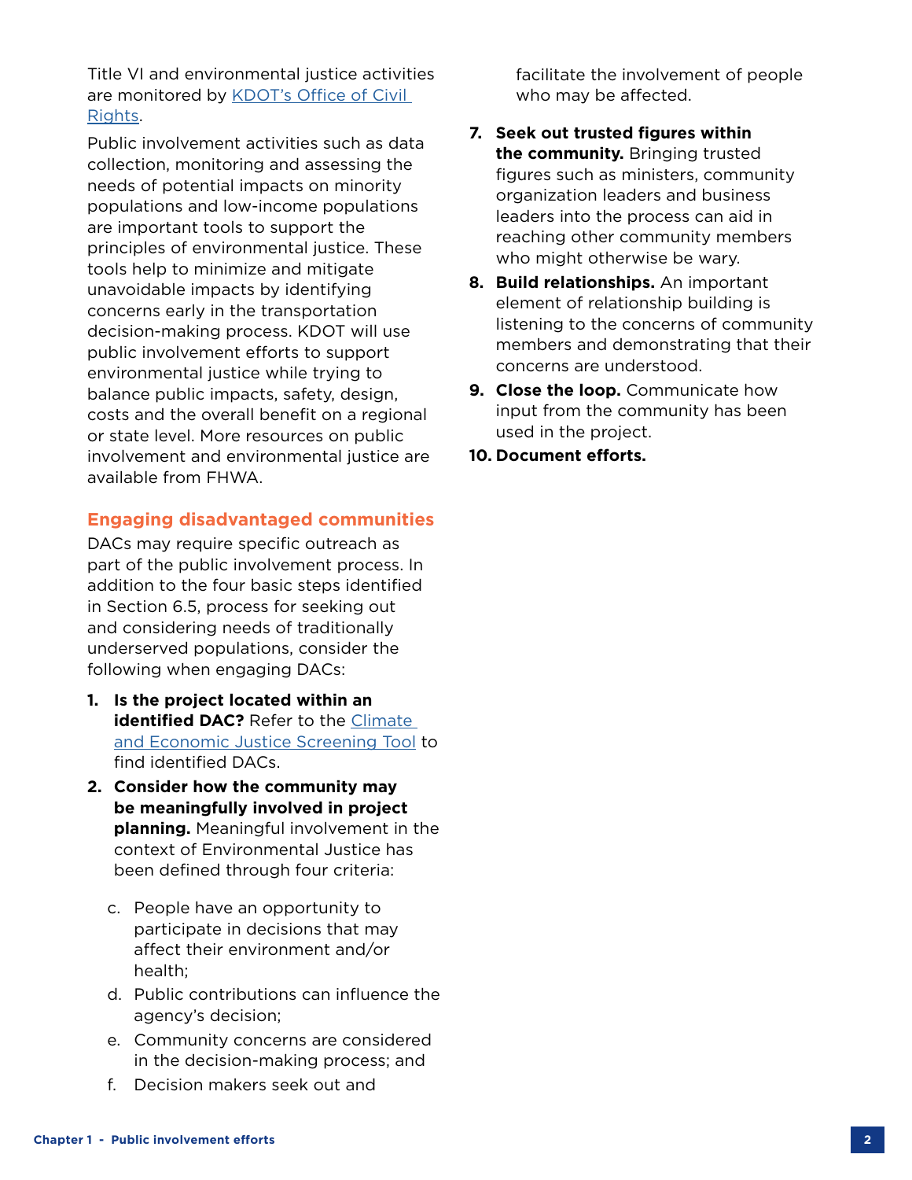Title VI and environmental justice activities are monitored by KDOT's Office of Civil Rights.

Public involvement activities such as data collection, monitoring and assessing the needs of potential impacts on minority populations and low-income populations are important tools to support the principles of environmental justice. These tools help to minimize and mitigate unavoidable impacts by identifying concerns early in the transportation decision-making process. KDOT will use public involvement efforts to support environmental justice while trying to balance public impacts, safety, design, costs and the overall benefit on a regional or state level. More resources on public involvement and environmental justice are available from FHWA.

### Engaging disadvantaged communities

DACs may require specific outreach as part of the public involvement process. In addition to the four basic steps identified in Section 6.5, process for seeking out and considering needs of traditionally underserved populations, consider the following when engaging DACs:

1. **Is the project located within an identified DAC?** Refer to the Climate and Economic Justice Screening Tool to find identified DACs.
2. **Consider how the community may be meaningfully involved in project planning.** Meaningful involvement in the context of Environmental Justice has been defined through four criteria:

   c. People have an opportunity to participate in decisions that may affect their environment and/or health;

   d. Public contributions can influence the agency's decision;

   e. Community concerns are considered in the decision-making process; and

   f. Decision makers seek out and facilitate the involvement of people who may be affected.

7. **Seek out trusted figures within the community.** Bringing trusted figures such as ministers, community organization leaders and business leaders into the process can aid in reaching other community members who might otherwise be wary.
8. **Build relationships.** An important element of relationship building is listening to the concerns of community members and demonstrating that their concerns are understood.
9. **Close the loop.** Communicate how input from the community has been used in the project.
10. **Document efforts.**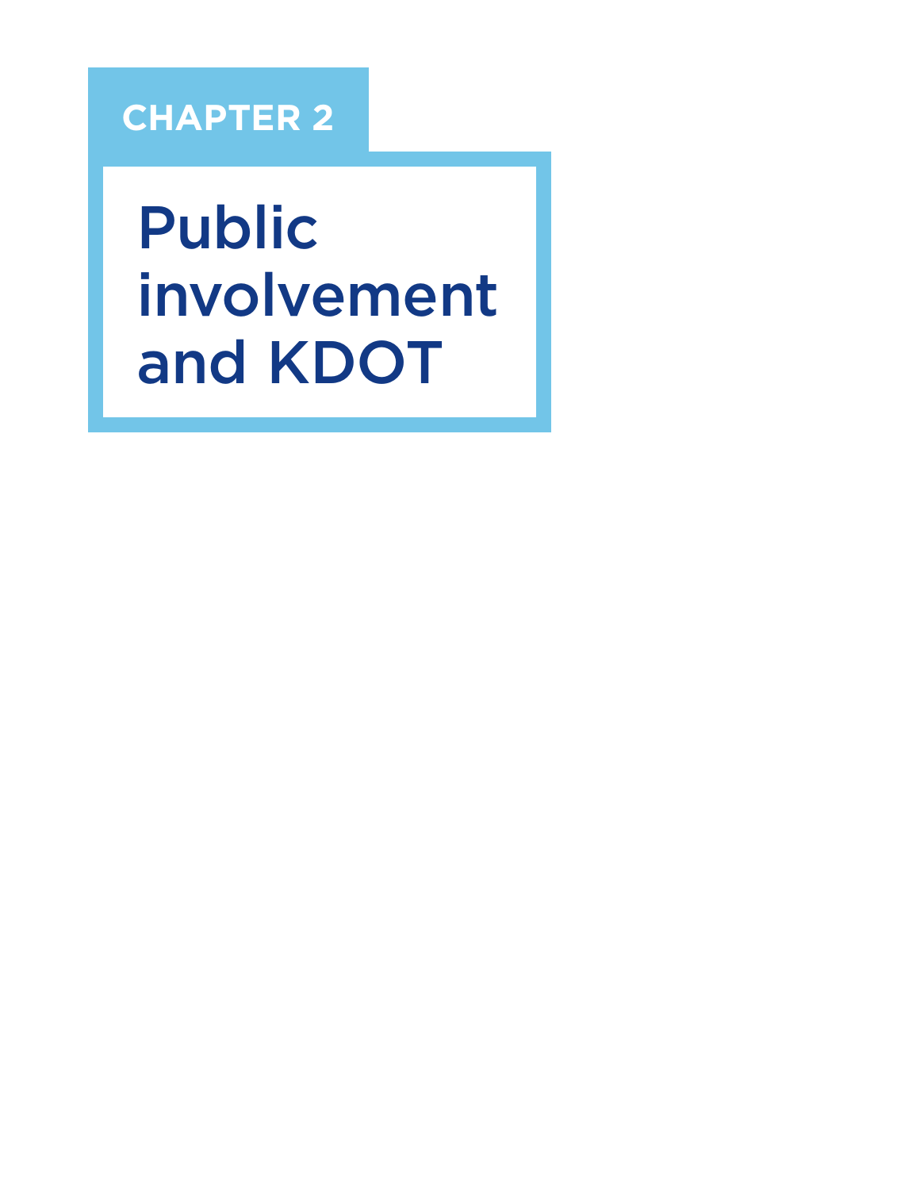# CHAPTER 2

# Public involvement and KDOT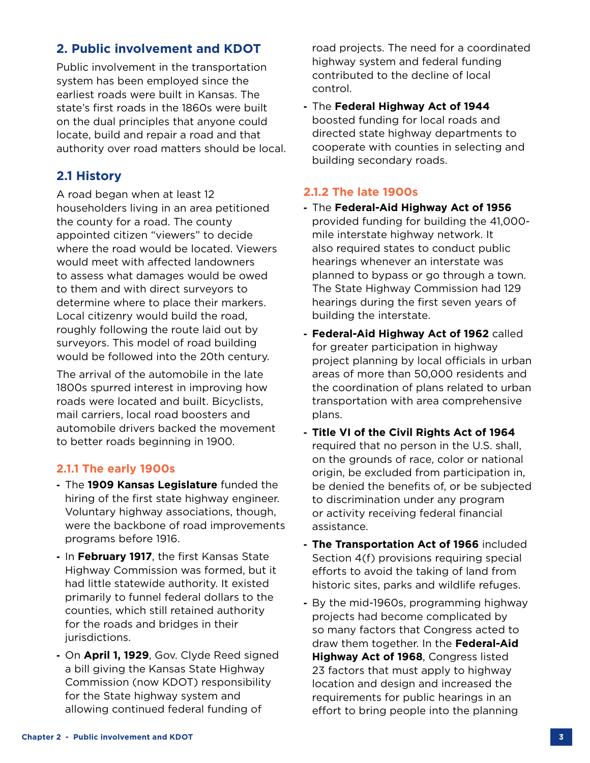## 2. Public involvement and KDOT

Public involvement in the transportation system has been employed since the earliest roads were built in Kansas. The state's first roads in the 1860s were built on the dual principles that anyone could locate, build and repair a road and that authority over road matters should be local.

### 2.1 History

A road began when at least 12 householders living in an area petitioned the county for a road. The county appointed citizen "viewers" to decide where the road would be located. Viewers would meet with affected landowners to assess what damages would be owed to them and with direct surveyors to determine where to place their markers. Local citizenry would build the road, roughly following the route laid out by surveyors. This model of road building would be followed into the 20th century.

The arrival of the automobile in the late 1800s spurred interest in improving how roads were located and built. Bicyclists, mail carriers, local road boosters and automobile drivers backed the movement to better roads beginning in 1900.

#### 2.1.1 The early 1900s

- The **1909 Kansas Legislature** funded the hiring of the first state highway engineer. Voluntary highway associations, though, were the backbone of road improvements programs before 1916.
- In **February 1917**, the first Kansas State Highway Commission was formed, but it had little statewide authority. It existed primarily to funnel federal dollars to the counties, which still retained authority for the roads and bridges in their jurisdictions.
- On **April 1, 1929**, Gov. Clyde Reed signed a bill giving the Kansas State Highway Commission (now KDOT) responsibility for the State highway system and allowing continued federal funding of road projects. The need for a coordinated highway system and federal funding contributed to the decline of local control.
- The **Federal Highway Act of 1944** boosted funding for local roads and directed state highway departments to cooperate with counties in selecting and building secondary roads.

#### 2.1.2 The late 1900s

- The **Federal-Aid Highway Act of 1956** provided funding for building the 41,000-mile interstate highway network. It also required states to conduct public hearings whenever an interstate was planned to bypass or go through a town. The State Highway Commission had 129 hearings during the first seven years of building the interstate.
- **Federal-Aid Highway Act of 1962** called for greater participation in highway project planning by local officials in urban areas of more than 50,000 residents and the coordination of plans related to urban transportation with area comprehensive plans.
- **Title VI of the Civil Rights Act of 1964** required that no person in the U.S. shall, on the grounds of race, color or national origin, be excluded from participation in, be denied the benefits of, or be subjected to discrimination under any program or activity receiving federal financial assistance.
- **The Transportation Act of 1966** included Section 4(f) provisions requiring special efforts to avoid the taking of land from historic sites, parks and wildlife refuges.
- By the mid-1960s, programming highway projects had become complicated by so many factors that Congress acted to draw them together. In the **Federal-Aid Highway Act of 1968**, Congress listed 23 factors that must apply to highway location and design and increased the requirements for public hearings in an effort to bring people into the planning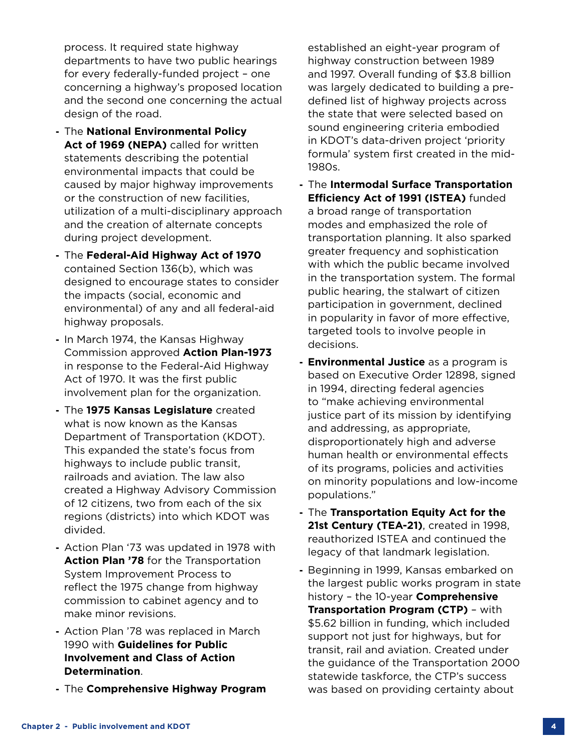process. It required state highway departments to have two public hearings for every federally-funded project – one concerning a highway's proposed location and the second one concerning the actual design of the road.

- The **National Environmental Policy Act of 1969 (NEPA)** called for written statements describing the potential environmental impacts that could be caused by major highway improvements or the construction of new facilities, utilization of a multi-disciplinary approach and the creation of alternate concepts during project development.
- The **Federal-Aid Highway Act of 1970** contained Section 136(b), which was designed to encourage states to consider the impacts (social, economic and environmental) of any and all federal-aid highway proposals.
- In March 1974, the Kansas Highway Commission approved **Action Plan-1973** in response to the Federal-Aid Highway Act of 1970. It was the first public involvement plan for the organization.
- The **1975 Kansas Legislature** created what is now known as the Kansas Department of Transportation (KDOT). This expanded the state's focus from highways to include public transit, railroads and aviation. The law also created a Highway Advisory Commission of 12 citizens, two from each of the six regions (districts) into which KDOT was divided.
- Action Plan '73 was updated in 1978 with **Action Plan '78** for the Transportation System Improvement Process to reflect the 1975 change from highway commission to cabinet agency and to make minor revisions.
- Action Plan '78 was replaced in March 1990 with **Guidelines for Public Involvement and Class of Action Determination**.
- The **Comprehensive Highway Program** established an eight-year program of highway construction between 1989 and 1997. Overall funding of $3.8 billion was largely dedicated to building a pre-defined list of highway projects across the state that were selected based on sound engineering criteria embodied in KDOT's data-driven project 'priority formula' system first created in the mid-1980s.
- The **Intermodal Surface Transportation Efficiency Act of 1991 (ISTEA)** funded a broad range of transportation modes and emphasized the role of transportation planning. It also sparked greater frequency and sophistication with which the public became involved in the transportation system. The formal public hearing, the stalwart of citizen participation in government, declined in popularity in favor of more effective, targeted tools to involve people in decisions.
- **Environmental Justice** as a program is based on Executive Order 12898, signed in 1994, directing federal agencies to "make achieving environmental justice part of its mission by identifying and addressing, as appropriate, disproportionately high and adverse human health or environmental effects of its programs, policies and activities on minority populations and low-income populations."
- The **Transportation Equity Act for the 21st Century (TEA-21)**, created in 1998, reauthorized ISTEA and continued the legacy of that landmark legislation.
- Beginning in 1999, Kansas embarked on the largest public works program in state history – the 10-year **Comprehensive Transportation Program (CTP)** – with $5.62 billion in funding, which included support not just for highways, but for transit, rail and aviation. Created under the guidance of the Transportation 2000 statewide taskforce, the CTP's success was based on providing certainty about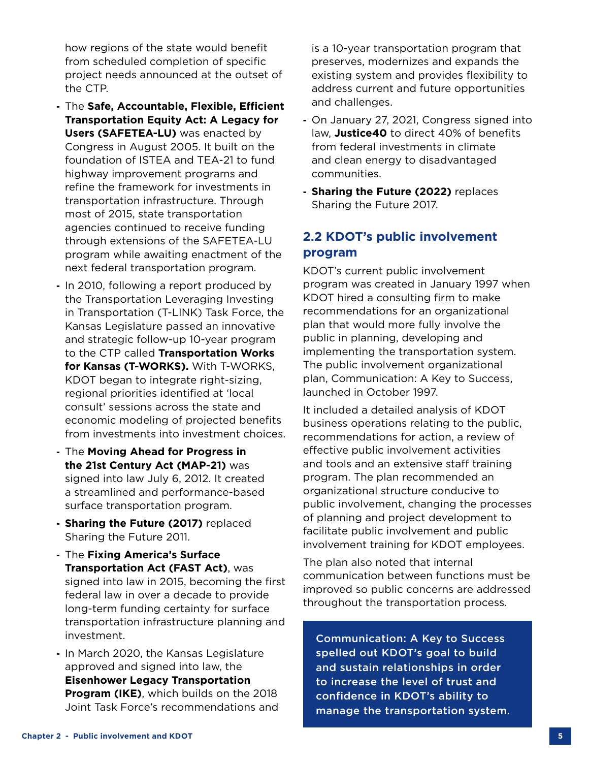how regions of the state would benefit from scheduled completion of specific project needs announced at the outset of the CTP.

- The **Safe, Accountable, Flexible, Efficient Transportation Equity Act: A Legacy for Users (SAFETEA-LU)** was enacted by Congress in August 2005. It built on the foundation of ISTEA and TEA-21 to fund highway improvement programs and refine the framework for investments in transportation infrastructure. Through most of 2015, state transportation agencies continued to receive funding through extensions of the SAFETEA-LU program while awaiting enactment of the next federal transportation program.
- In 2010, following a report produced by the Transportation Leveraging Investing in Transportation (T-LINK) Task Force, the Kansas Legislature passed an innovative and strategic follow-up 10-year program to the CTP called **Transportation Works for Kansas (T-WORKS).** With T-WORKS, KDOT began to integrate right-sizing, regional priorities identified at 'local consult' sessions across the state and economic modeling of projected benefits from investments into investment choices.
- The **Moving Ahead for Progress in the 21st Century Act (MAP-21)** was signed into law July 6, 2012. It created a streamlined and performance-based surface transportation program.
- **Sharing the Future (2017)** replaced Sharing the Future 2011.
- The **Fixing America's Surface Transportation Act (FAST Act)**, was signed into law in 2015, becoming the first federal law in over a decade to provide long-term funding certainty for surface transportation infrastructure planning and investment.
- In March 2020, the Kansas Legislature approved and signed into law, the **Eisenhower Legacy Transportation Program (IKE)**, which builds on the 2018 Joint Task Force's recommendations and is a 10-year transportation program that preserves, modernizes and expands the existing system and provides flexibility to address current and future opportunities and challenges.
- On January 27, 2021, Congress signed into law, **Justice40** to direct 40% of benefits from federal investments in climate and clean energy to disadvantaged communities.
- **Sharing the Future (2022)** replaces Sharing the Future 2017.

## 2.2 KDOT's public involvement program

KDOT's current public involvement program was created in January 1997 when KDOT hired a consulting firm to make recommendations for an organizational plan that would more fully involve the public in planning, developing and implementing the transportation system. The public involvement organizational plan, Communication: A Key to Success, launched in October 1997.

It included a detailed analysis of KDOT business operations relating to the public, recommendations for action, a review of effective public involvement activities and tools and an extensive staff training program. The plan recommended an organizational structure conducive to public involvement, changing the processes of planning and project development to facilitate public involvement and public involvement training for KDOT employees.

The plan also noted that internal communication between functions must be improved so public concerns are addressed throughout the transportation process.

**Communication: A Key to Success spelled out KDOT's goal to build and sustain relationships in order to increase the level of trust and confidence in KDOT's ability to manage the transportation system.**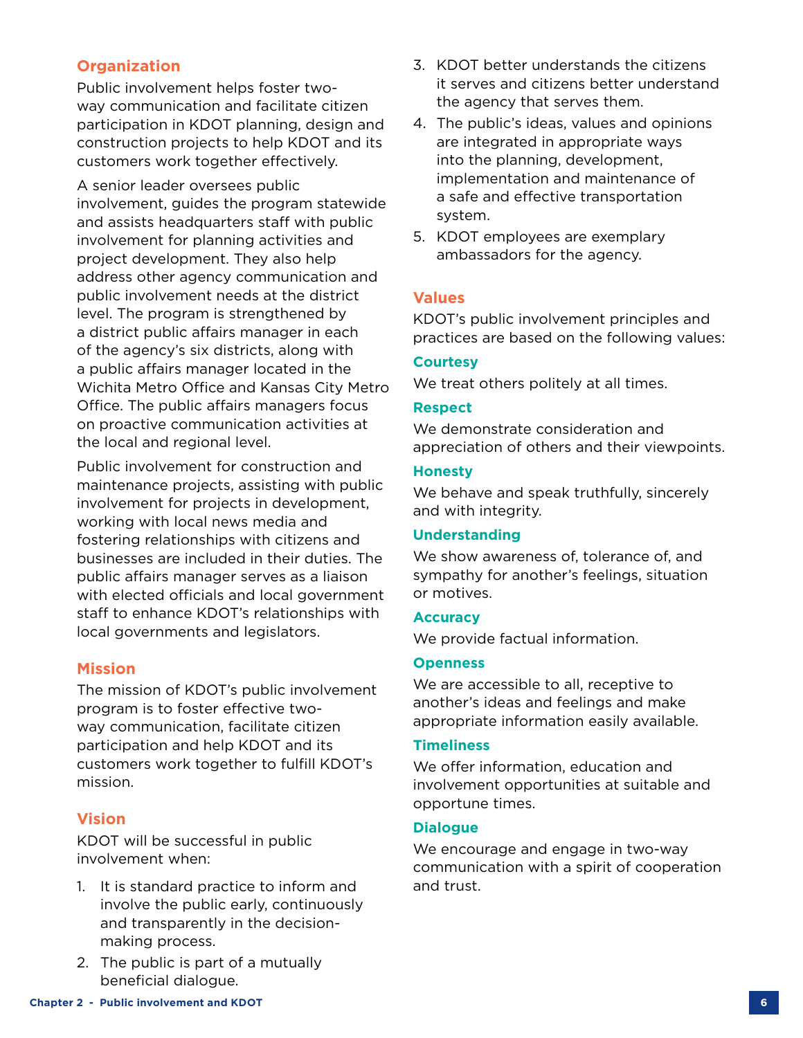## Organization

Public involvement helps foster two-way communication and facilitate citizen participation in KDOT planning, design and construction projects to help KDOT and its customers work together effectively.

A senior leader oversees public involvement, guides the program statewide and assists headquarters staff with public involvement for planning activities and project development. They also help address other agency communication and public involvement needs at the district level. The program is strengthened by a district public affairs manager in each of the agency's six districts, along with a public affairs manager located in the Wichita Metro Office and Kansas City Metro Office. The public affairs managers focus on proactive communication activities at the local and regional level.

Public involvement for construction and maintenance projects, assisting with public involvement for projects in development, working with local news media and fostering relationships with citizens and businesses are included in their duties. The public affairs manager serves as a liaison with elected officials and local government staff to enhance KDOT's relationships with local governments and legislators.

## Mission

The mission of KDOT's public involvement program is to foster effective two-way communication, facilitate citizen participation and help KDOT and its customers work together to fulfill KDOT's mission.

## Vision

KDOT will be successful in public involvement when:

1. It is standard practice to inform and involve the public early, continuously and transparently in the decision-making process.
2. The public is part of a mutually beneficial dialogue.
3. KDOT better understands the citizens it serves and citizens better understand the agency that serves them.
4. The public's ideas, values and opinions are integrated in appropriate ways into the planning, development, implementation and maintenance of a safe and effective transportation system.
5. KDOT employees are exemplary ambassadors for the agency.

## Values

KDOT's public involvement principles and practices are based on the following values:

### Courtesy

We treat others politely at all times.

### Respect

We demonstrate consideration and appreciation of others and their viewpoints.

### Honesty

We behave and speak truthfully, sincerely and with integrity.

### Understanding

We show awareness of, tolerance of, and sympathy for another's feelings, situation or motives.

### Accuracy

We provide factual information.

### Openness

We are accessible to all, receptive to another's ideas and feelings and make appropriate information easily available.

### Timeliness

We offer information, education and involvement opportunities at suitable and opportune times.

### Dialogue

We encourage and engage in two-way communication with a spirit of cooperation and trust.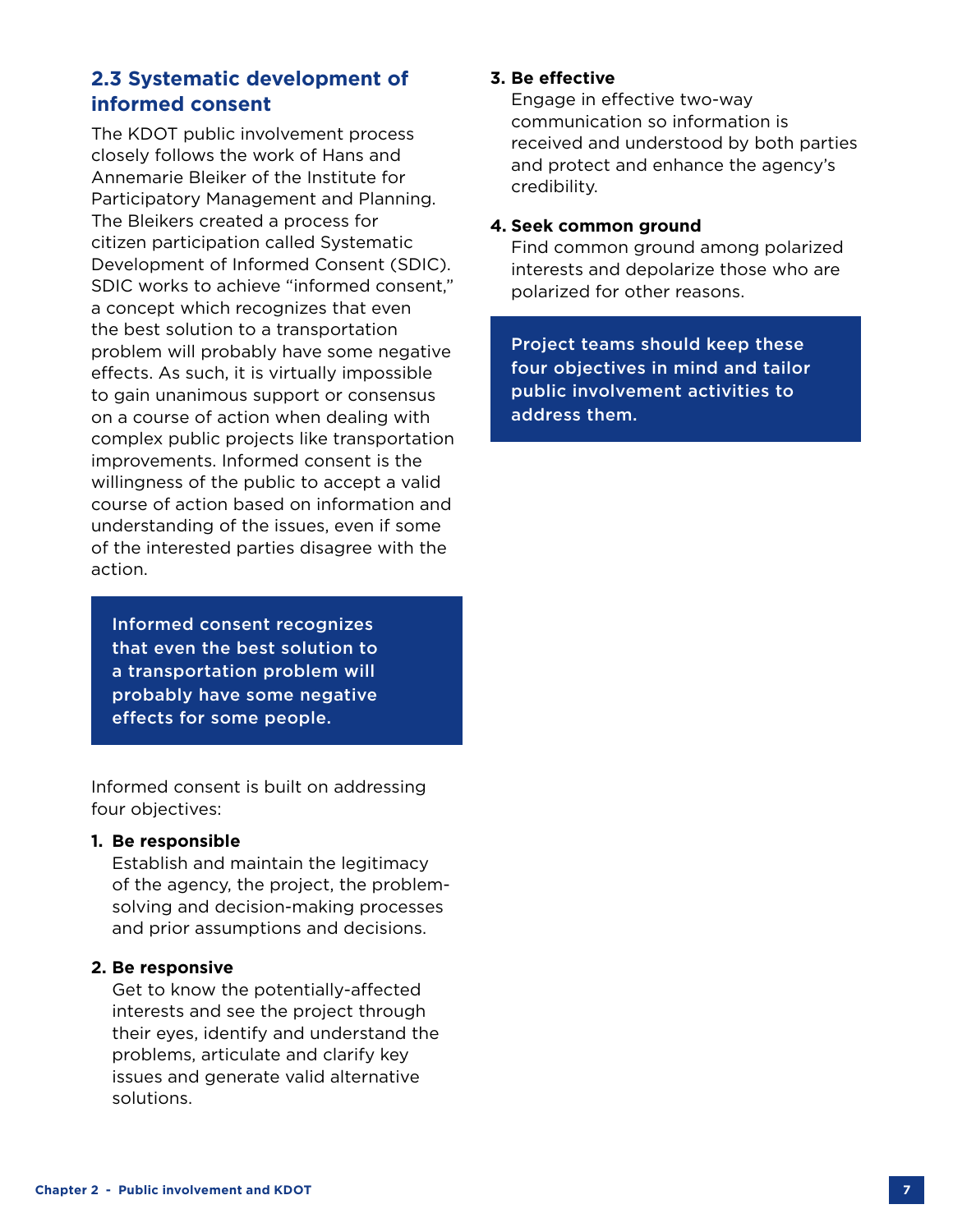## 2.3 Systematic development of informed consent

The KDOT public involvement process closely follows the work of Hans and Annemarie Bleiker of the Institute for Participatory Management and Planning. The Bleikers created a process for citizen participation called Systematic Development of Informed Consent (SDIC). SDIC works to achieve "informed consent," a concept which recognizes that even the best solution to a transportation problem will probably have some negative effects. As such, it is virtually impossible to gain unanimous support or consensus on a course of action when dealing with complex public projects like transportation improvements. Informed consent is the willingness of the public to accept a valid course of action based on information and understanding of the issues, even if some of the interested parties disagree with the action.

> **Informed consent recognizes that even the best solution to a transportation problem will probably have some negative effects for some people.**

Informed consent is built on addressing four objectives:

1. **Be responsible**
   Establish and maintain the legitimacy of the agency, the project, the problem-solving and decision-making processes and prior assumptions and decisions.

2. **Be responsive**
   Get to know the potentially-affected interests and see the project through their eyes, identify and understand the problems, articulate and clarify key issues and generate valid alternative solutions.

3. **Be effective**
   Engage in effective two-way communication so information is received and understood by both parties and protect and enhance the agency's credibility.

4. **Seek common ground**
   Find common ground among polarized interests and depolarize those who are polarized for other reasons.

> **Project teams should keep these four objectives in mind and tailor public involvement activities to address them.**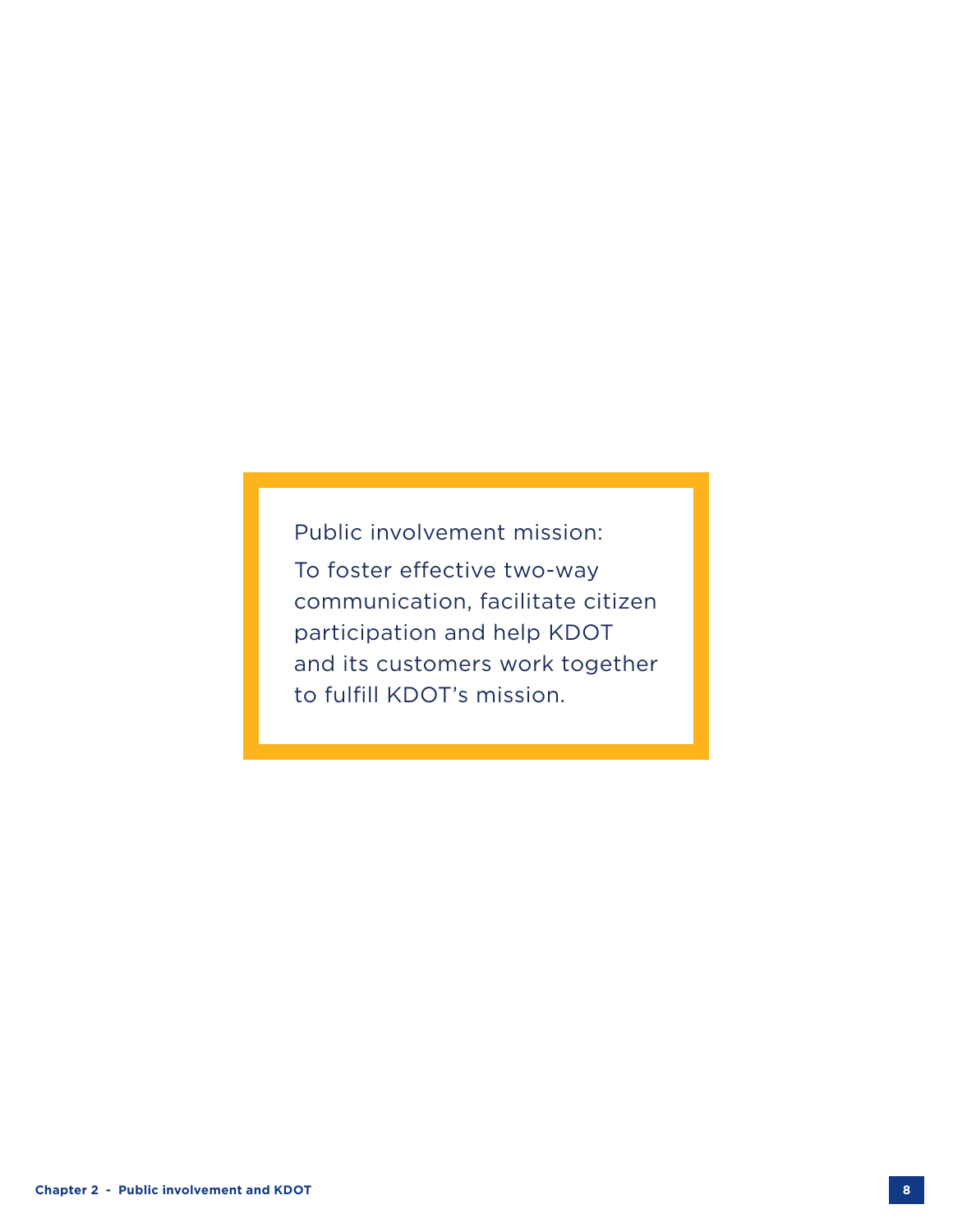Public involvement mission:

To foster effective two-way communication, facilitate citizen participation and help KDOT and its customers work together to fulfill KDOT's mission.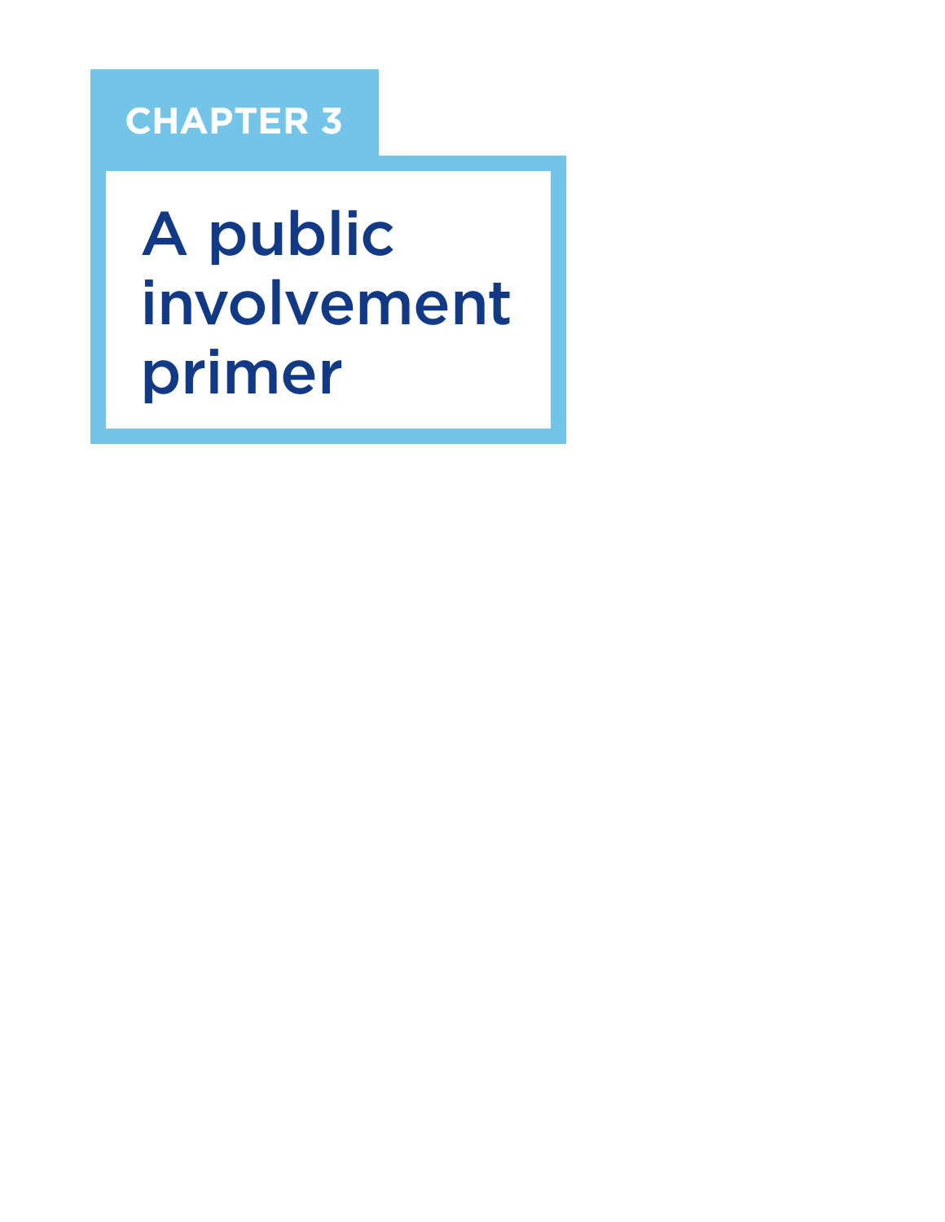# CHAPTER 3

# A public involvement primer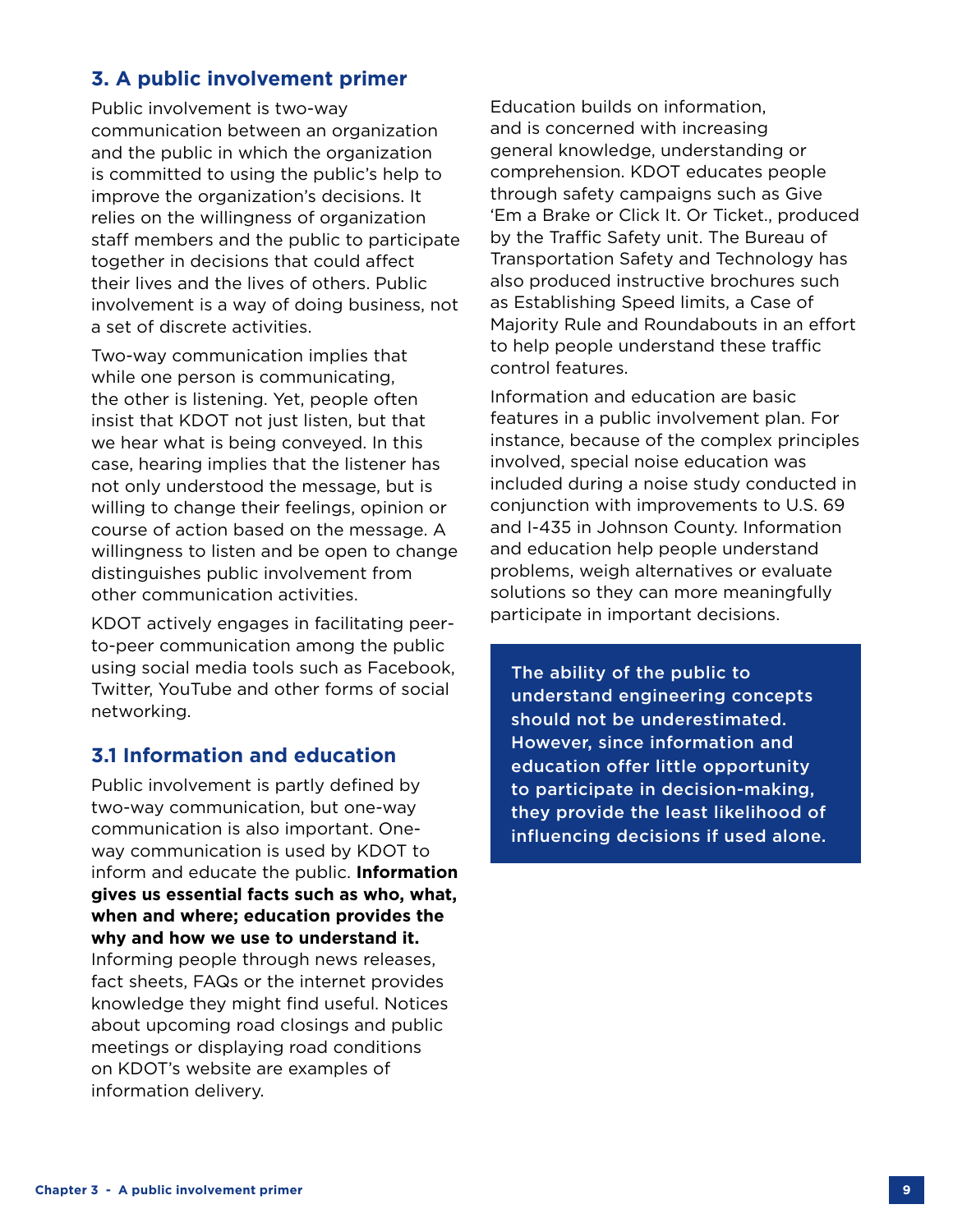## 3. A public involvement primer

Public involvement is two-way communication between an organization and the public in which the organization is committed to using the public's help to improve the organization's decisions. It relies on the willingness of organization staff members and the public to participate together in decisions that could affect their lives and the lives of others. Public involvement is a way of doing business, not a set of discrete activities.

Two-way communication implies that while one person is communicating, the other is listening. Yet, people often insist that KDOT not just listen, but that we hear what is being conveyed. In this case, hearing implies that the listener has not only understood the message, but is willing to change their feelings, opinion or course of action based on the message. A willingness to listen and be open to change distinguishes public involvement from other communication activities.

KDOT actively engages in facilitating peer-to-peer communication among the public using social media tools such as Facebook, Twitter, YouTube and other forms of social networking.

### 3.1 Information and education

Public involvement is partly defined by two-way communication, but one-way communication is also important. One-way communication is used by KDOT to inform and educate the public. **Information gives us essential facts such as who, what, when and where; education provides the why and how we use to understand it.** Informing people through news releases, fact sheets, FAQs or the internet provides knowledge they might find useful. Notices about upcoming road closings and public meetings or displaying road conditions on KDOT's website are examples of information delivery.

Education builds on information, and is concerned with increasing general knowledge, understanding or comprehension. KDOT educates people through safety campaigns such as Give 'Em a Brake or Click It. Or Ticket., produced by the Traffic Safety unit. The Bureau of Transportation Safety and Technology has also produced instructive brochures such as Establishing Speed limits, a Case of Majority Rule and Roundabouts in an effort to help people understand these traffic control features.

Information and education are basic features in a public involvement plan. For instance, because of the complex principles involved, special noise education was included during a noise study conducted in conjunction with improvements to U.S. 69 and I-435 in Johnson County. Information and education help people understand problems, weigh alternatives or evaluate solutions so they can more meaningfully participate in important decisions.

> The ability of the public to understand engineering concepts should not be underestimated. However, since information and education offer little opportunity to participate in decision-making, they provide the least likelihood of influencing decisions if used alone.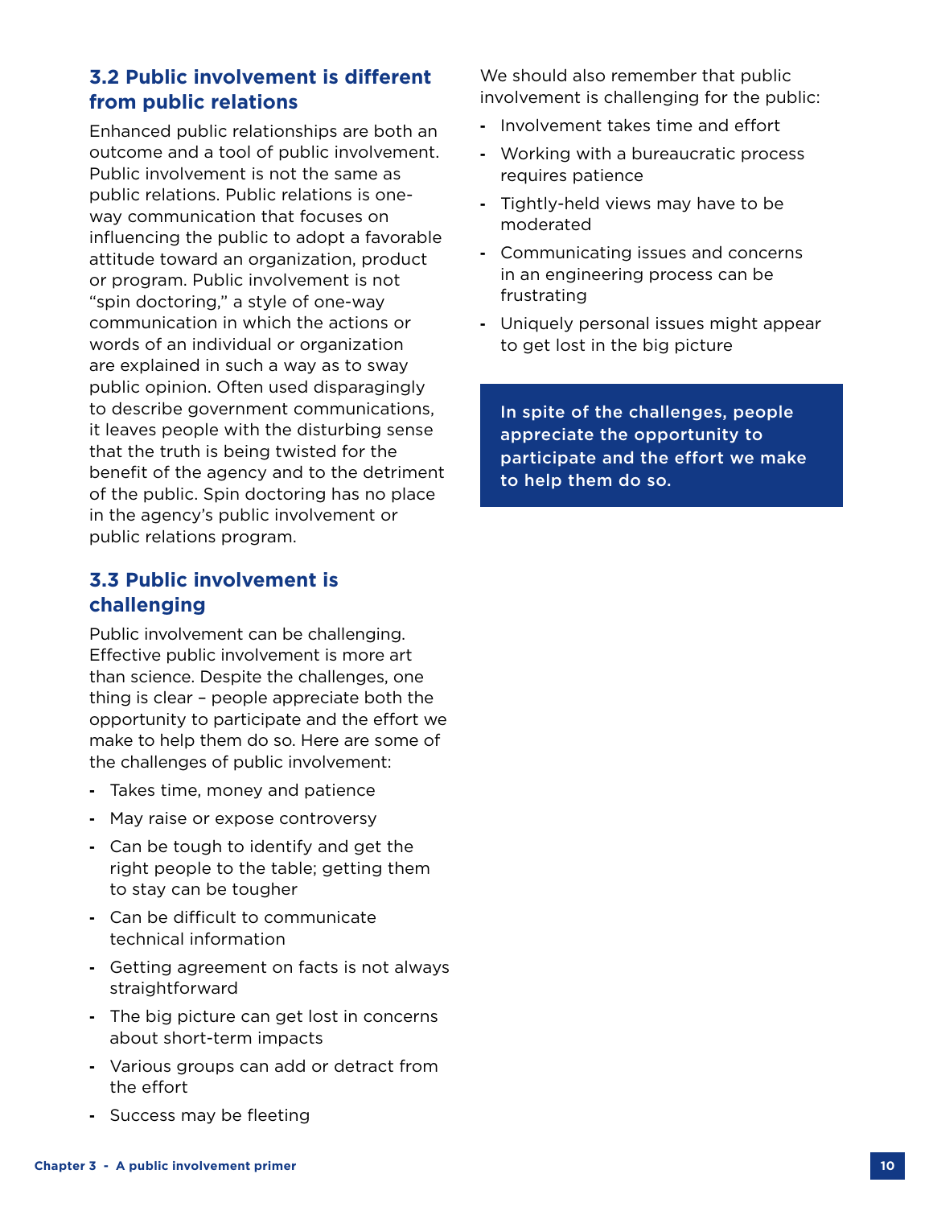### 3.2 Public involvement is different from public relations

Enhanced public relationships are both an outcome and a tool of public involvement. Public involvement is not the same as public relations. Public relations is one-way communication that focuses on influencing the public to adopt a favorable attitude toward an organization, product or program. Public involvement is not "spin doctoring," a style of one-way communication in which the actions or words of an individual or organization are explained in such a way as to sway public opinion. Often used disparagingly to describe government communications, it leaves people with the disturbing sense that the truth is being twisted for the benefit of the agency and to the detriment of the public. Spin doctoring has no place in the agency's public involvement or public relations program.

### 3.3 Public involvement is challenging

Public involvement can be challenging. Effective public involvement is more art than science. Despite the challenges, one thing is clear – people appreciate both the opportunity to participate and the effort we make to help them do so. Here are some of the challenges of public involvement:

- Takes time, money and patience
- May raise or expose controversy
- Can be tough to identify and get the right people to the table; getting them to stay can be tougher
- Can be difficult to communicate technical information
- Getting agreement on facts is not always straightforward
- The big picture can get lost in concerns about short-term impacts
- Various groups can add or detract from the effort
- Success may be fleeting

We should also remember that public involvement is challenging for the public:

- Involvement takes time and effort
- Working with a bureaucratic process requires patience
- Tightly-held views may have to be moderated
- Communicating issues and concerns in an engineering process can be frustrating
- Uniquely personal issues might appear to get lost in the big picture

**In spite of the challenges, people appreciate the opportunity to participate and the effort we make to help them do so.**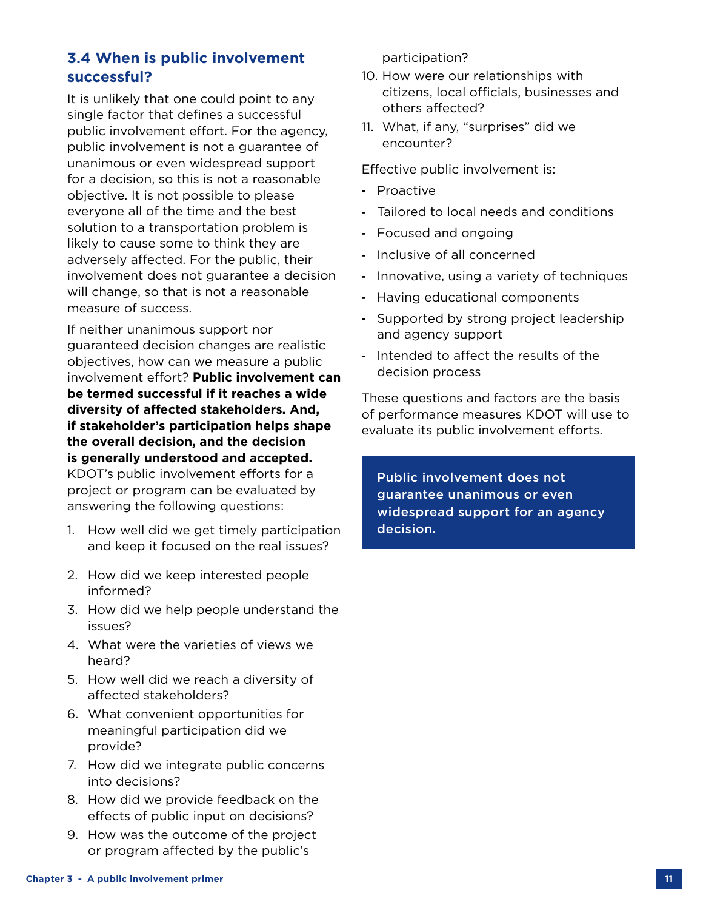### 3.4 When is public involvement successful?

It is unlikely that one could point to any single factor that defines a successful public involvement effort. For the agency, public involvement is not a guarantee of unanimous or even widespread support for a decision, so this is not a reasonable objective. It is not possible to please everyone all of the time and the best solution to a transportation problem is likely to cause some to think they are adversely affected. For the public, their involvement does not guarantee a decision will change, so that is not a reasonable measure of success.

If neither unanimous support nor guaranteed decision changes are realistic objectives, how can we measure a public involvement effort? **Public involvement can be termed successful if it reaches a wide diversity of affected stakeholders. And, if stakeholder's participation helps shape the overall decision, and the decision is generally understood and accepted.** KDOT's public involvement efforts for a project or program can be evaluated by answering the following questions:

1. How well did we get timely participation and keep it focused on the real issues?
2. How did we keep interested people informed?
3. How did we help people understand the issues?
4. What were the varieties of views we heard?
5. How well did we reach a diversity of affected stakeholders?
6. What convenient opportunities for meaningful participation did we provide?
7. How did we integrate public concerns into decisions?
8. How did we provide feedback on the effects of public input on decisions?
9. How was the outcome of the project or program affected by the public's participation?
10. How were our relationships with citizens, local officials, businesses and others affected?
11. What, if any, "surprises" did we encounter?

Effective public involvement is:

- Proactive
- Tailored to local needs and conditions
- Focused and ongoing
- Inclusive of all concerned
- Innovative, using a variety of techniques
- Having educational components
- Supported by strong project leadership and agency support
- Intended to affect the results of the decision process

These questions and factors are the basis of performance measures KDOT will use to evaluate its public involvement efforts.

**Public involvement does not guarantee unanimous or even widespread support for an agency decision.**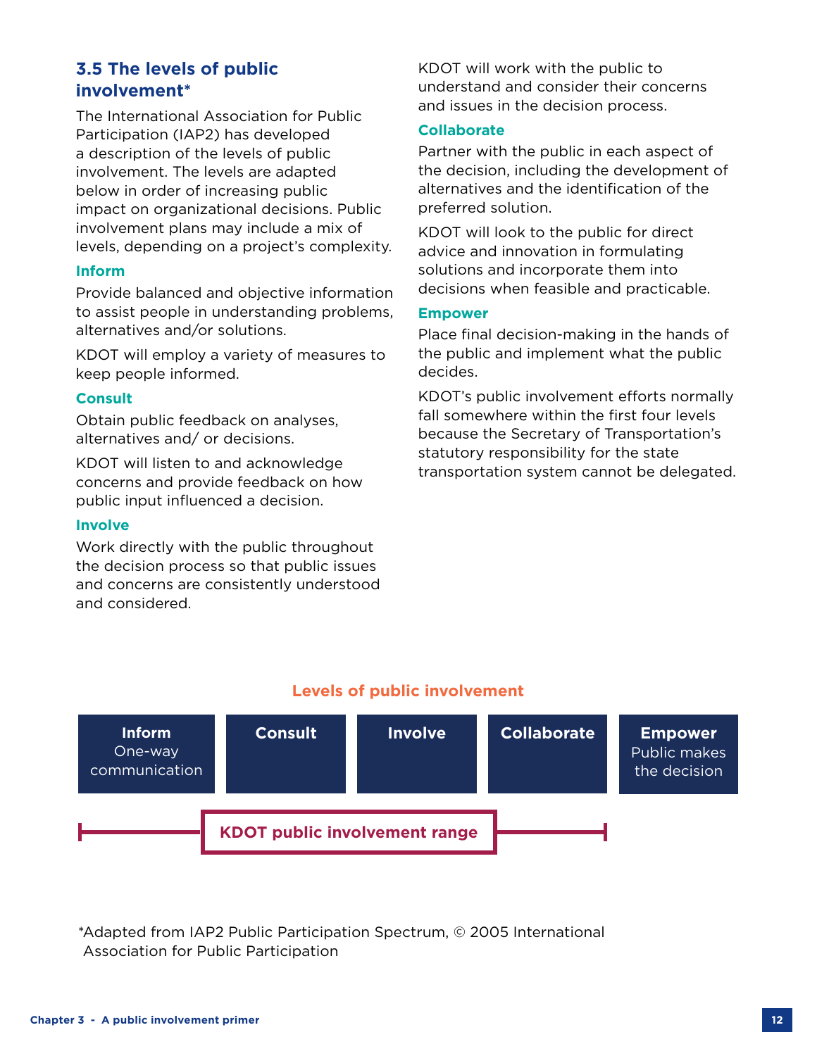## 3.5 The levels of public involvement*

The International Association for Public Participation (IAP2) has developed a description of the levels of public involvement. The levels are adapted below in order of increasing public impact on organizational decisions. Public involvement plans may include a mix of levels, depending on a project's complexity.

### Inform

Provide balanced and objective information to assist people in understanding problems, alternatives and/or solutions.

KDOT will employ a variety of measures to keep people informed.

### Consult

Obtain public feedback on analyses, alternatives and/ or decisions.

KDOT will listen to and acknowledge concerns and provide feedback on how public input influenced a decision.

### Involve

Work directly with the public throughout the decision process so that public issues and concerns are consistently understood and considered.

KDOT will work with the public to understand and consider their concerns and issues in the decision process.

### Collaborate

Partner with the public in each aspect of the decision, including the development of alternatives and the identification of the preferred solution.

KDOT will look to the public for direct advice and innovation in formulating solutions and incorporate them into decisions when feasible and practicable.

### Empower

Place final decision-making in the hands of the public and implement what the public decides.

KDOT's public involvement efforts normally fall somewhere within the first four levels because the Secretary of Transportation's statutory responsibility for the state transportation system cannot be delegated.

**Levels of public involvement**

| Inform<br>One-way communication | Consult | Involve | Collaborate | Empower<br>Public makes the decision |
|---|---|---|---|---|

KDOT public involvement range: Inform through Collaborate

*Adapted from IAP2 Public Participation Spectrum, © 2005 International Association for Public Participation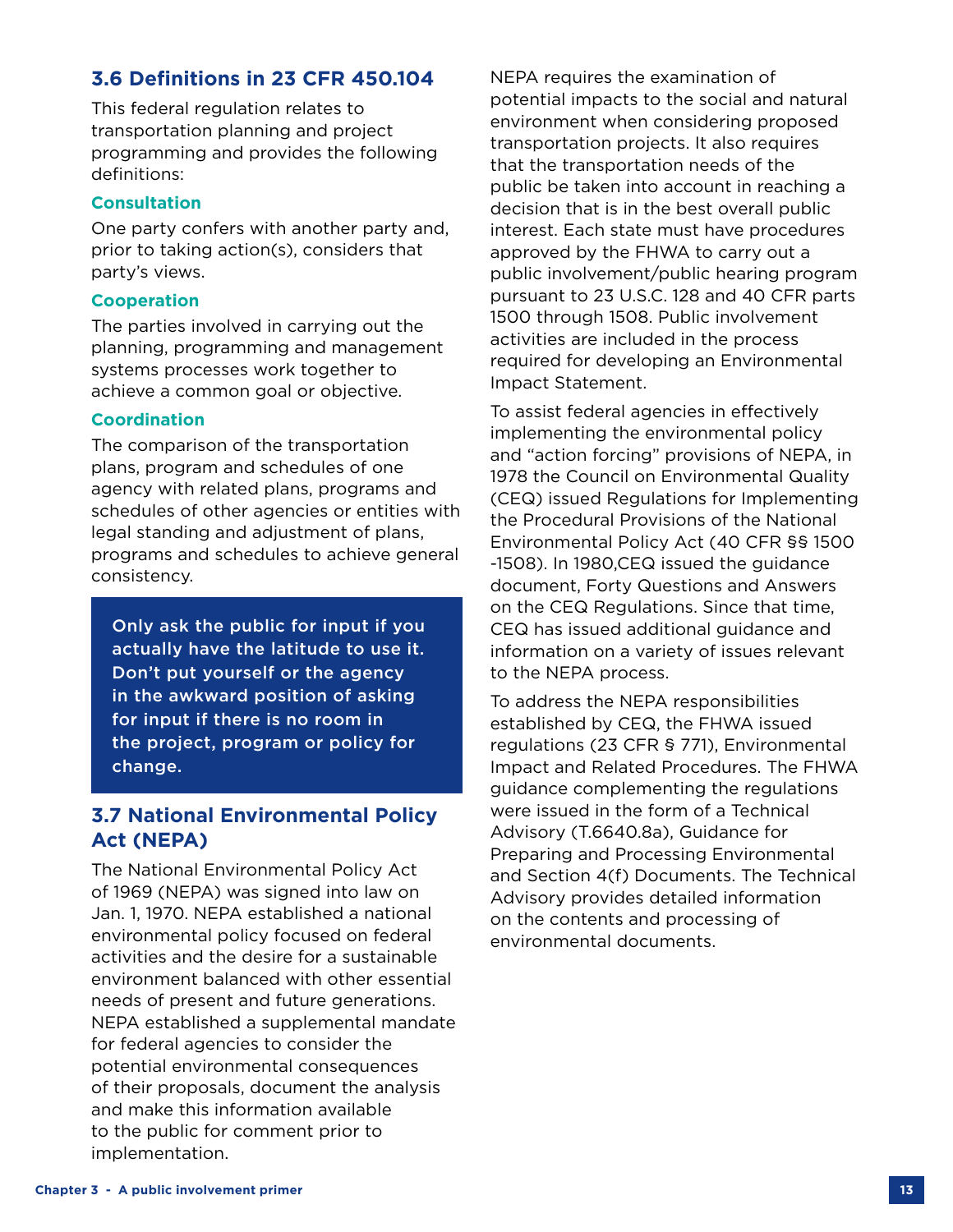## 3.6 Definitions in 23 CFR 450.104

This federal regulation relates to transportation planning and project programming and provides the following definitions:

### Consultation

One party confers with another party and, prior to taking action(s), considers that party's views.

### Cooperation

The parties involved in carrying out the planning, programming and management systems processes work together to achieve a common goal or objective.

### Coordination

The comparison of the transportation plans, program and schedules of one agency with related plans, programs and schedules of other agencies or entities with legal standing and adjustment of plans, programs and schedules to achieve general consistency.

> **Only ask the public for input if you actually have the latitude to use it. Don't put yourself or the agency in the awkward position of asking for input if there is no room in the project, program or policy for change.**

## 3.7 National Environmental Policy Act (NEPA)

The National Environmental Policy Act of 1969 (NEPA) was signed into law on Jan. 1, 1970. NEPA established a national environmental policy focused on federal activities and the desire for a sustainable environment balanced with other essential needs of present and future generations. NEPA established a supplemental mandate for federal agencies to consider the potential environmental consequences of their proposals, document the analysis and make this information available to the public for comment prior to implementation.

NEPA requires the examination of potential impacts to the social and natural environment when considering proposed transportation projects. It also requires that the transportation needs of the public be taken into account in reaching a decision that is in the best overall public interest. Each state must have procedures approved by the FHWA to carry out a public involvement/public hearing program pursuant to 23 U.S.C. 128 and 40 CFR parts 1500 through 1508. Public involvement activities are included in the process required for developing an Environmental Impact Statement.

To assist federal agencies in effectively implementing the environmental policy and "action forcing" provisions of NEPA, in 1978 the Council on Environmental Quality (CEQ) issued Regulations for Implementing the Procedural Provisions of the National Environmental Policy Act (40 CFR §§ 1500 -1508). In 1980,CEQ issued the guidance document, Forty Questions and Answers on the CEQ Regulations. Since that time, CEQ has issued additional guidance and information on a variety of issues relevant to the NEPA process.

To address the NEPA responsibilities established by CEQ, the FHWA issued regulations (23 CFR § 771), Environmental Impact and Related Procedures. The FHWA guidance complementing the regulations were issued in the form of a Technical Advisory (T.6640.8a), Guidance for Preparing and Processing Environmental and Section 4(f) Documents. The Technical Advisory provides detailed information on the contents and processing of environmental documents.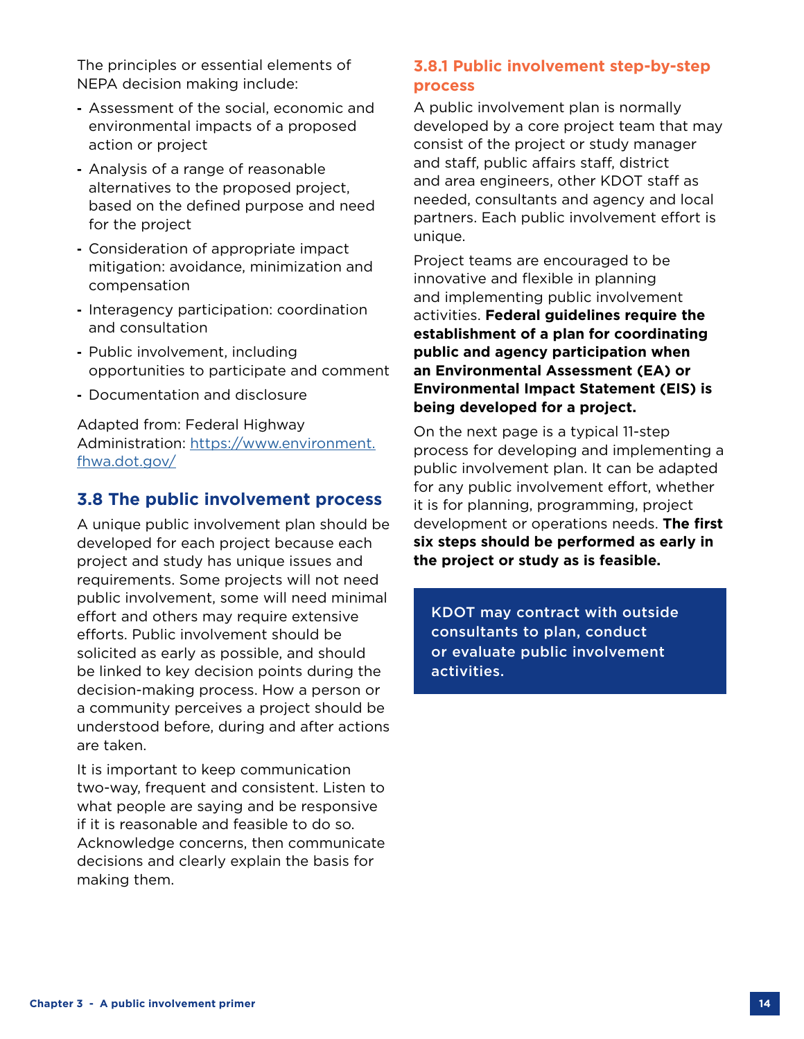The principles or essential elements of NEPA decision making include:

- Assessment of the social, economic and environmental impacts of a proposed action or project
- Analysis of a range of reasonable alternatives to the proposed project, based on the defined purpose and need for the project
- Consideration of appropriate impact mitigation: avoidance, minimization and compensation
- Interagency participation: coordination and consultation
- Public involvement, including opportunities to participate and comment
- Documentation and disclosure

Adapted from: Federal Highway Administration: [https://www.environment.fhwa.dot.gov/](https://www.environment.fhwa.dot.gov/)

## 3.8 The public involvement process

A unique public involvement plan should be developed for each project because each project and study has unique issues and requirements. Some projects will not need public involvement, some will need minimal effort and others may require extensive efforts. Public involvement should be solicited as early as possible, and should be linked to key decision points during the decision-making process. How a person or a community perceives a project should be understood before, during and after actions are taken.

It is important to keep communication two-way, frequent and consistent. Listen to what people are saying and be responsive if it is reasonable and feasible to do so. Acknowledge concerns, then communicate decisions and clearly explain the basis for making them.

### 3.8.1 Public involvement step-by-step process

A public involvement plan is normally developed by a core project team that may consist of the project or study manager and staff, public affairs staff, district and area engineers, other KDOT staff as needed, consultants and agency and local partners. Each public involvement effort is unique.

Project teams are encouraged to be innovative and flexible in planning and implementing public involvement activities. **Federal guidelines require the establishment of a plan for coordinating public and agency participation when an Environmental Assessment (EA) or Environmental Impact Statement (EIS) is being developed for a project.**

On the next page is a typical 11-step process for developing and implementing a public involvement plan. It can be adapted for any public involvement effort, whether it is for planning, programming, project development or operations needs. **The first six steps should be performed as early in the project or study as is feasible.**

KDOT may contract with outside consultants to plan, conduct or evaluate public involvement activities.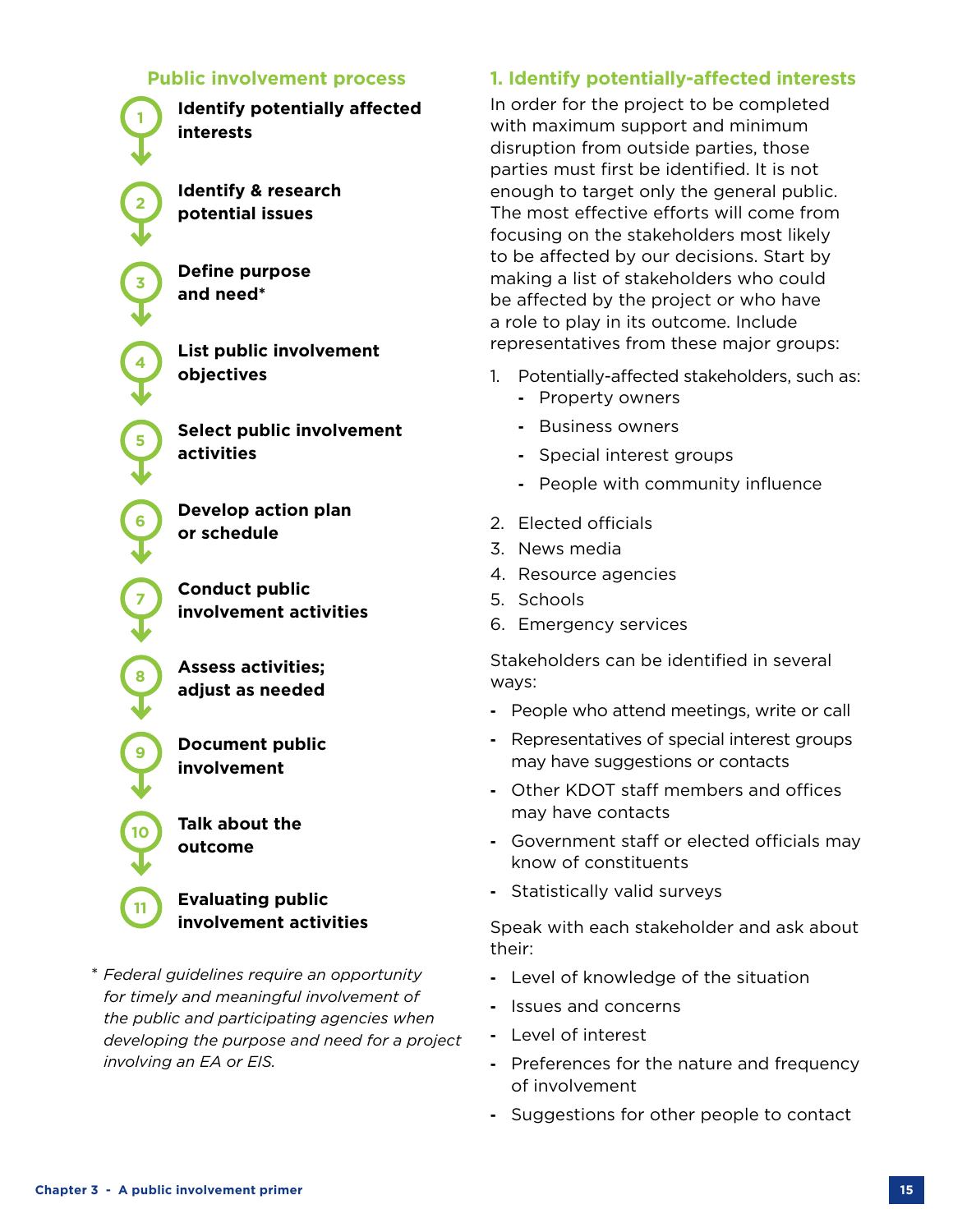## Public involvement process

1. **Identify potentially affected interests**
2. **Identify & research potential issues**
3. **Define purpose and need***
4. **List public involvement objectives**
5. **Select public involvement activities**
6. **Develop action plan or schedule**
7. **Conduct public involvement activities**
8. **Assess activities; adjust as needed**
9. **Document public involvement**
10. **Talk about the outcome**
11. **Evaluating public involvement activities**

\* *Federal guidelines require an opportunity for timely and meaningful involvement of the public and participating agencies when developing the purpose and need for a project involving an EA or EIS.*

## 1. Identify potentially-affected interests

In order for the project to be completed with maximum support and minimum disruption from outside parties, those parties must first be identified. It is not enough to target only the general public. The most effective efforts will come from focusing on the stakeholders most likely to be affected by our decisions. Start by making a list of stakeholders who could be affected by the project or who have a role to play in its outcome. Include representatives from these major groups:

1. Potentially-affected stakeholders, such as:
   - Property owners
   - Business owners
   - Special interest groups
   - People with community influence
2. Elected officials
3. News media
4. Resource agencies
5. Schools
6. Emergency services

Stakeholders can be identified in several ways:

- People who attend meetings, write or call
- Representatives of special interest groups may have suggestions or contacts
- Other KDOT staff members and offices may have contacts
- Government staff or elected officials may know of constituents
- Statistically valid surveys

Speak with each stakeholder and ask about their:

- Level of knowledge of the situation
- Issues and concerns
- Level of interest
- Preferences for the nature and frequency of involvement
- Suggestions for other people to contact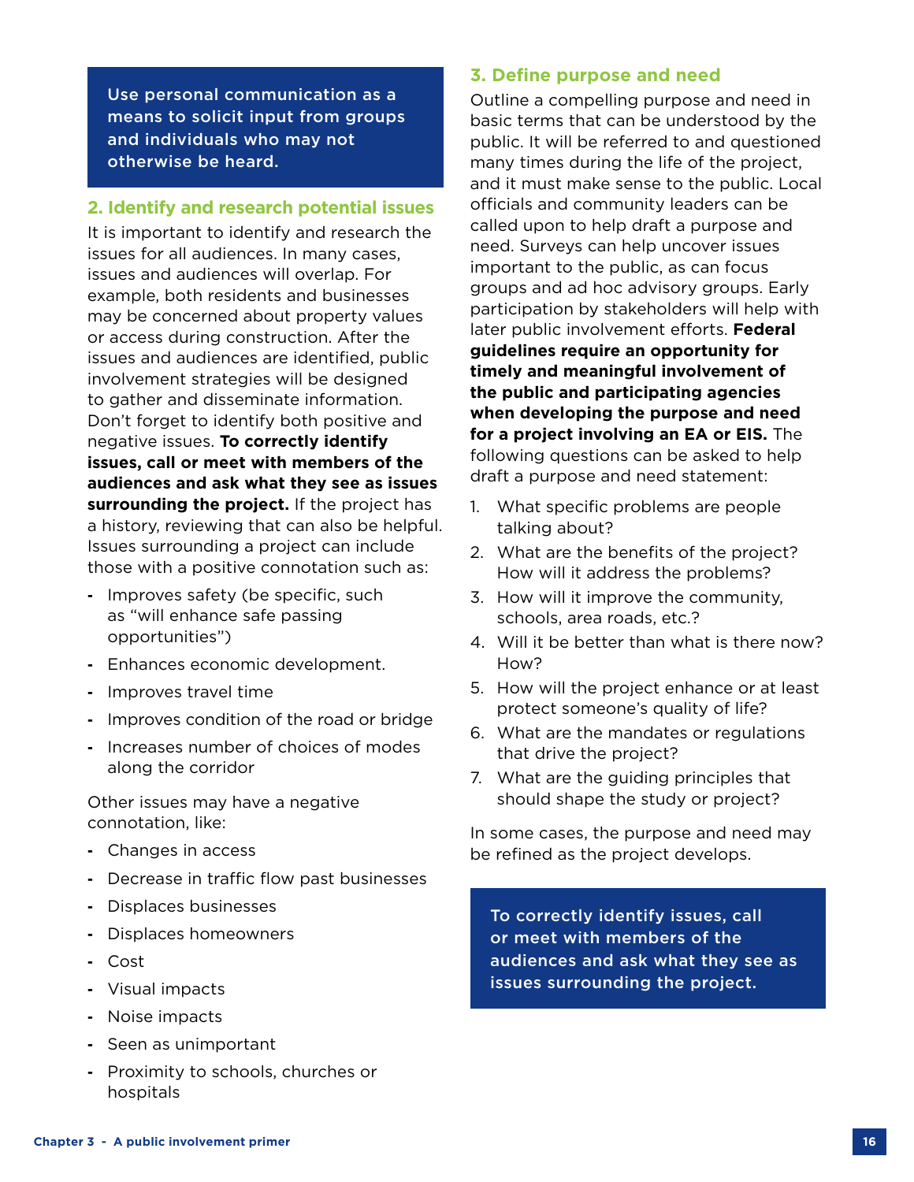> Use personal communication as a means to solicit input from groups and individuals who may not otherwise be heard.

### 2. Identify and research potential issues

It is important to identify and research the issues for all audiences. In many cases, issues and audiences will overlap. For example, both residents and businesses may be concerned about property values or access during construction. After the issues and audiences are identified, public involvement strategies will be designed to gather and disseminate information. Don't forget to identify both positive and negative issues. **To correctly identify issues, call or meet with members of the audiences and ask what they see as issues surrounding the project.** If the project has a history, reviewing that can also be helpful. Issues surrounding a project can include those with a positive connotation such as:

- Improves safety (be specific, such as "will enhance safe passing opportunities")
- Enhances economic development.
- Improves travel time
- Improves condition of the road or bridge
- Increases number of choices of modes along the corridor

Other issues may have a negative connotation, like:

- Changes in access
- Decrease in traffic flow past businesses
- Displaces businesses
- Displaces homeowners
- Cost
- Visual impacts
- Noise impacts
- Seen as unimportant
- Proximity to schools, churches or hospitals

### 3. Define purpose and need

Outline a compelling purpose and need in basic terms that can be understood by the public. It will be referred to and questioned many times during the life of the project, and it must make sense to the public. Local officials and community leaders can be called upon to help draft a purpose and need. Surveys can help uncover issues important to the public, as can focus groups and ad hoc advisory groups. Early participation by stakeholders will help with later public involvement efforts. **Federal guidelines require an opportunity for timely and meaningful involvement of the public and participating agencies when developing the purpose and need for a project involving an EA or EIS.** The following questions can be asked to help draft a purpose and need statement:

1. What specific problems are people talking about?
2. What are the benefits of the project? How will it address the problems?
3. How will it improve the community, schools, area roads, etc.?
4. Will it be better than what is there now? How?
5. How will the project enhance or at least protect someone's quality of life?
6. What are the mandates or regulations that drive the project?
7. What are the guiding principles that should shape the study or project?

In some cases, the purpose and need may be refined as the project develops.

> To correctly identify issues, call or meet with members of the audiences and ask what they see as issues surrounding the project.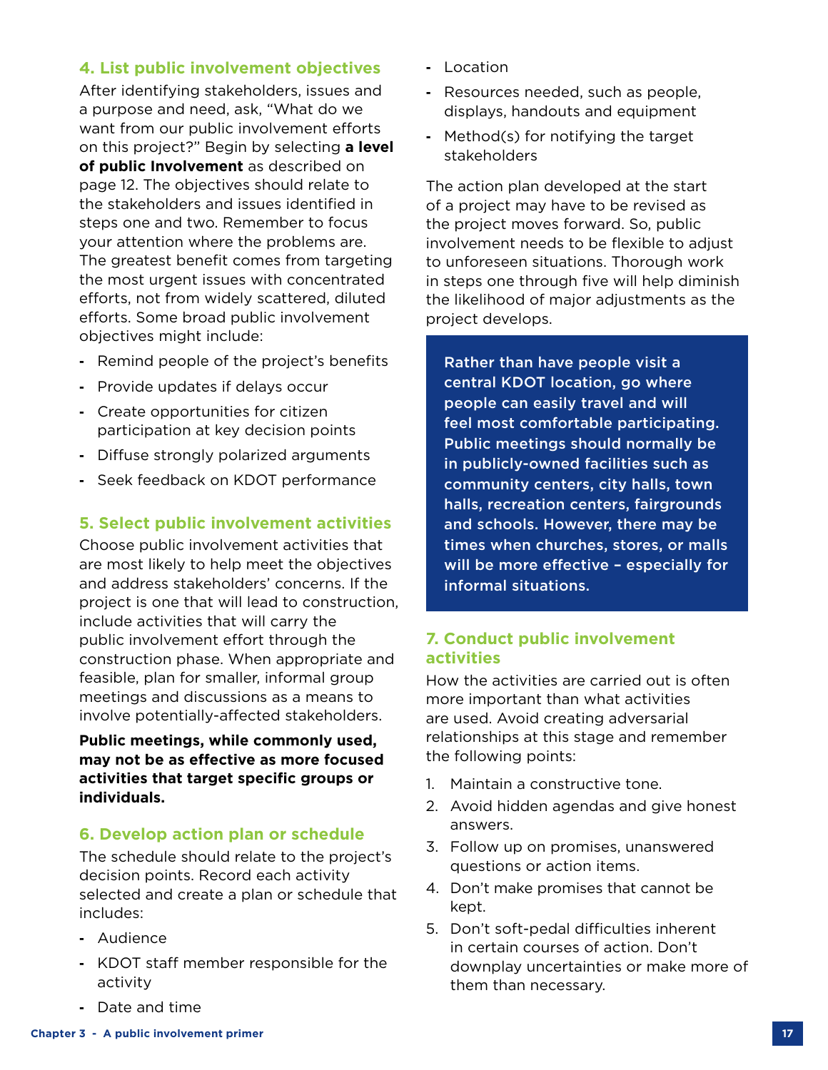### 4. List public involvement objectives

After identifying stakeholders, issues and a purpose and need, ask, "What do we want from our public involvement efforts on this project?" Begin by selecting **a level of public Involvement** as described on page 12. The objectives should relate to the stakeholders and issues identified in steps one and two. Remember to focus your attention where the problems are. The greatest benefit comes from targeting the most urgent issues with concentrated efforts, not from widely scattered, diluted efforts. Some broad public involvement objectives might include:

- Remind people of the project's benefits
- Provide updates if delays occur
- Create opportunities for citizen participation at key decision points
- Diffuse strongly polarized arguments
- Seek feedback on KDOT performance

### 5. Select public involvement activities

Choose public involvement activities that are most likely to help meet the objectives and address stakeholders' concerns. If the project is one that will lead to construction, include activities that will carry the public involvement effort through the construction phase. When appropriate and feasible, plan for smaller, informal group meetings and discussions as a means to involve potentially-affected stakeholders.

**Public meetings, while commonly used, may not be as effective as more focused activities that target specific groups or individuals.**

### 6. Develop action plan or schedule

The schedule should relate to the project's decision points. Record each activity selected and create a plan or schedule that includes:

- Audience
- KDOT staff member responsible for the activity
- Date and time
- Location
- Resources needed, such as people, displays, handouts and equipment
- Method(s) for notifying the target stakeholders

The action plan developed at the start of a project may have to be revised as the project moves forward. So, public involvement needs to be flexible to adjust to unforeseen situations. Thorough work in steps one through five will help diminish the likelihood of major adjustments as the project develops.

> **Rather than have people visit a central KDOT location, go where people can easily travel and will feel most comfortable participating. Public meetings should normally be in publicly-owned facilities such as community centers, city halls, town halls, recreation centers, fairgrounds and schools. However, there may be times when churches, stores, or malls will be more effective – especially for informal situations.**

### 7. Conduct public involvement activities

How the activities are carried out is often more important than what activities are used. Avoid creating adversarial relationships at this stage and remember the following points:

1. Maintain a constructive tone.
2. Avoid hidden agendas and give honest answers.
3. Follow up on promises, unanswered questions or action items.
4. Don't make promises that cannot be kept.
5. Don't soft-pedal difficulties inherent in certain courses of action. Don't downplay uncertainties or make more of them than necessary.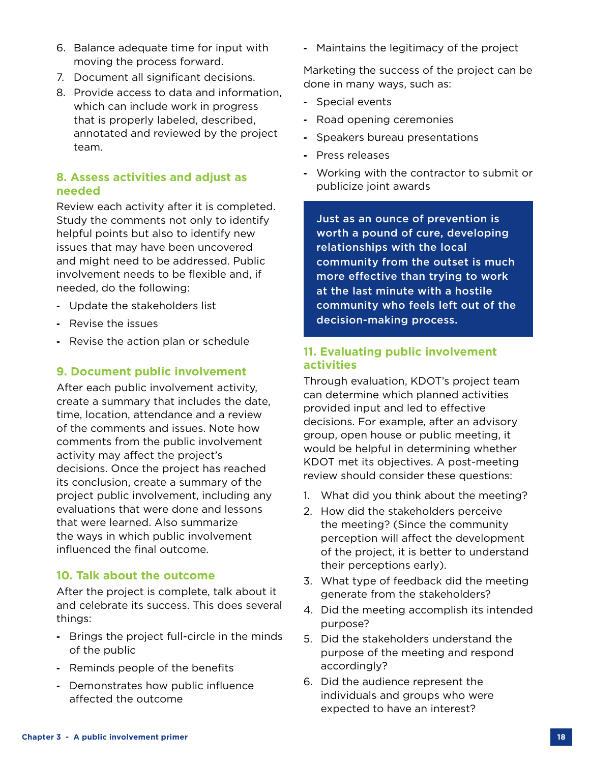6. Balance adequate time for input with moving the process forward.
7. Document all significant decisions.
8. Provide access to data and information, which can include work in progress that is properly labeled, described, annotated and reviewed by the project team.

### 8. Assess activities and adjust as needed

Review each activity after it is completed. Study the comments not only to identify helpful points but also to identify new issues that may have been uncovered and might need to be addressed. Public involvement needs to be flexible and, if needed, do the following:

- Update the stakeholders list
- Revise the issues
- Revise the action plan or schedule

### 9. Document public involvement

After each public involvement activity, create a summary that includes the date, time, location, attendance and a review of the comments and issues. Note how comments from the public involvement activity may affect the project's decisions. Once the project has reached its conclusion, create a summary of the project public involvement, including any evaluations that were done and lessons that were learned. Also summarize the ways in which public involvement influenced the final outcome.

### 10. Talk about the outcome

After the project is complete, talk about it and celebrate its success. This does several things:

- Brings the project full-circle in the minds of the public
- Reminds people of the benefits
- Demonstrates how public influence affected the outcome
- Maintains the legitimacy of the project

Marketing the success of the project can be done in many ways, such as:

- Special events
- Road opening ceremonies
- Speakers bureau presentations
- Press releases
- Working with the contractor to submit or publicize joint awards

> **Just as an ounce of prevention is worth a pound of cure, developing relationships with the local community from the outset is much more effective than trying to work at the last minute with a hostile community who feels left out of the decision-making process.**

### 11. Evaluating public involvement activities

Through evaluation, KDOT's project team can determine which planned activities provided input and led to effective decisions. For example, after an advisory group, open house or public meeting, it would be helpful in determining whether KDOT met its objectives. A post-meeting review should consider these questions:

1. What did you think about the meeting?
2. How did the stakeholders perceive the meeting? (Since the community perception will affect the development of the project, it is better to understand their perceptions early).
3. What type of feedback did the meeting generate from the stakeholders?
4. Did the meeting accomplish its intended purpose?
5. Did the stakeholders understand the purpose of the meeting and respond accordingly?
6. Did the audience represent the individuals and groups who were expected to have an interest?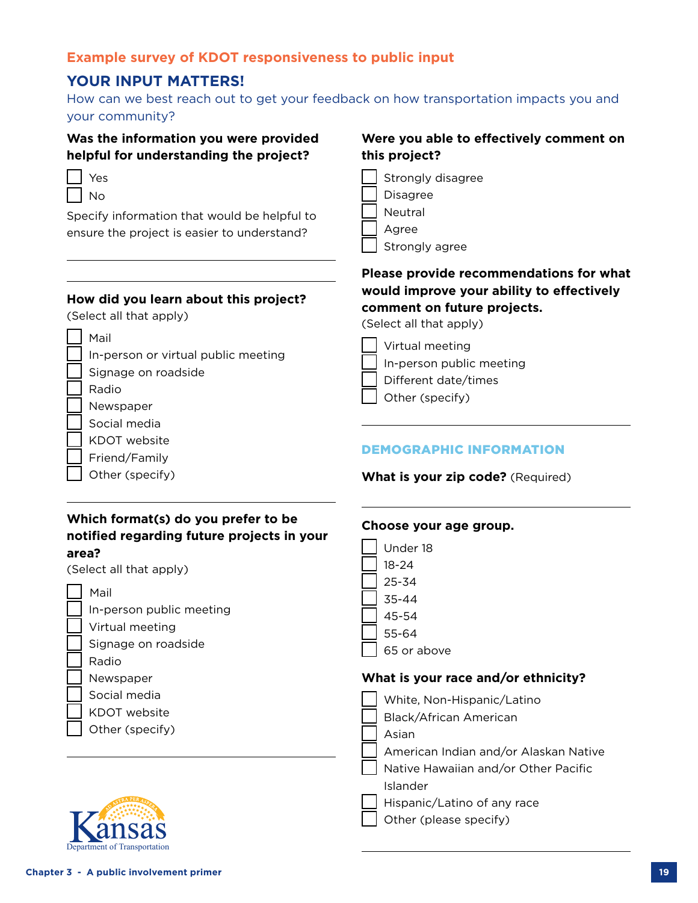## Example survey of KDOT responsiveness to public input

### YOUR INPUT MATTERS!

How can we best reach out to get your feedback on how transportation impacts you and your community?

**Was the information you were provided helpful for understanding the project?**

- [ ] Yes
- [ ] No

Specify information that would be helpful to ensure the project is easier to understand?

**How did you learn about this project?**
(Select all that apply)

- [ ] Mail
- [ ] In-person or virtual public meeting
- [ ] Signage on roadside
- [ ] Radio
- [ ] Newspaper
- [ ] Social media
- [ ] KDOT website
- [ ] Friend/Family
- [ ] Other (specify)

**Which format(s) do you prefer to be notified regarding future projects in your area?**
(Select all that apply)

- [ ] Mail
- [ ] In-person public meeting
- [ ] Virtual meeting
- [ ] Signage on roadside
- [ ] Radio
- [ ] Newspaper
- [ ] Social media
- [ ] KDOT website
- [ ] Other (specify)

**Were you able to effectively comment on this project?**

- [ ] Strongly disagree
- [ ] Disagree
- [ ] Neutral
- [ ] Agree
- [ ] Strongly agree

**Please provide recommendations for what would improve your ability to effectively comment on future projects.**
(Select all that apply)

- [ ] Virtual meeting
- [ ] In-person public meeting
- [ ] Different date/times
- [ ] Other (specify)

#### DEMOGRAPHIC INFORMATION

**What is your zip code?** (Required)

**Choose your age group.**

- [ ] Under 18
- [ ] 18-24
- [ ] 25-34
- [ ] 35-44
- [ ] 45-54
- [ ] 55-64
- [ ] 65 or above

**What is your race and/or ethnicity?**

- [ ] White, Non-Hispanic/Latino
- [ ] Black/African American
- [ ] Asian
- [ ] American Indian and/or Alaskan Native
- [ ] Native Hawaiian and/or Other Pacific Islander
- [ ] Hispanic/Latino of any race
- [ ] Other (please specify)

Kansas Department of Transportation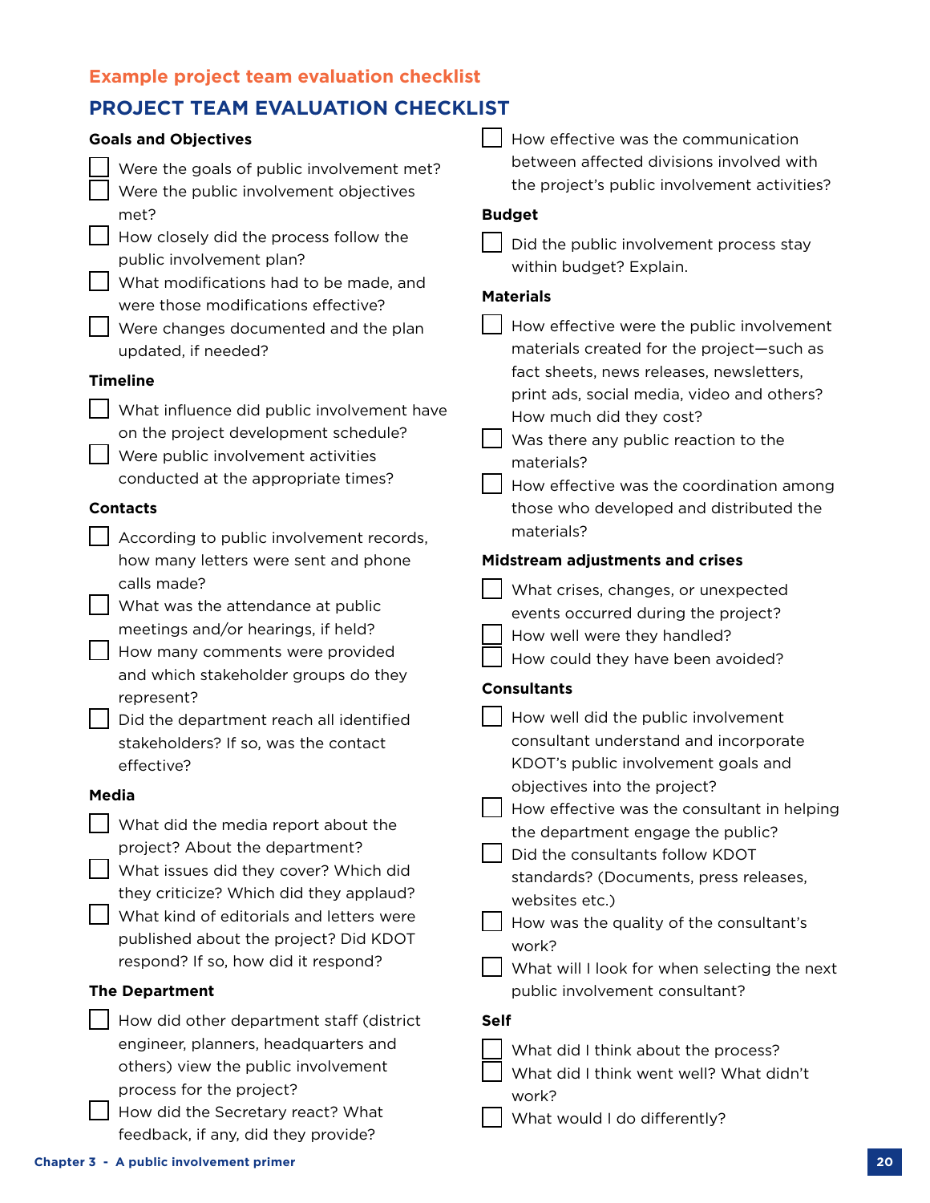## Example project team evaluation checklist

# PROJECT TEAM EVALUATION CHECKLIST

### Goals and Objectives

- [ ] Were the goals of public involvement met?
- [ ] Were the public involvement objectives met?
- [ ] How closely did the process follow the public involvement plan?
- [ ] What modifications had to be made, and were those modifications effective?
- [ ] Were changes documented and the plan updated, if needed?

### Timeline

- [ ] What influence did public involvement have on the project development schedule?
- [ ] Were public involvement activities conducted at the appropriate times?

### Contacts

- [ ] According to public involvement records, how many letters were sent and phone calls made?
- [ ] What was the attendance at public meetings and/or hearings, if held?
- [ ] How many comments were provided and which stakeholder groups do they represent?
- [ ] Did the department reach all identified stakeholders? If so, was the contact effective?

### Media

- [ ] What did the media report about the project? About the department?
- [ ] What issues did they cover? Which did they criticize? Which did they applaud?
- [ ] What kind of editorials and letters were published about the project? Did KDOT respond? If so, how did it respond?

### The Department

- [ ] How did other department staff (district engineer, planners, headquarters and others) view the public involvement process for the project?
- [ ] How did the Secretary react? What feedback, if any, did they provide?
- [ ] How effective was the communication between affected divisions involved with the project's public involvement activities?

### Budget

- [ ] Did the public involvement process stay within budget? Explain.

### Materials

- [ ] How effective were the public involvement materials created for the project—such as fact sheets, news releases, newsletters, print ads, social media, video and others? How much did they cost?
- [ ] Was there any public reaction to the materials?
- [ ] How effective was the coordination among those who developed and distributed the materials?

### Midstream adjustments and crises

- [ ] What crises, changes, or unexpected events occurred during the project?
- [ ] How well were they handled?
- [ ] How could they have been avoided?

### Consultants

- [ ] How well did the public involvement consultant understand and incorporate KDOT's public involvement goals and objectives into the project?
- [ ] How effective was the consultant in helping the department engage the public?
- [ ] Did the consultants follow KDOT standards? (Documents, press releases, websites etc.)
- [ ] How was the quality of the consultant's work?
- [ ] What will I look for when selecting the next public involvement consultant?

### Self

- [ ] What did I think about the process?
- [ ] What did I think went well? What didn't work?
- [ ] What would I do differently?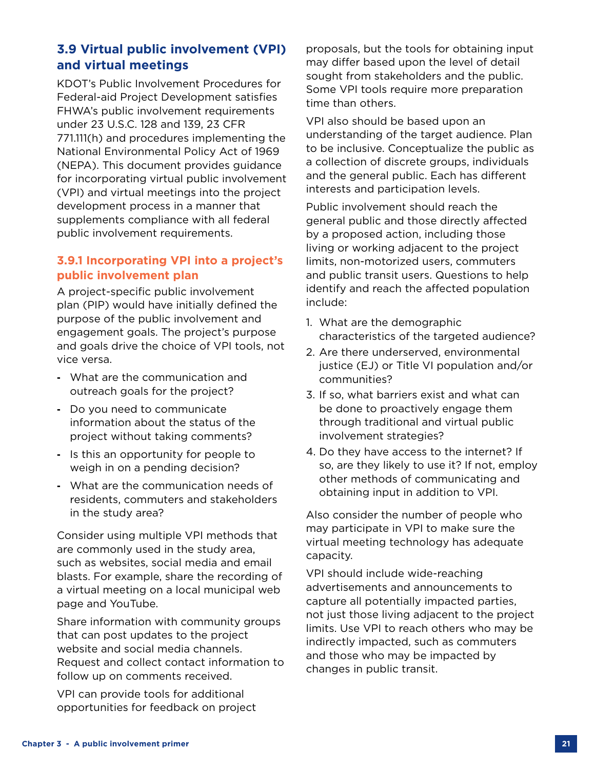## 3.9 Virtual public involvement (VPI) and virtual meetings

KDOT's Public Involvement Procedures for Federal-aid Project Development satisfies FHWA's public involvement requirements under 23 U.S.C. 128 and 139, 23 CFR 771.111(h) and procedures implementing the National Environmental Policy Act of 1969 (NEPA). This document provides guidance for incorporating virtual public involvement (VPI) and virtual meetings into the project development process in a manner that supplements compliance with all federal public involvement requirements.

### 3.9.1 Incorporating VPI into a project's public involvement plan

A project-specific public involvement plan (PIP) would have initially defined the purpose of the public involvement and engagement goals. The project's purpose and goals drive the choice of VPI tools, not vice versa.

- What are the communication and outreach goals for the project?
- Do you need to communicate information about the status of the project without taking comments?
- Is this an opportunity for people to weigh in on a pending decision?
- What are the communication needs of residents, commuters and stakeholders in the study area?

Consider using multiple VPI methods that are commonly used in the study area, such as websites, social media and email blasts. For example, share the recording of a virtual meeting on a local municipal web page and YouTube.

Share information with community groups that can post updates to the project website and social media channels. Request and collect contact information to follow up on comments received.

VPI can provide tools for additional opportunities for feedback on project proposals, but the tools for obtaining input may differ based upon the level of detail sought from stakeholders and the public. Some VPI tools require more preparation time than others.

VPI also should be based upon an understanding of the target audience. Plan to be inclusive. Conceptualize the public as a collection of discrete groups, individuals and the general public. Each has different interests and participation levels.

Public involvement should reach the general public and those directly affected by a proposed action, including those living or working adjacent to the project limits, non-motorized users, commuters and public transit users. Questions to help identify and reach the affected population include:

1. What are the demographic characteristics of the targeted audience?
2. Are there underserved, environmental justice (EJ) or Title VI population and/or communities?
3. If so, what barriers exist and what can be done to proactively engage them through traditional and virtual public involvement strategies?
4. Do they have access to the internet? If so, are they likely to use it? If not, employ other methods of communicating and obtaining input in addition to VPI.

Also consider the number of people who may participate in VPI to make sure the virtual meeting technology has adequate capacity.

VPI should include wide-reaching advertisements and announcements to capture all potentially impacted parties, not just those living adjacent to the project limits. Use VPI to reach others who may be indirectly impacted, such as commuters and those who may be impacted by changes in public transit.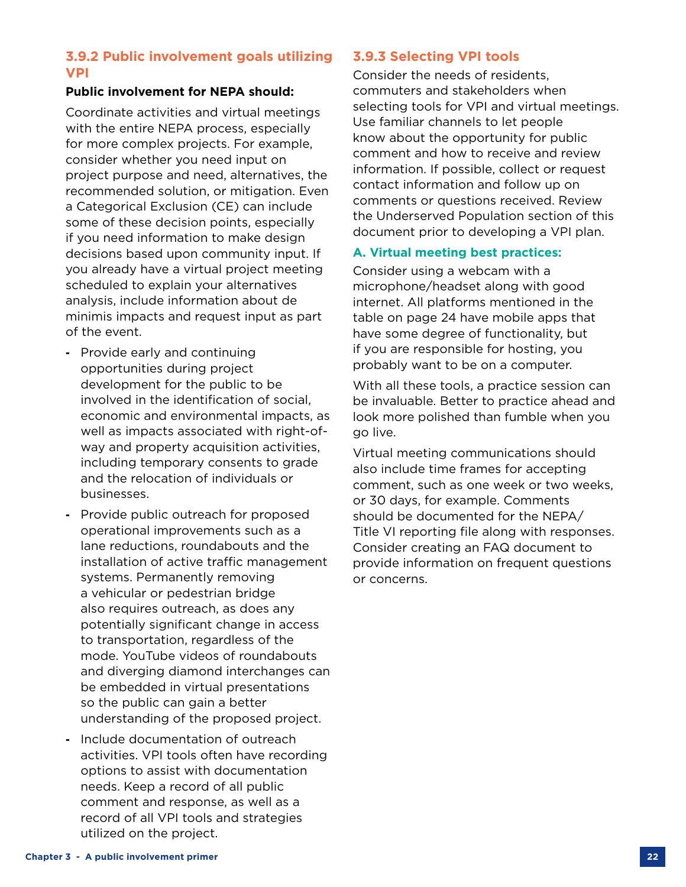### 3.9.2 Public involvement goals utilizing VPI

**Public involvement for NEPA should:**

Coordinate activities and virtual meetings with the entire NEPA process, especially for more complex projects. For example, consider whether you need input on project purpose and need, alternatives, the recommended solution, or mitigation. Even a Categorical Exclusion (CE) can include some of these decision points, especially if you need information to make design decisions based upon community input. If you already have a virtual project meeting scheduled to explain your alternatives analysis, include information about de minimis impacts and request input as part of the event.

- Provide early and continuing opportunities during project development for the public to be involved in the identification of social, economic and environmental impacts, as well as impacts associated with right-of-way and property acquisition activities, including temporary consents to grade and the relocation of individuals or businesses.
- Provide public outreach for proposed operational improvements such as a lane reductions, roundabouts and the installation of active traffic management systems. Permanently removing a vehicular or pedestrian bridge also requires outreach, as does any potentially significant change in access to transportation, regardless of the mode. YouTube videos of roundabouts and diverging diamond interchanges can be embedded in virtual presentations so the public can gain a better understanding of the proposed project.
- Include documentation of outreach activities. VPI tools often have recording options to assist with documentation needs. Keep a record of all public comment and response, as well as a record of all VPI tools and strategies utilized on the project.

### 3.9.3 Selecting VPI tools

Consider the needs of residents, commuters and stakeholders when selecting tools for VPI and virtual meetings. Use familiar channels to let people know about the opportunity for public comment and how to receive and review information. If possible, collect or request contact information and follow up on comments or questions received. Review the Underserved Population section of this document prior to developing a VPI plan.

#### A. Virtual meeting best practices:

Consider using a webcam with a microphone/headset along with good internet. All platforms mentioned in the table on page 24 have mobile apps that have some degree of functionality, but if you are responsible for hosting, you probably want to be on a computer.

With all these tools, a practice session can be invaluable. Better to practice ahead and look more polished than fumble when you go live.

Virtual meeting communications should also include time frames for accepting comment, such as one week or two weeks, or 30 days, for example. Comments should be documented for the NEPA/ Title VI reporting file along with responses. Consider creating an FAQ document to provide information on frequent questions or concerns.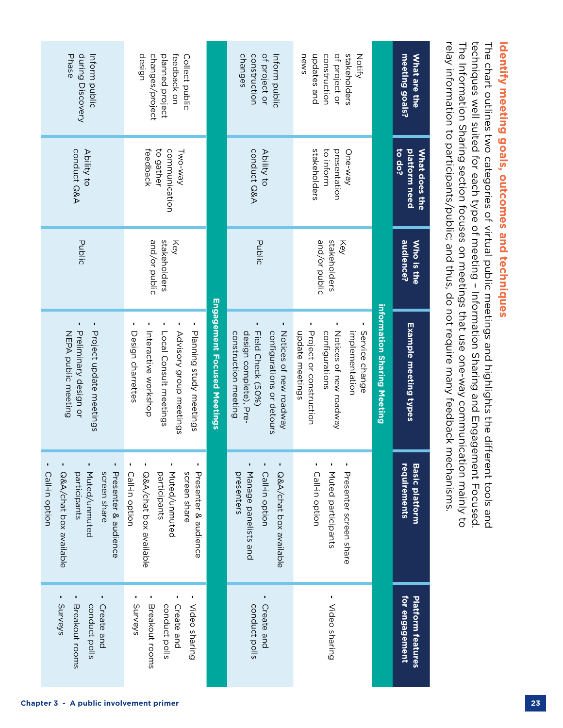## Identify meeting goals, outcomes and techniques

The chart outlines two categories of virtual public meetings and highlights the different tools and techniques well suited for each type of meeting – Information Sharing and Engagement Focused. The Information Sharing section focuses on meetings that use one-way communication mainly to relay information to participants/public; and thus, do not require many feedback mechanisms.

| What are the meeting goals? | What does the platform need to do? | Who is the audience? | Example meeting types | Basic platform requirements | Platform features for engagement |
|---|---|---|---|---|---|
| **Information Sharing Meeting** | | | | | |
| Notify stakeholders of project or construction updates and news | One-way presentation to inform stakeholders | Key stakeholders and/or public | • Service change implementation<br>• Notices of new roadway configurations<br>• Project or construction update meetings | • Presenter screen share<br>• Muted participants<br>• Call-in option | • Video sharing |
| Inform public of project or construction changes | Ability to conduct Q&A | Public | • Notices of new roadway configurations or detours<br>• Field Check (50% design complete), Pre-construction meeting | • Q&A/chat box available<br>• Call-in option<br>• Manage panelists and presenters | • Create and conduct polls |
| **Engagement Focused Meetings** | | | | | |
| Collect public feedback on planned project changes/project design | Two-way communication to gather feedback | Key stakeholders and/or public | • Planning study meetings<br>• Advisory group meetings<br>• Local Consult meetings<br>• Interactive workshop<br>• Design charrettes | • Presenter & audience screen share<br>• Muted/unmuted participants<br>• Q&A/chat box available<br>• Call-in option | • Video sharing<br>• Create and conduct polls<br>• Breakout rooms<br>• Surveys |
| Inform public during Discovery Phase | Ability to conduct Q&A | Public | • Project update meetings<br>• Preliminary design or NEPA public meeting | • Presenter & audience screen share<br>• Muted/unmuted participants<br>• Q&A/chat box available<br>• Call-in option | • Create and conduct polls<br>• Breakout rooms<br>• Surveys |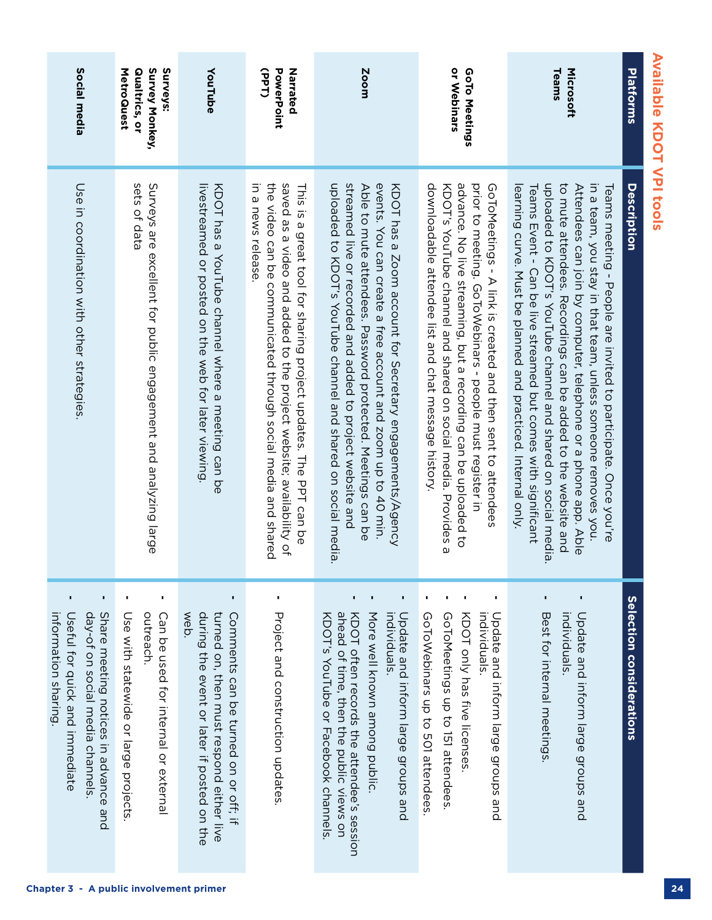## Available KDOT VPI tools

| Platforms | Description | Selection considerations |
|---|---|---|
| **Microsoft Teams** | Teams meeting - People are invited to participate. Once you're in a team, you stay in that team, unless someone removes you. Attendees can join by computer, telephone or a phone app. Able to mute attendees. Recordings can be added to the website and uploaded to KDOT's YouTube channel and shared on social media. Teams Event - Can be live streamed but comes with significant learning curve. Must be planned and practiced. Internal only. | • Update and inform large groups and individuals.<br>• Best for internal meetings. |
| **GoTo Meetings or Webinars** | GoToMeetings - A link is created and then sent to attendees prior to meeting. GoToWebinars - people must register in advance. No live streaming, but a recording can be uploaded to KDOT's YouTube channel and shared on social media. Provides a downloadable attendee list and chat message history. | • Update and inform large groups and individuals.<br>• KDOT only has five licenses.<br>• GoToMeetings up to 151 attendees.<br>• GoToWebinars up to 501 attendees. |
| **Zoom** | KDOT has a Zoom account for Secretary engagements/Agency events. You can create a free account and zoom up to 40 min. Able to mute attendees. Password protected. Meetings can be streamed live or recorded and added to project website and uploaded to KDOT's YouTube channel and shared on social media. | • Update and inform large groups and individuals.<br>• More well known among public.<br>• KDOT often records the attendee's session ahead of time, then the public views on KDOT's YouTube or Facebook channels. |
| **Narrated PowerPoint (PPT)** | This is a great tool for sharing project updates. The PPT can be saved as a video and added to the project website; availability of the video can be communicated through social media and shared in a news release. | • Project and construction updates. |
| **YouTube** | KDOT has a YouTube channel where a meeting can be livestreamed or posted on the web for later viewing. | • Comments can be turned on or off; if turned on, then must respond either live during the event or later if posted on the web.<br>• Can be used for internal or external outreach. |
| **Surveys: Survey Monkey, Qualtrics, or MetroQuest** | Surveys are excellent for public engagement and analyzing large sets of data | • Use with statewide or large projects. |
| **Social media** | Use in coordination with other strategies. | • Share meeting notices in advance and day-of on social media channels.<br>• Useful for quick and immediate information sharing. |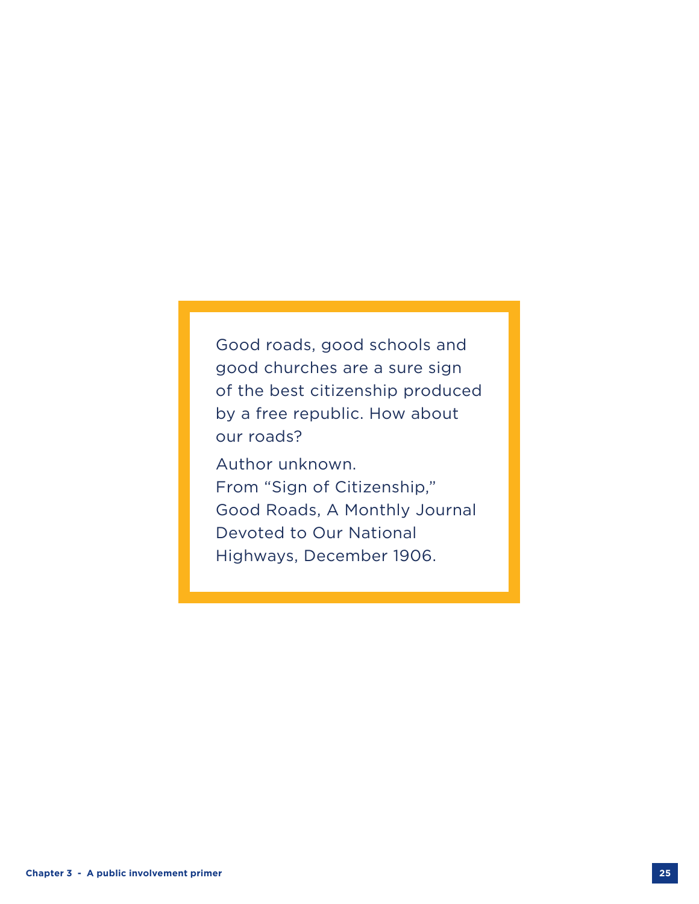> Good roads, good schools and good churches are a sure sign of the best citizenship produced by a free republic. How about our roads?
>
> Author unknown.
> From "Sign of Citizenship," Good Roads, A Monthly Journal Devoted to Our National Highways, December 1906.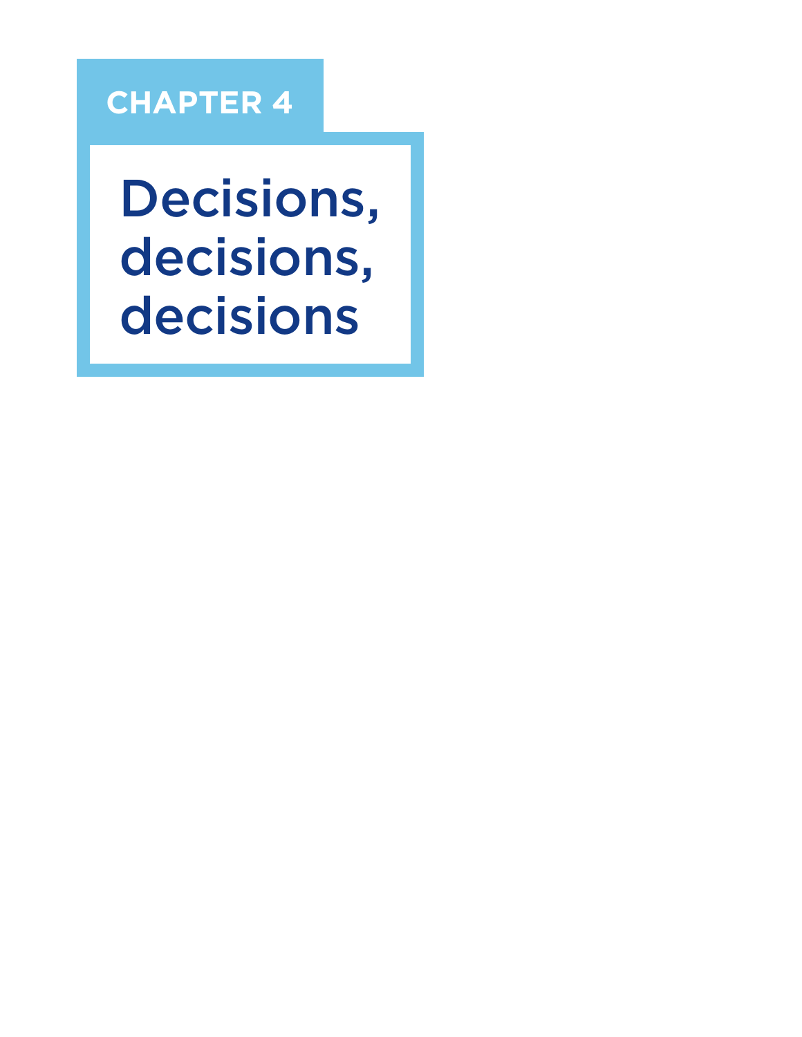# CHAPTER 4

# Decisions, decisions, decisions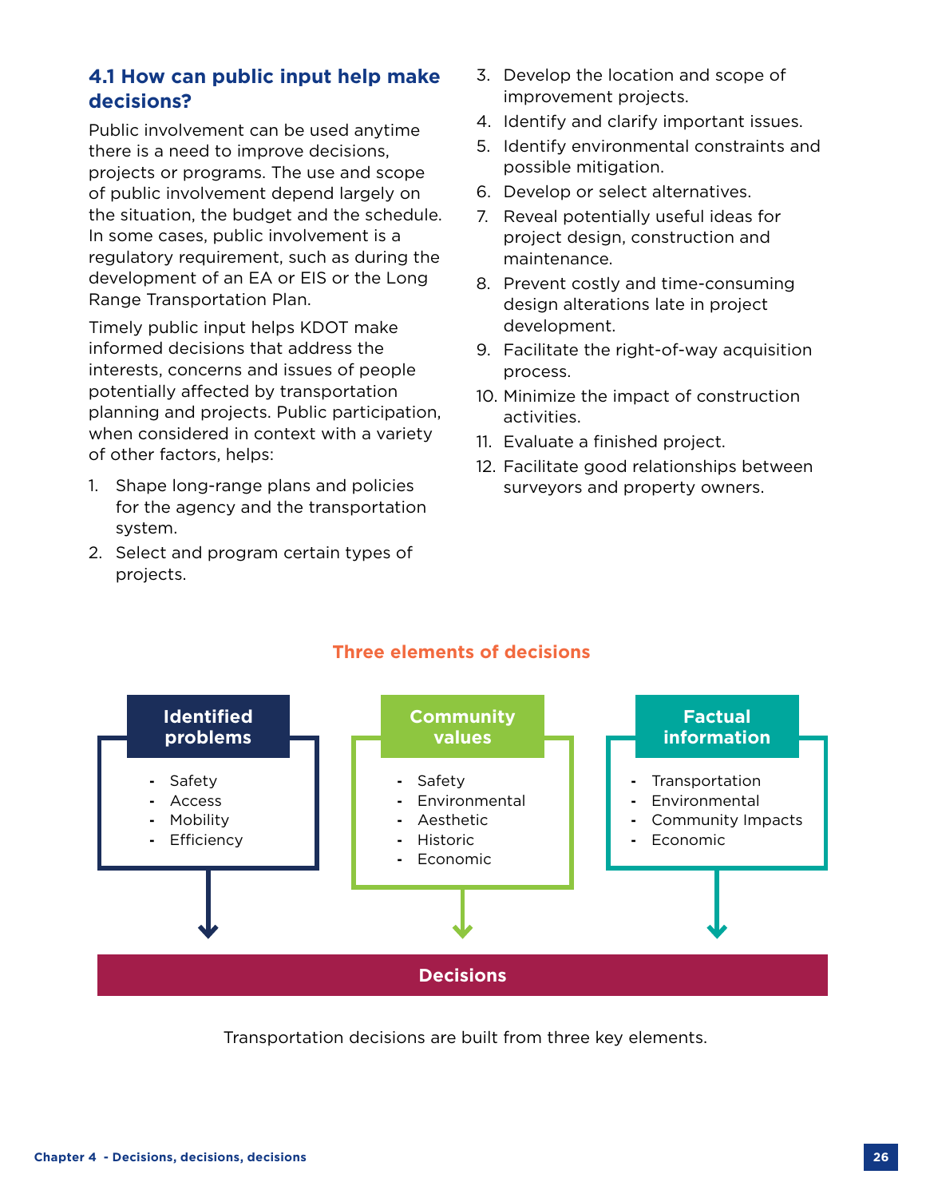### 4.1 How can public input help make decisions?

Public involvement can be used anytime there is a need to improve decisions, projects or programs. The use and scope of public involvement depend largely on the situation, the budget and the schedule. In some cases, public involvement is a regulatory requirement, such as during the development of an EA or EIS or the Long Range Transportation Plan.

Timely public input helps KDOT make informed decisions that address the interests, concerns and issues of people potentially affected by transportation planning and projects. Public participation, when considered in context with a variety of other factors, helps:

1. Shape long-range plans and policies for the agency and the transportation system.
2. Select and program certain types of projects.
3. Develop the location and scope of improvement projects.
4. Identify and clarify important issues.
5. Identify environmental constraints and possible mitigation.
6. Develop or select alternatives.
7. Reveal potentially useful ideas for project design, construction and maintenance.
8. Prevent costly and time-consuming design alterations late in project development.
9. Facilitate the right-of-way acquisition process.
10. Minimize the impact of construction activities.
11. Evaluate a finished project.
12. Facilitate good relationships between surveyors and property owners.

**Three elements of decisions**

**Identified problems**
- Safety
- Access
- Mobility
- Efficiency

**Community values**
- Safety
- Environmental
- Aesthetic
- Historic
- Economic

**Factual information**
- Transportation
- Environmental
- Community Impacts
- Economic

**Decisions**

Transportation decisions are built from three key elements.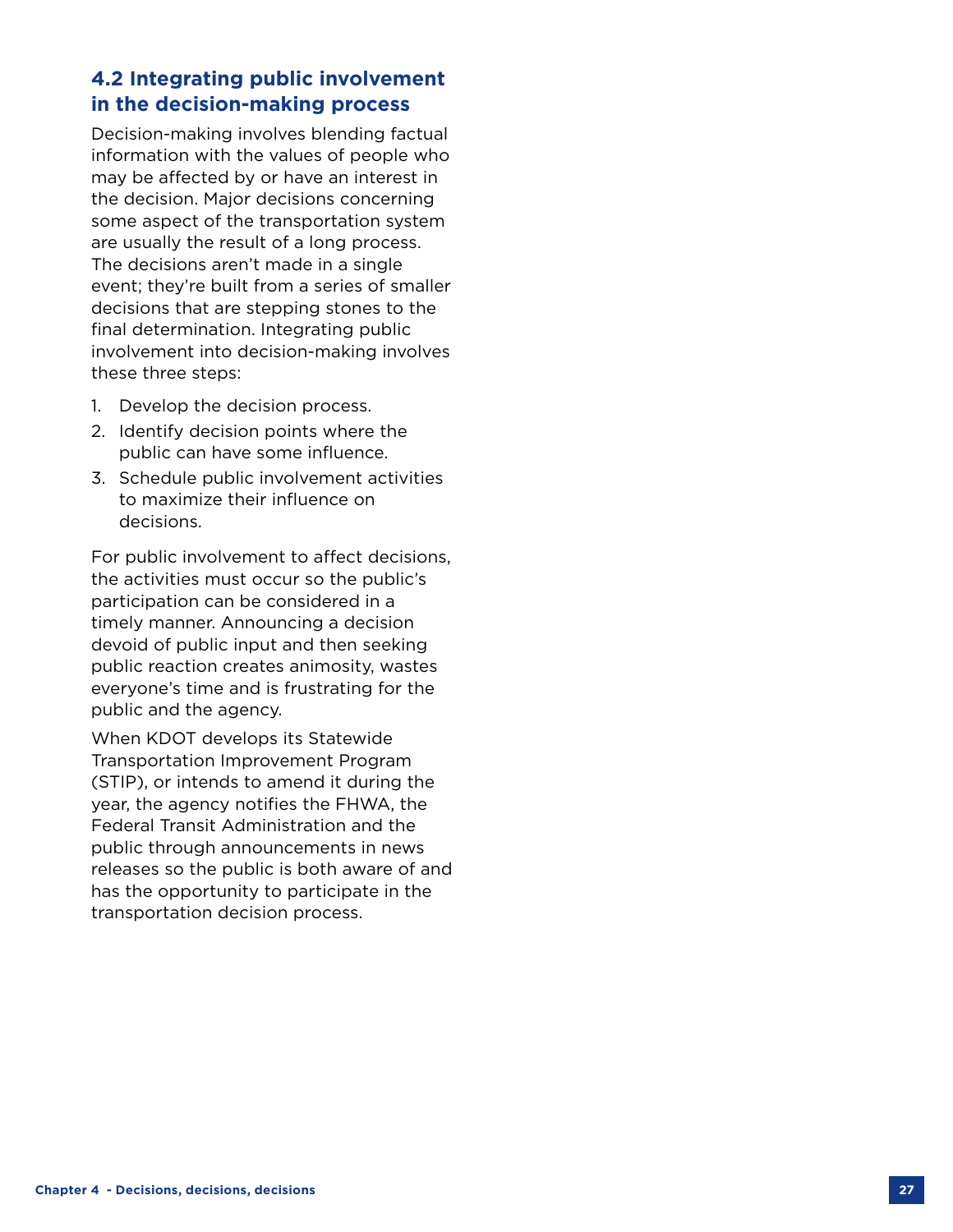## 4.2 Integrating public involvement in the decision-making process

Decision-making involves blending factual information with the values of people who may be affected by or have an interest in the decision. Major decisions concerning some aspect of the transportation system are usually the result of a long process. The decisions aren't made in a single event; they're built from a series of smaller decisions that are stepping stones to the final determination. Integrating public involvement into decision-making involves these three steps:

1. Develop the decision process.
2. Identify decision points where the public can have some influence.
3. Schedule public involvement activities to maximize their influence on decisions.

For public involvement to affect decisions, the activities must occur so the public's participation can be considered in a timely manner. Announcing a decision devoid of public input and then seeking public reaction creates animosity, wastes everyone's time and is frustrating for the public and the agency.

When KDOT develops its Statewide Transportation Improvement Program (STIP), or intends to amend it during the year, the agency notifies the FHWA, the Federal Transit Administration and the public through announcements in news releases so the public is both aware of and has the opportunity to participate in the transportation decision process.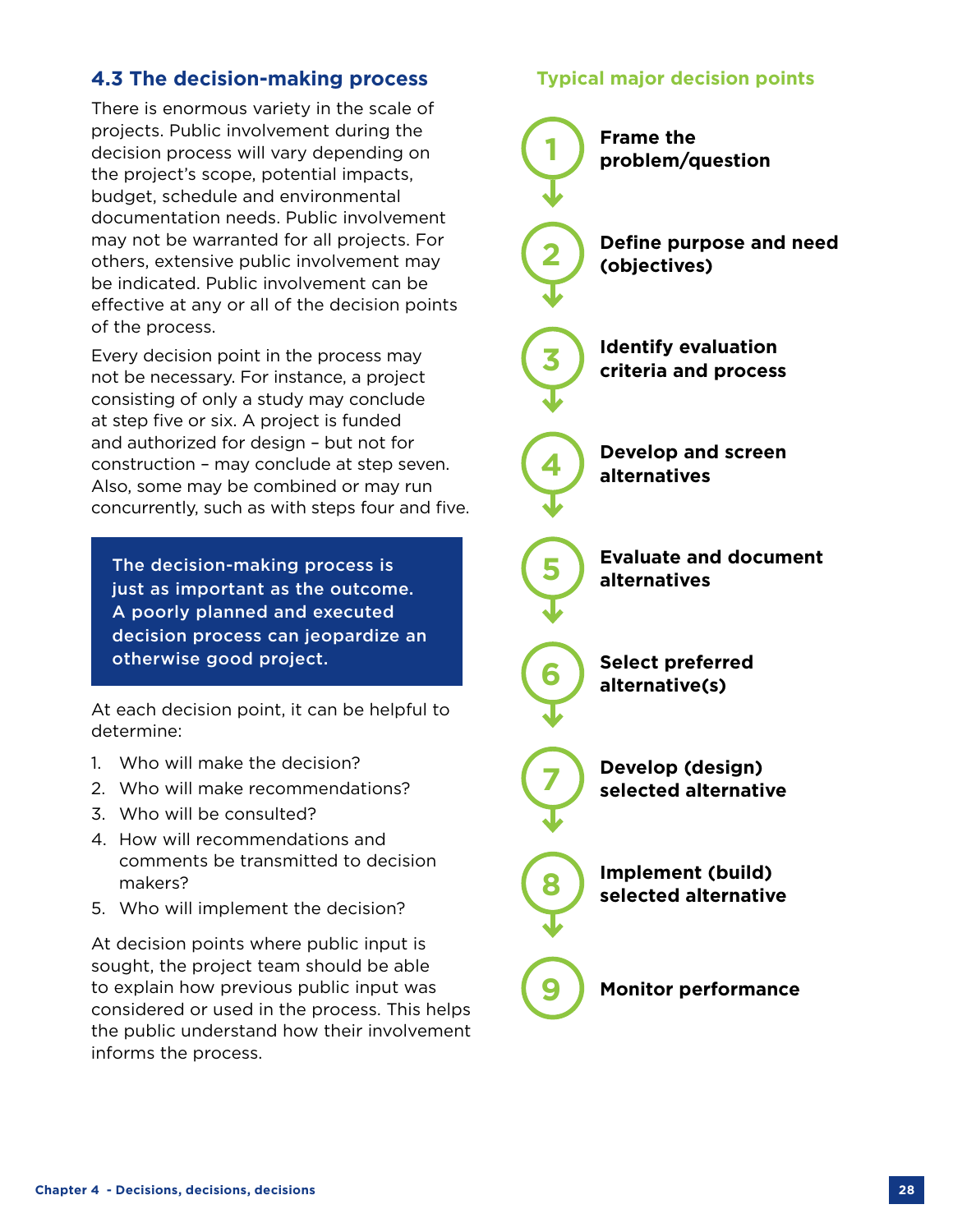## 4.3 The decision-making process

There is enormous variety in the scale of projects. Public involvement during the decision process will vary depending on the project's scope, potential impacts, budget, schedule and environmental documentation needs. Public involvement may not be warranted for all projects. For others, extensive public involvement may be indicated. Public involvement can be effective at any or all of the decision points of the process.

Every decision point in the process may not be necessary. For instance, a project consisting of only a study may conclude at step five or six. A project is funded and authorized for design – but not for construction – may conclude at step seven. Also, some may be combined or may run concurrently, such as with steps four and five.

> **The decision-making process is just as important as the outcome. A poorly planned and executed decision process can jeopardize an otherwise good project.**

At each decision point, it can be helpful to determine:

1. Who will make the decision?
2. Who will make recommendations?
3. Who will be consulted?
4. How will recommendations and comments be transmitted to decision makers?
5. Who will implement the decision?

At decision points where public input is sought, the project team should be able to explain how previous public input was considered or used in the process. This helps the public understand how their involvement informs the process.

### Typical major decision points

1. **Frame the problem/question**
2. **Define purpose and need (objectives)**
3. **Identify evaluation criteria and process**
4. **Develop and screen alternatives**
5. **Evaluate and document alternatives**
6. **Select preferred alternative(s)**
7. **Develop (design) selected alternative**
8. **Implement (build) selected alternative**
9. **Monitor performance**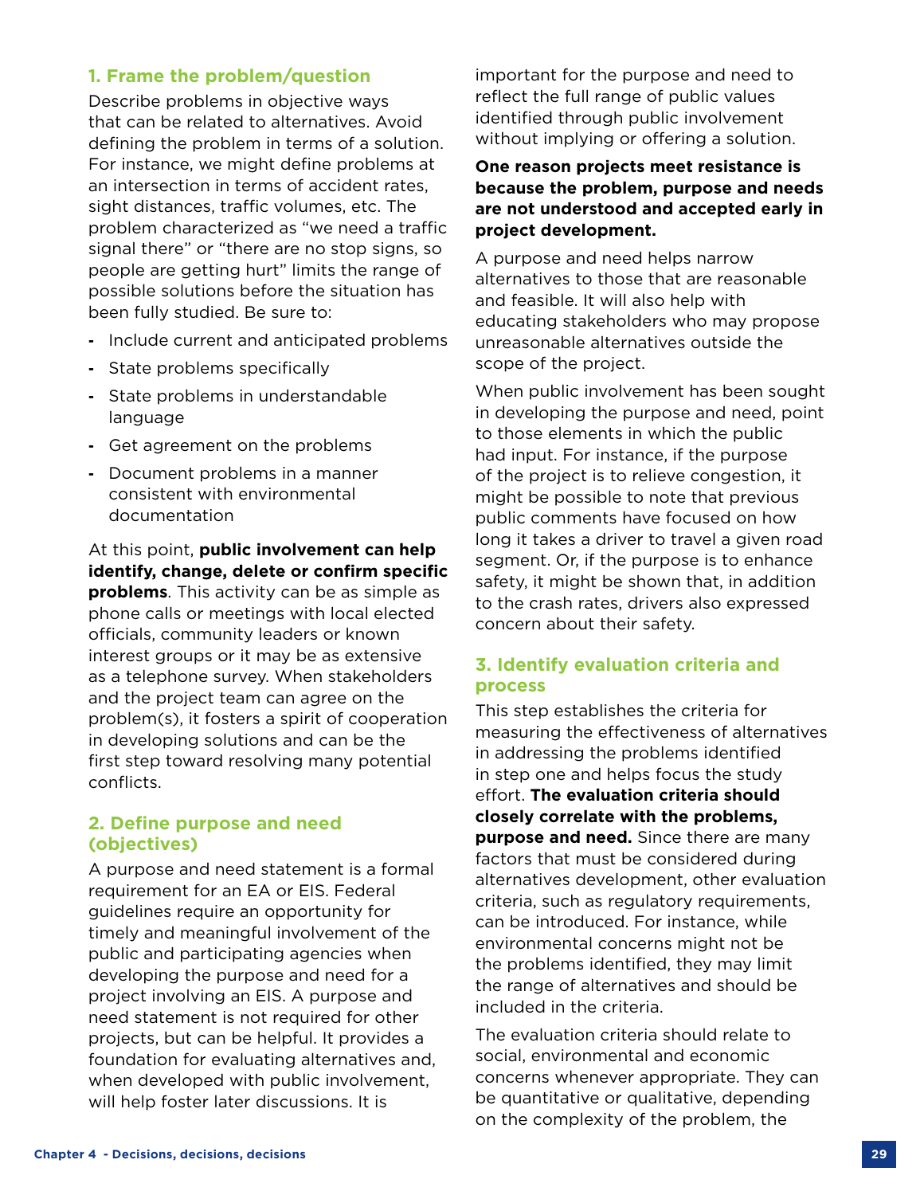### 1. Frame the problem/question

Describe problems in objective ways that can be related to alternatives. Avoid defining the problem in terms of a solution. For instance, we might define problems at an intersection in terms of accident rates, sight distances, traffic volumes, etc. The problem characterized as "we need a traffic signal there" or "there are no stop signs, so people are getting hurt" limits the range of possible solutions before the situation has been fully studied. Be sure to:

- Include current and anticipated problems
- State problems specifically
- State problems in understandable language
- Get agreement on the problems
- Document problems in a manner consistent with environmental documentation

At this point, **public involvement can help identify, change, delete or confirm specific problems**. This activity can be as simple as phone calls or meetings with local elected officials, community leaders or known interest groups or it may be as extensive as a telephone survey. When stakeholders and the project team can agree on the problem(s), it fosters a spirit of cooperation in developing solutions and can be the first step toward resolving many potential conflicts.

### 2. Define purpose and need (objectives)

A purpose and need statement is a formal requirement for an EA or EIS. Federal guidelines require an opportunity for timely and meaningful involvement of the public and participating agencies when developing the purpose and need for a project involving an EIS. A purpose and need statement is not required for other projects, but can be helpful. It provides a foundation for evaluating alternatives and, when developed with public involvement, will help foster later discussions. It is important for the purpose and need to reflect the full range of public values identified through public involvement without implying or offering a solution.

**One reason projects meet resistance is because the problem, purpose and needs are not understood and accepted early in project development.**

A purpose and need helps narrow alternatives to those that are reasonable and feasible. It will also help with educating stakeholders who may propose unreasonable alternatives outside the scope of the project.

When public involvement has been sought in developing the purpose and need, point to those elements in which the public had input. For instance, if the purpose of the project is to relieve congestion, it might be possible to note that previous public comments have focused on how long it takes a driver to travel a given road segment. Or, if the purpose is to enhance safety, it might be shown that, in addition to the crash rates, drivers also expressed concern about their safety.

### 3. Identify evaluation criteria and process

This step establishes the criteria for measuring the effectiveness of alternatives in addressing the problems identified in step one and helps focus the study effort. **The evaluation criteria should closely correlate with the problems, purpose and need.** Since there are many factors that must be considered during alternatives development, other evaluation criteria, such as regulatory requirements, can be introduced. For instance, while environmental concerns might not be the problems identified, they may limit the range of alternatives and should be included in the criteria.

The evaluation criteria should relate to social, environmental and economic concerns whenever appropriate. They can be quantitative or qualitative, depending on the complexity of the problem, the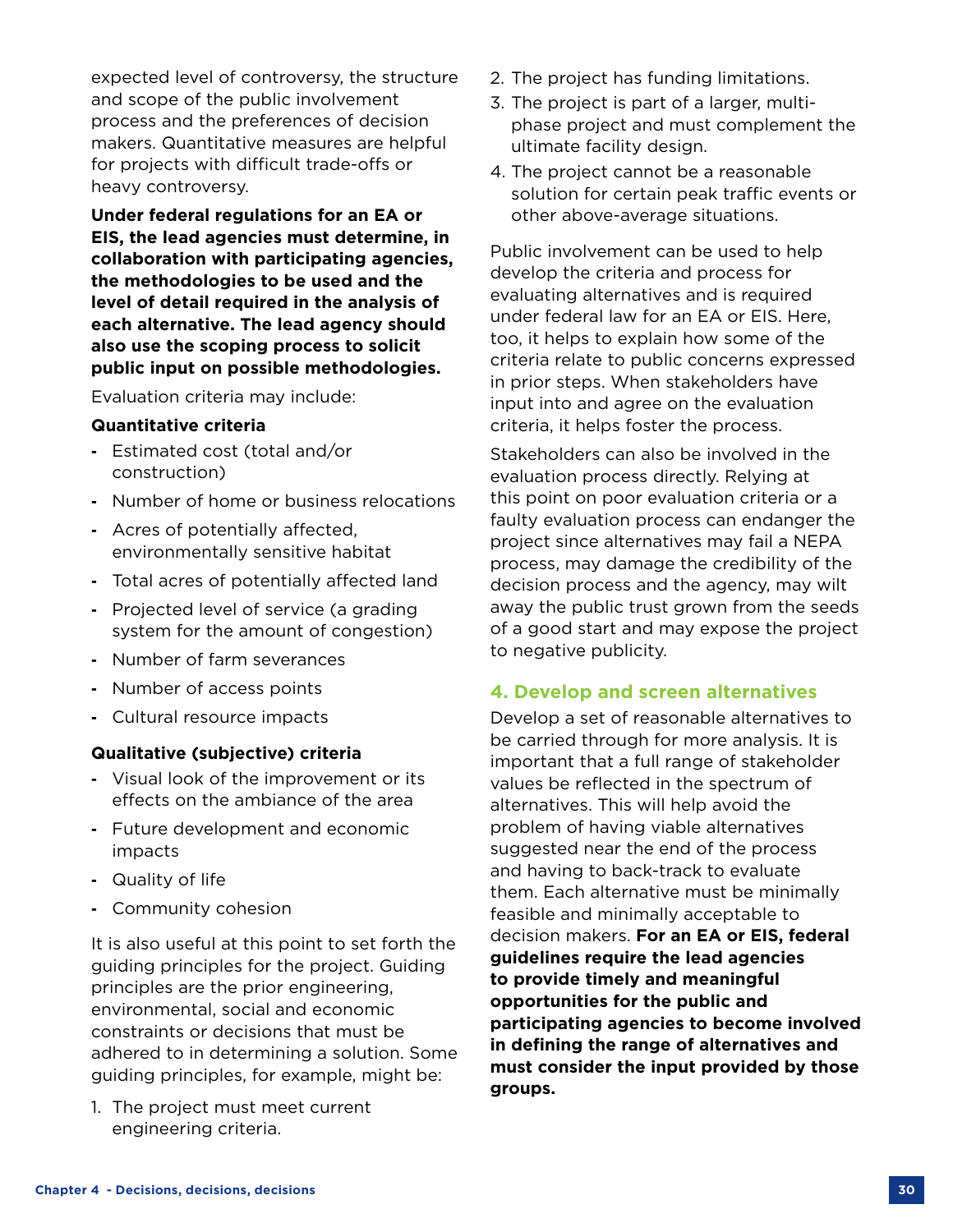expected level of controversy, the structure and scope of the public involvement process and the preferences of decision makers. Quantitative measures are helpful for projects with difficult trade-offs or heavy controversy.

**Under federal regulations for an EA or EIS, the lead agencies must determine, in collaboration with participating agencies, the methodologies to be used and the level of detail required in the analysis of each alternative. The lead agency should also use the scoping process to solicit public input on possible methodologies.**

Evaluation criteria may include:

**Quantitative criteria**

- Estimated cost (total and/or construction)
- Number of home or business relocations
- Acres of potentially affected, environmentally sensitive habitat
- Total acres of potentially affected land
- Projected level of service (a grading system for the amount of congestion)
- Number of farm severances
- Number of access points
- Cultural resource impacts

**Qualitative (subjective) criteria**

- Visual look of the improvement or its effects on the ambiance of the area
- Future development and economic impacts
- Quality of life
- Community cohesion

It is also useful at this point to set forth the guiding principles for the project. Guiding principles are the prior engineering, environmental, social and economic constraints or decisions that must be adhered to in determining a solution. Some guiding principles, for example, might be:

1. The project must meet current engineering criteria.
2. The project has funding limitations.
3. The project is part of a larger, multi-phase project and must complement the ultimate facility design.
4. The project cannot be a reasonable solution for certain peak traffic events or other above-average situations.

Public involvement can be used to help develop the criteria and process for evaluating alternatives and is required under federal law for an EA or EIS. Here, too, it helps to explain how some of the criteria relate to public concerns expressed in prior steps. When stakeholders have input into and agree on the evaluation criteria, it helps foster the process.

Stakeholders can also be involved in the evaluation process directly. Relying at this point on poor evaluation criteria or a faulty evaluation process can endanger the project since alternatives may fail a NEPA process, may damage the credibility of the decision process and the agency, may wilt away the public trust grown from the seeds of a good start and may expose the project to negative publicity.

### 4. Develop and screen alternatives

Develop a set of reasonable alternatives to be carried through for more analysis. It is important that a full range of stakeholder values be reflected in the spectrum of alternatives. This will help avoid the problem of having viable alternatives suggested near the end of the process and having to back-track to evaluate them. Each alternative must be minimally feasible and minimally acceptable to decision makers. **For an EA or EIS, federal guidelines require the lead agencies to provide timely and meaningful opportunities for the public and participating agencies to become involved in defining the range of alternatives and must consider the input provided by those groups.**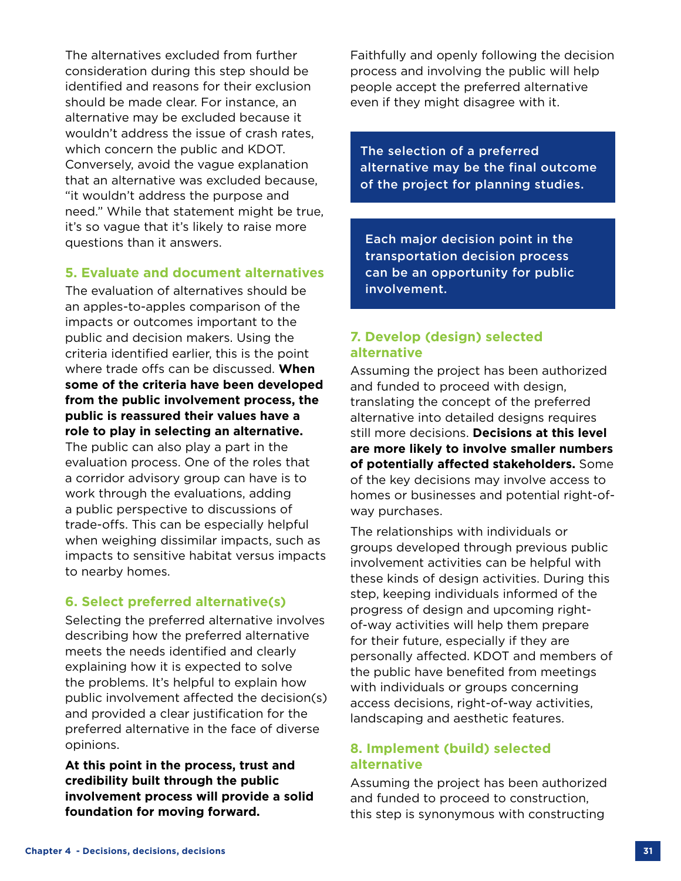The alternatives excluded from further consideration during this step should be identified and reasons for their exclusion should be made clear. For instance, an alternative may be excluded because it wouldn't address the issue of crash rates, which concern the public and KDOT. Conversely, avoid the vague explanation that an alternative was excluded because, "it wouldn't address the purpose and need." While that statement might be true, it's so vague that it's likely to raise more questions than it answers.

### 5. Evaluate and document alternatives

The evaluation of alternatives should be an apples-to-apples comparison of the impacts or outcomes important to the public and decision makers. Using the criteria identified earlier, this is the point where trade offs can be discussed. **When some of the criteria have been developed from the public involvement process, the public is reassured their values have a role to play in selecting an alternative.** The public can also play a part in the evaluation process. One of the roles that a corridor advisory group can have is to work through the evaluations, adding a public perspective to discussions of trade-offs. This can be especially helpful when weighing dissimilar impacts, such as impacts to sensitive habitat versus impacts to nearby homes.

### 6. Select preferred alternative(s)

Selecting the preferred alternative involves describing how the preferred alternative meets the needs identified and clearly explaining how it is expected to solve the problems. It's helpful to explain how public involvement affected the decision(s) and provided a clear justification for the preferred alternative in the face of diverse opinions.

**At this point in the process, trust and credibility built through the public involvement process will provide a solid foundation for moving forward.**

Faithfully and openly following the decision process and involving the public will help people accept the preferred alternative even if they might disagree with it.

**The selection of a preferred alternative may be the final outcome of the project for planning studies.**

**Each major decision point in the transportation decision process can be an opportunity for public involvement.**

### 7. Develop (design) selected alternative

Assuming the project has been authorized and funded to proceed with design, translating the concept of the preferred alternative into detailed designs requires still more decisions. **Decisions at this level are more likely to involve smaller numbers of potentially affected stakeholders.** Some of the key decisions may involve access to homes or businesses and potential right-of-way purchases.

The relationships with individuals or groups developed through previous public involvement activities can be helpful with these kinds of design activities. During this step, keeping individuals informed of the progress of design and upcoming right-of-way activities will help them prepare for their future, especially if they are personally affected. KDOT and members of the public have benefited from meetings with individuals or groups concerning access decisions, right-of-way activities, landscaping and aesthetic features.

### 8. Implement (build) selected alternative

Assuming the project has been authorized and funded to proceed to construction, this step is synonymous with constructing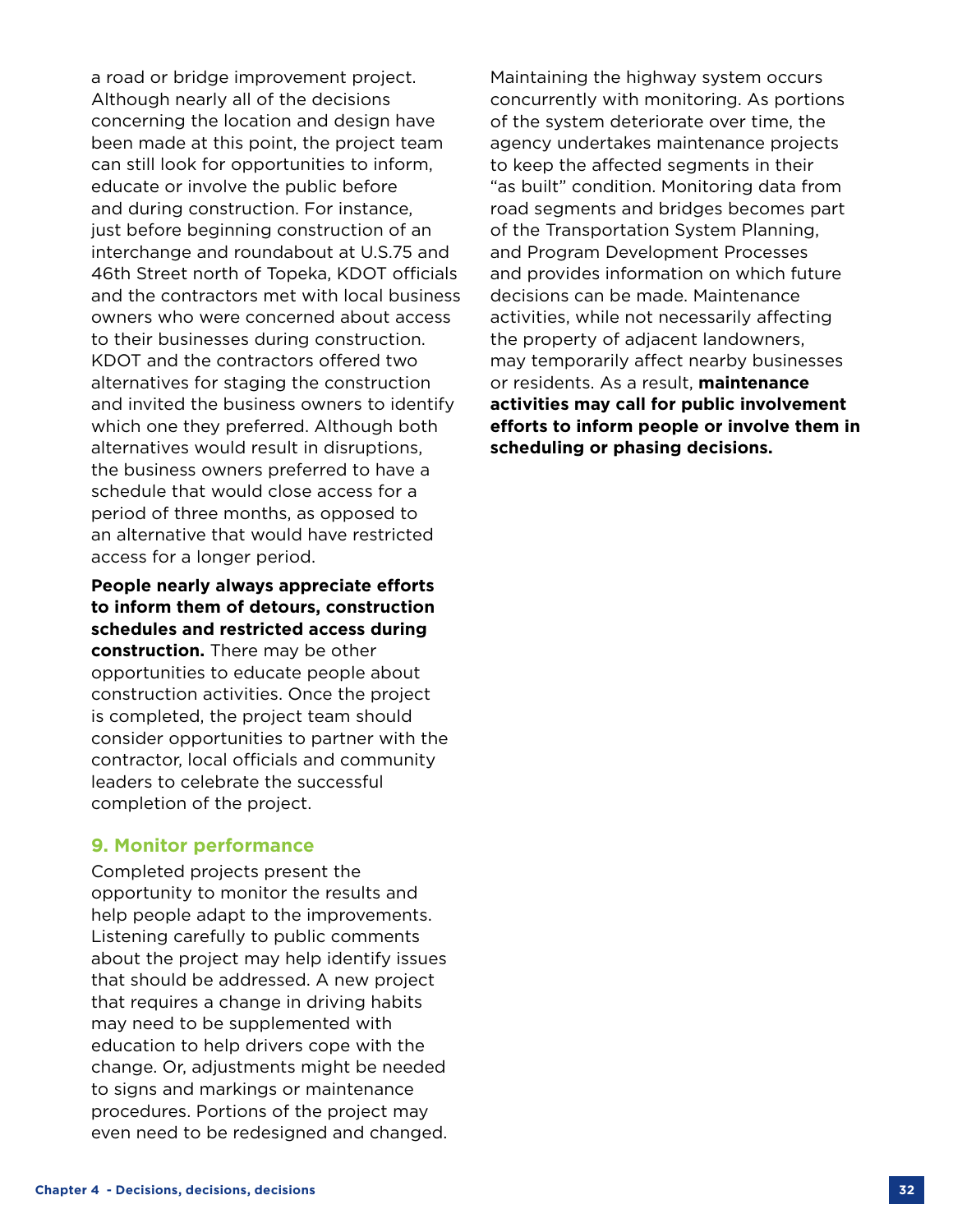a road or bridge improvement project. Although nearly all of the decisions concerning the location and design have been made at this point, the project team can still look for opportunities to inform, educate or involve the public before and during construction. For instance, just before beginning construction of an interchange and roundabout at U.S.75 and 46th Street north of Topeka, KDOT officials and the contractors met with local business owners who were concerned about access to their businesses during construction. KDOT and the contractors offered two alternatives for staging the construction and invited the business owners to identify which one they preferred. Although both alternatives would result in disruptions, the business owners preferred to have a schedule that would close access for a period of three months, as opposed to an alternative that would have restricted access for a longer period.

**People nearly always appreciate efforts to inform them of detours, construction schedules and restricted access during construction.** There may be other opportunities to educate people about construction activities. Once the project is completed, the project team should consider opportunities to partner with the contractor, local officials and community leaders to celebrate the successful completion of the project.

### 9. Monitor performance

Completed projects present the opportunity to monitor the results and help people adapt to the improvements. Listening carefully to public comments about the project may help identify issues that should be addressed. A new project that requires a change in driving habits may need to be supplemented with education to help drivers cope with the change. Or, adjustments might be needed to signs and markings or maintenance procedures. Portions of the project may even need to be redesigned and changed.

Maintaining the highway system occurs concurrently with monitoring. As portions of the system deteriorate over time, the agency undertakes maintenance projects to keep the affected segments in their "as built" condition. Monitoring data from road segments and bridges becomes part of the Transportation System Planning, and Program Development Processes and provides information on which future decisions can be made. Maintenance activities, while not necessarily affecting the property of adjacent landowners, may temporarily affect nearby businesses or residents. As a result, **maintenance activities may call for public involvement efforts to inform people or involve them in scheduling or phasing decisions.**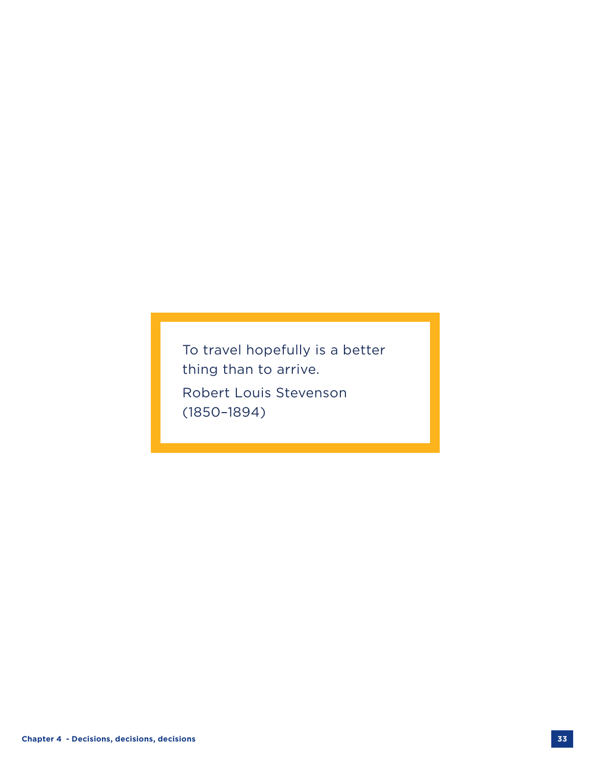> To travel hopefully is a better thing than to arrive.
>
> Robert Louis Stevenson (1850–1894)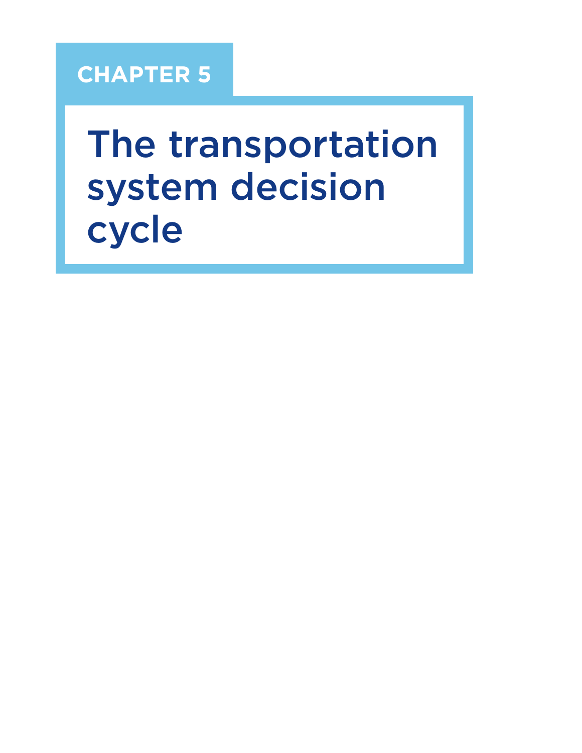# CHAPTER 5

# The transportation system decision cycle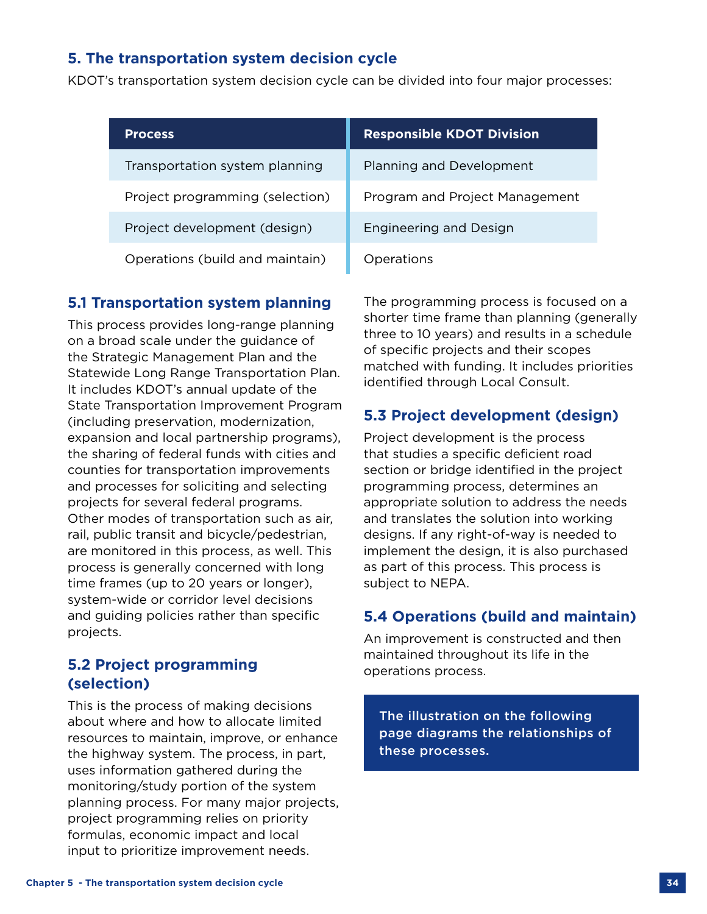## 5. The transportation system decision cycle

KDOT's transportation system decision cycle can be divided into four major processes:

| Process | Responsible KDOT Division |
|---|---|
| Transportation system planning | Planning and Development |
| Project programming (selection) | Program and Project Management |
| Project development (design) | Engineering and Design |
| Operations (build and maintain) | Operations |

### 5.1 Transportation system planning

This process provides long-range planning on a broad scale under the guidance of the Strategic Management Plan and the Statewide Long Range Transportation Plan. It includes KDOT's annual update of the State Transportation Improvement Program (including preservation, modernization, expansion and local partnership programs), the sharing of federal funds with cities and counties for transportation improvements and processes for soliciting and selecting projects for several federal programs. Other modes of transportation such as air, rail, public transit and bicycle/pedestrian, are monitored in this process, as well. This process is generally concerned with long time frames (up to 20 years or longer), system-wide or corridor level decisions and guiding policies rather than specific projects.

### 5.2 Project programming (selection)

This is the process of making decisions about where and how to allocate limited resources to maintain, improve, or enhance the highway system. The process, in part, uses information gathered during the monitoring/study portion of the system planning process. For many major projects, project programming relies on priority formulas, economic impact and local input to prioritize improvement needs.

The programming process is focused on a shorter time frame than planning (generally three to 10 years) and results in a schedule of specific projects and their scopes matched with funding. It includes priorities identified through Local Consult.

### 5.3 Project development (design)

Project development is the process that studies a specific deficient road section or bridge identified in the project programming process, determines an appropriate solution to address the needs and translates the solution into working designs. If any right-of-way is needed to implement the design, it is also purchased as part of this process. This process is subject to NEPA.

### 5.4 Operations (build and maintain)

An improvement is constructed and then maintained throughout its life in the operations process.

**The illustration on the following page diagrams the relationships of these processes.**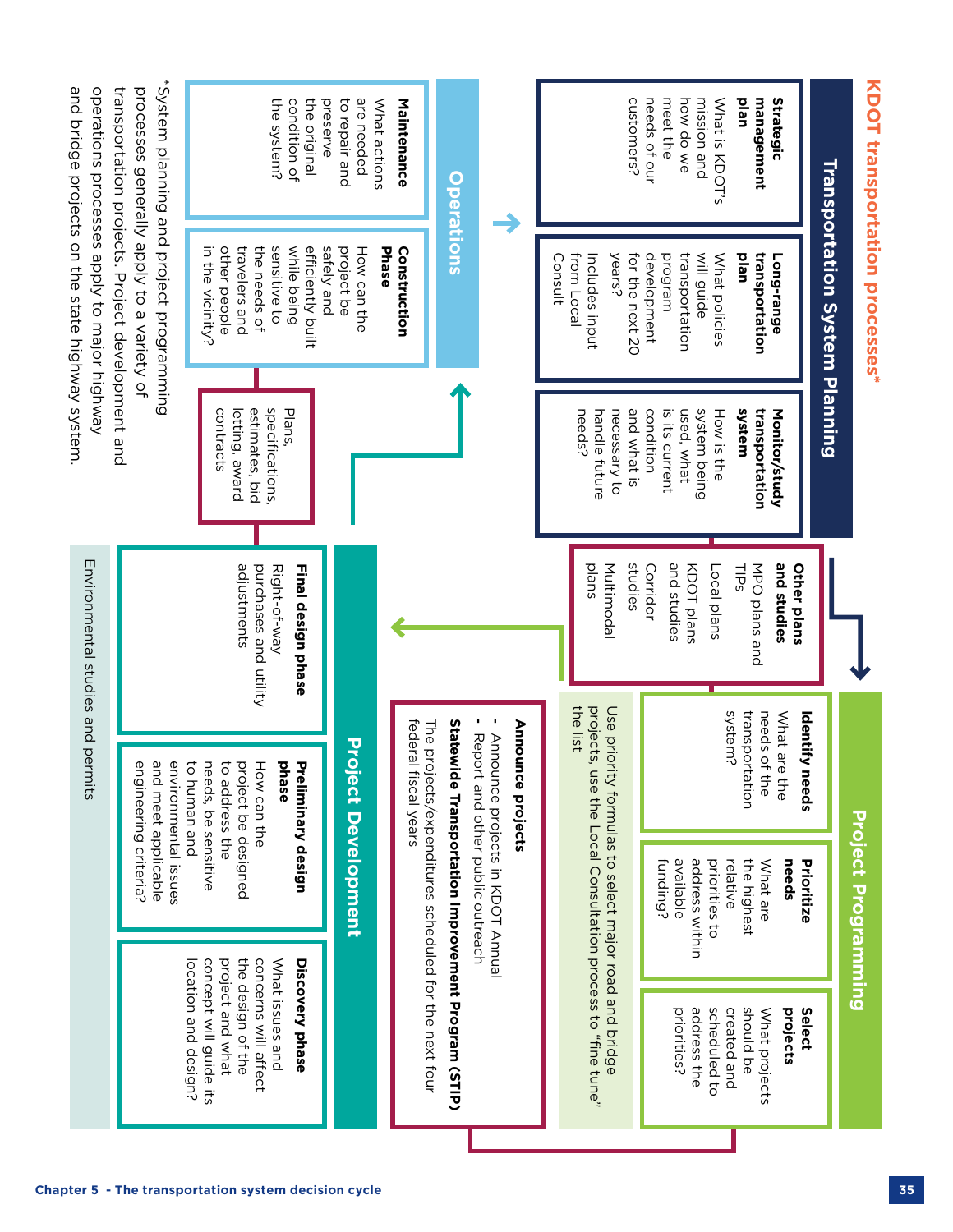# KDOT transportation processes*

## Transportation System Planning

**Strategic management plan**
What is KDOT's mission and how do we meet the needs of our customers?

**Long-range transportation plan**
What policies will guide transportation program development for the next 20 years?
Includes input from Local Consult

**Monitor/study transportation system**
How is the system being used, what is its current condition and what is necessary to handle future needs?

**Other plans and studies**
MPO plans and TIPs
Local plans
KDOT plans and studies
Corridor studies
Multimodal plans

## Project Programming

**Identify needs**
What are the needs of the transportation system?

**Prioritize needs**
What are the highest relative priorities to address within available funding?

**Select projects**
What projects should be created and scheduled to address the priorities?

Use priority formulas to select major road and bridge projects, use the Local Consultation process to "fine tune" the list

**Announce projects**

- Announce projects in KDOT Annual
- Report and other public outreach

**Statewide Transportation Improvement Program (STIP)**
The projects/expenditures scheduled for the next four federal fiscal years

## Project Development

**Discovery phase**
What issues and concerns will affect the design of the project and what concept will guide its location and design?

**Preliminary design phase**
How can the project be designed to address the needs, be sensitive to human and environmental issues and meet applicable engineering criteria?

**Final design phase**
Right-of-way purchases and utility adjustments

Environmental studies and permits

Plans, specifications, estimates, bid letting, award contracts

## Operations

**Construction Phase**
How can the project be safely and efficiently built while being sensitive to the needs of travelers and other people in the vicinity?

**Maintenance**
What actions are needed to repair and preserve the original condition of the system?

*System planning and project programming processes generally apply to a variety of transportation projects. Project development and operations processes apply to major highway and bridge projects on the state highway system.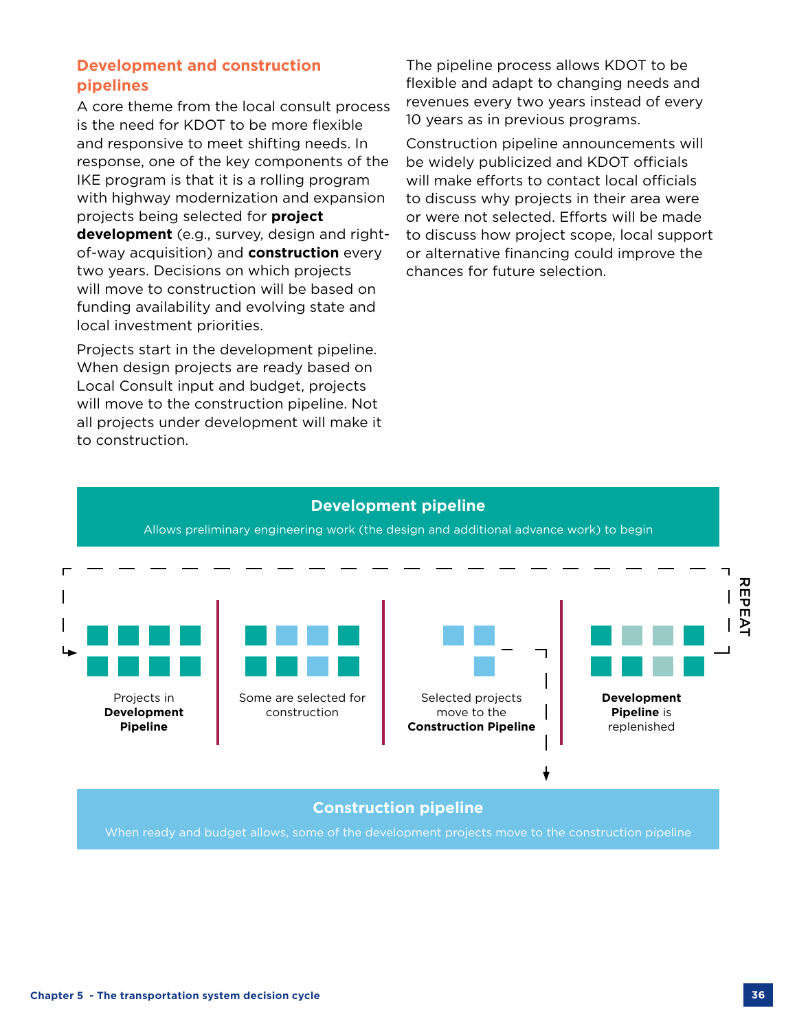## Development and construction pipelines

A core theme from the local consult process is the need for KDOT to be more flexible and responsive to meet shifting needs. In response, one of the key components of the IKE program is that it is a rolling program with highway modernization and expansion projects being selected for **project development** (e.g., survey, design and right-of-way acquisition) and **construction** every two years. Decisions on which projects will move to construction will be based on funding availability and evolving state and local investment priorities.

Projects start in the development pipeline. When design projects are ready based on Local Consult input and budget, projects will move to the construction pipeline. Not all projects under development will make it to construction.

The pipeline process allows KDOT to be flexible and adapt to changing needs and revenues every two years instead of every 10 years as in previous programs.

Construction pipeline announcements will be widely publicized and KDOT officials will make efforts to contact local officials to discuss why projects in their area were or were not selected. Efforts will be made to discuss how project scope, local support or alternative financing could improve the chances for future selection.

**Development pipeline**

Allows preliminary engineering work (the design and additional advance work) to begin

Projects in **Development Pipeline**

Some are selected for construction

Selected projects move to the **Construction Pipeline**

**Development Pipeline** is replenished

REPEAT

**Construction pipeline**

When ready and budget allows, some of the development projects move to the construction pipeline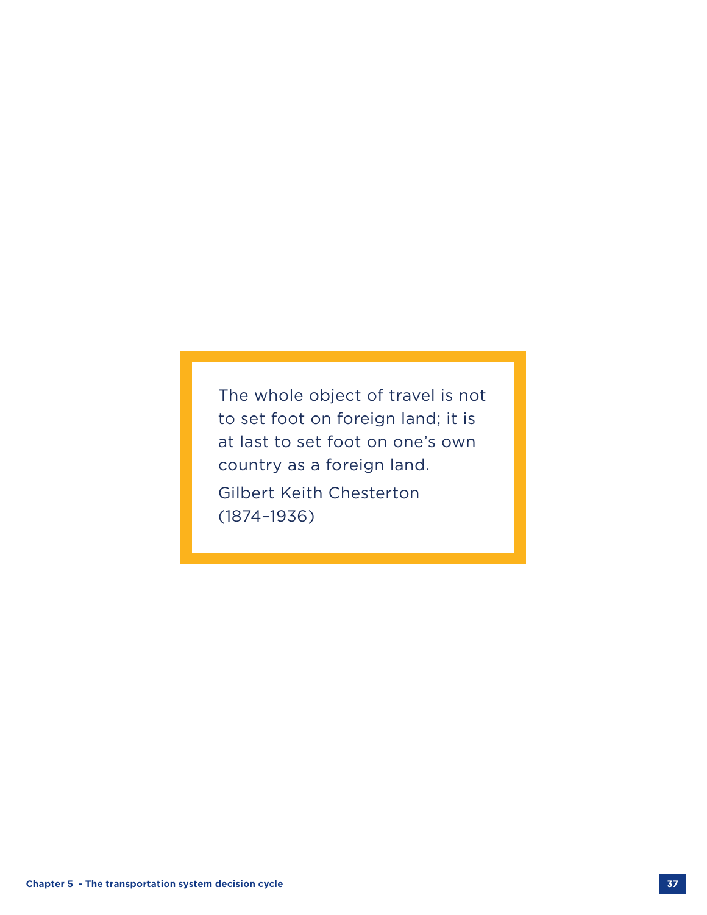> The whole object of travel is not to set foot on foreign land; it is at last to set foot on one's own country as a foreign land.
>
> Gilbert Keith Chesterton (1874–1936)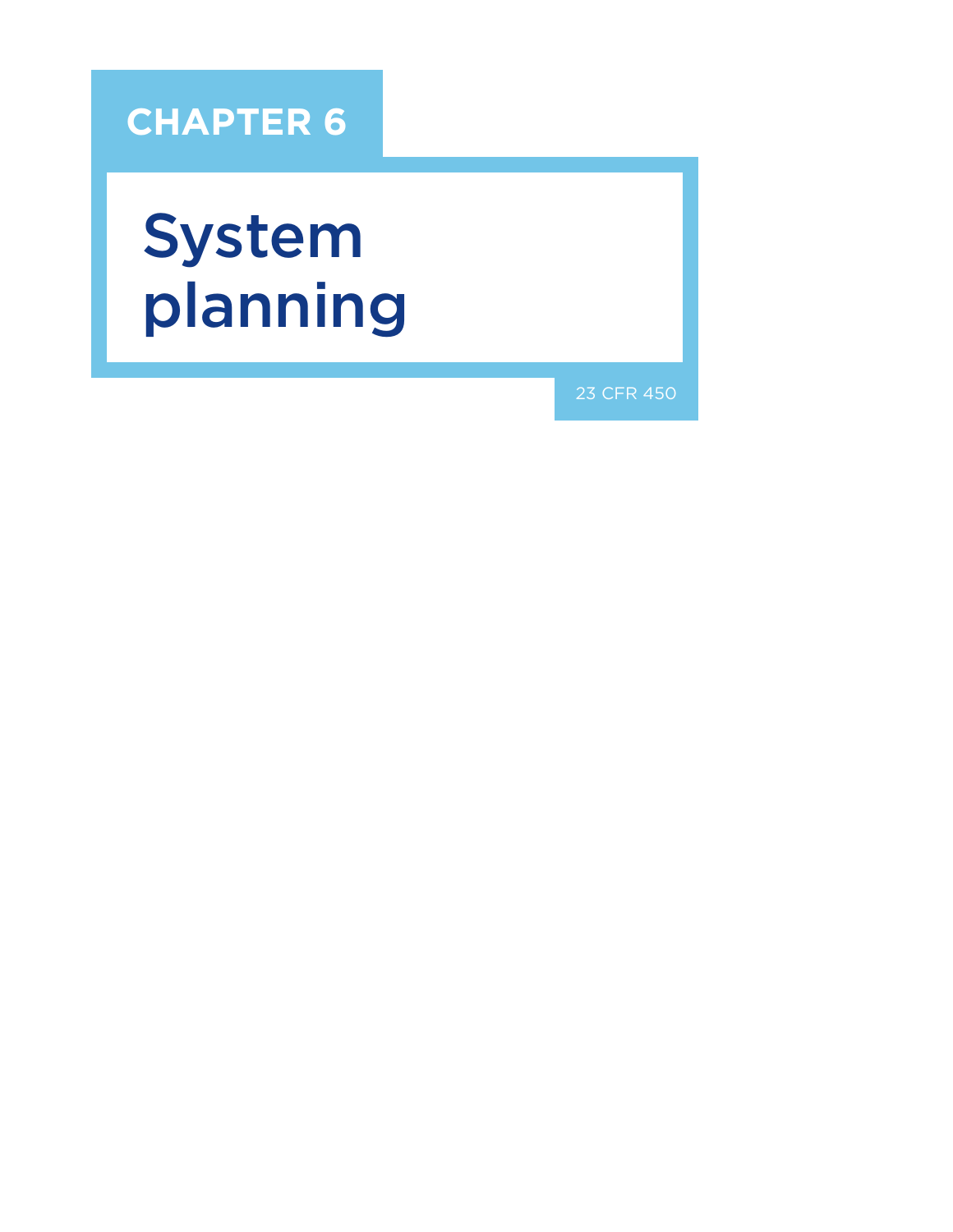CHAPTER 6

# System planning

23 CFR 450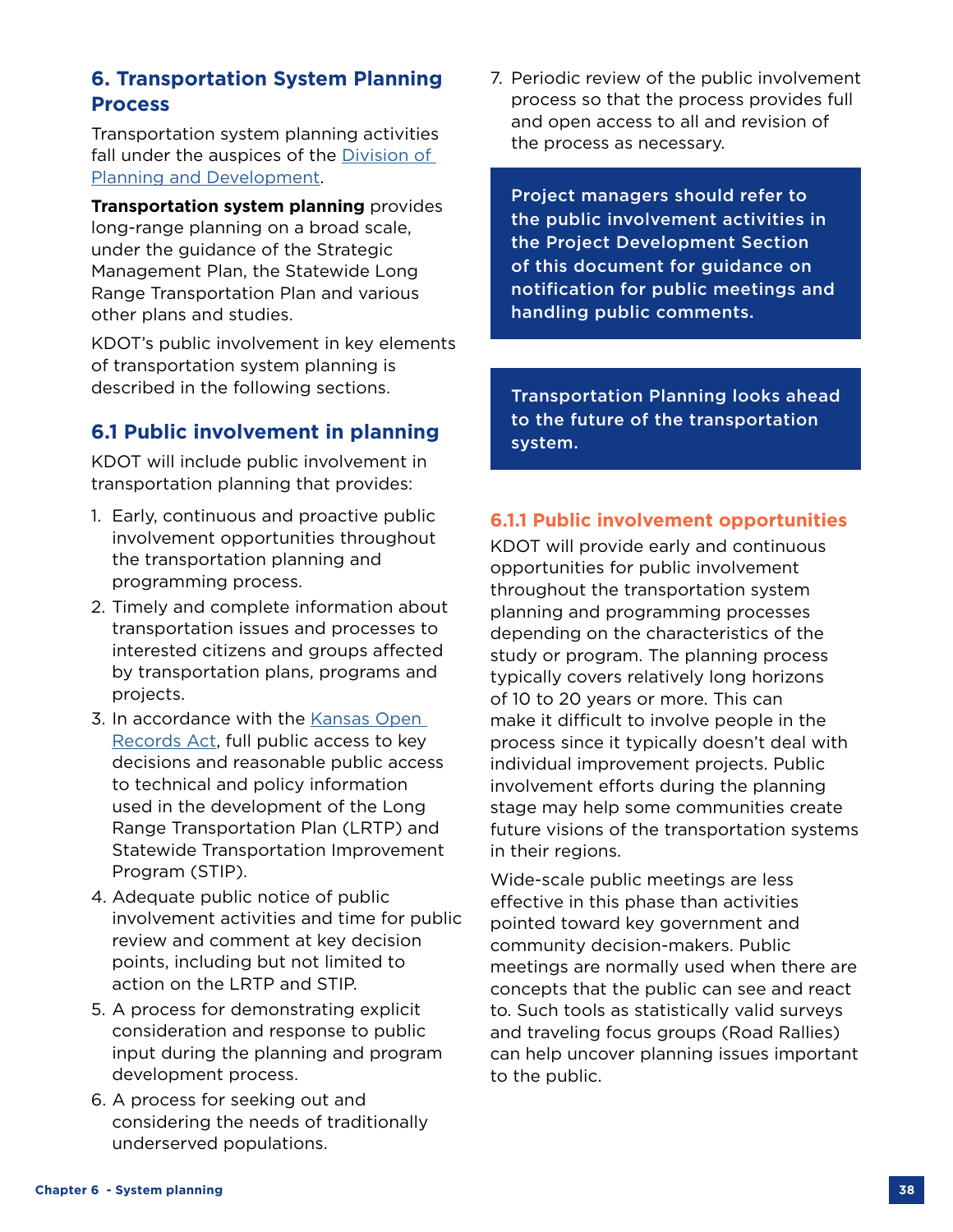## 6. Transportation System Planning Process

Transportation system planning activities fall under the auspices of the Division of Planning and Development.

**Transportation system planning** provides long-range planning on a broad scale, under the guidance of the Strategic Management Plan, the Statewide Long Range Transportation Plan and various other plans and studies.

KDOT's public involvement in key elements of transportation system planning is described in the following sections.

### 6.1 Public involvement in planning

KDOT will include public involvement in transportation planning that provides:

1. Early, continuous and proactive public involvement opportunities throughout the transportation planning and programming process.
2. Timely and complete information about transportation issues and processes to interested citizens and groups affected by transportation plans, programs and projects.
3. In accordance with the Kansas Open Records Act, full public access to key decisions and reasonable public access to technical and policy information used in the development of the Long Range Transportation Plan (LRTP) and Statewide Transportation Improvement Program (STIP).
4. Adequate public notice of public involvement activities and time for public review and comment at key decision points, including but not limited to action on the LRTP and STIP.
5. A process for demonstrating explicit consideration and response to public input during the planning and program development process.
6. A process for seeking out and considering the needs of traditionally underserved populations.
7. Periodic review of the public involvement process so that the process provides full and open access to all and revision of the process as necessary.

**Project managers should refer to the public involvement activities in the Project Development Section of this document for guidance on notification for public meetings and handling public comments.**

Transportation Planning looks ahead to the future of the transportation system.

#### 6.1.1 Public involvement opportunities

KDOT will provide early and continuous opportunities for public involvement throughout the transportation system planning and programming processes depending on the characteristics of the study or program. The planning process typically covers relatively long horizons of 10 to 20 years or more. This can make it difficult to involve people in the process since it typically doesn't deal with individual improvement projects. Public involvement efforts during the planning stage may help some communities create future visions of the transportation systems in their regions.

Wide-scale public meetings are less effective in this phase than activities pointed toward key government and community decision-makers. Public meetings are normally used when there are concepts that the public can see and react to. Such tools as statistically valid surveys and traveling focus groups (Road Rallies) can help uncover planning issues important to the public.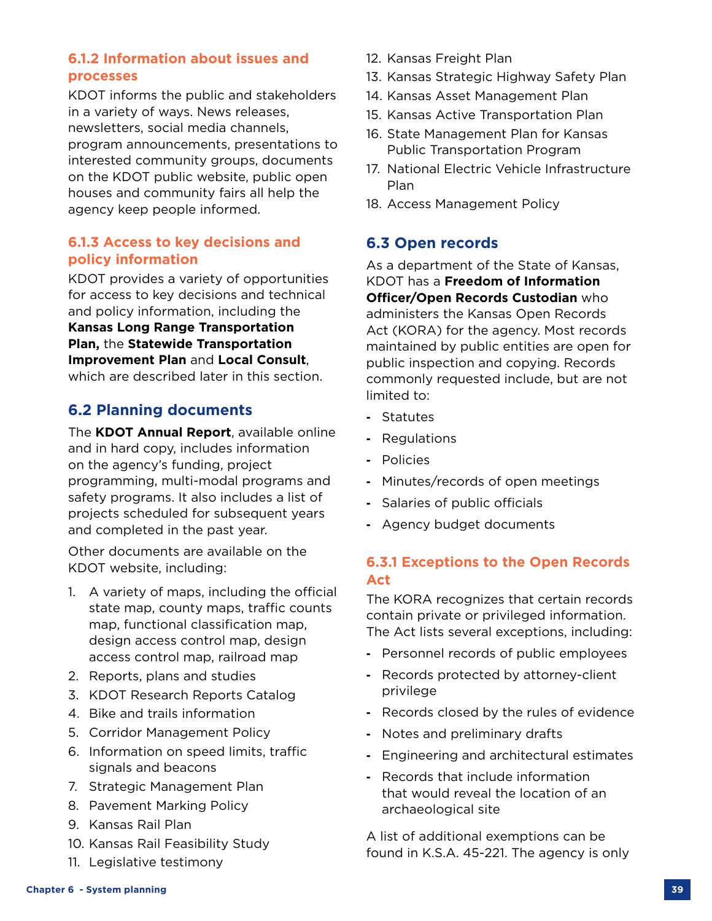### 6.1.2 Information about issues and processes

KDOT informs the public and stakeholders in a variety of ways. News releases, newsletters, social media channels, program announcements, presentations to interested community groups, documents on the KDOT public website, public open houses and community fairs all help the agency keep people informed.

### 6.1.3 Access to key decisions and policy information

KDOT provides a variety of opportunities for access to key decisions and technical and policy information, including the **Kansas Long Range Transportation Plan,** the **Statewide Transportation Improvement Plan** and **Local Consult**, which are described later in this section.

## 6.2 Planning documents

The **KDOT Annual Report**, available online and in hard copy, includes information on the agency's funding, project programming, multi-modal programs and safety programs. It also includes a list of projects scheduled for subsequent years and completed in the past year.

Other documents are available on the KDOT website, including:

1. A variety of maps, including the official state map, county maps, traffic counts map, functional classification map, design access control map, design access control map, railroad map
2. Reports, plans and studies
3. KDOT Research Reports Catalog
4. Bike and trails information
5. Corridor Management Policy
6. Information on speed limits, traffic signals and beacons
7. Strategic Management Plan
8. Pavement Marking Policy
9. Kansas Rail Plan
10. Kansas Rail Feasibility Study
11. Legislative testimony
12. Kansas Freight Plan
13. Kansas Strategic Highway Safety Plan
14. Kansas Asset Management Plan
15. Kansas Active Transportation Plan
16. State Management Plan for Kansas Public Transportation Program
17. National Electric Vehicle Infrastructure Plan
18. Access Management Policy

## 6.3 Open records

As a department of the State of Kansas, KDOT has a **Freedom of Information Officer/Open Records Custodian** who administers the Kansas Open Records Act (KORA) for the agency. Most records maintained by public entities are open for public inspection and copying. Records commonly requested include, but are not limited to:

- Statutes
- Regulations
- Policies
- Minutes/records of open meetings
- Salaries of public officials
- Agency budget documents

### 6.3.1 Exceptions to the Open Records Act

The KORA recognizes that certain records contain private or privileged information. The Act lists several exceptions, including:

- Personnel records of public employees
- Records protected by attorney-client privilege
- Records closed by the rules of evidence
- Notes and preliminary drafts
- Engineering and architectural estimates
- Records that include information that would reveal the location of an archaeological site

A list of additional exemptions can be found in K.S.A. 45-221. The agency is only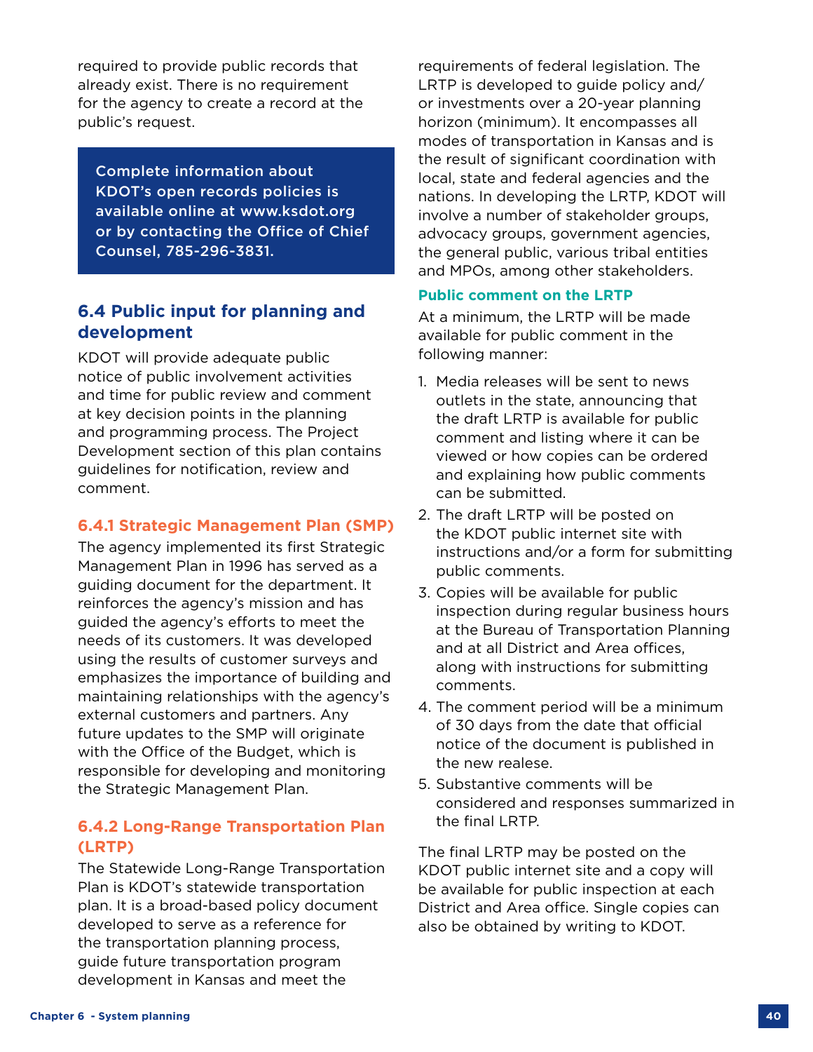required to provide public records that already exist. There is no requirement for the agency to create a record at the public's request.

**Complete information about KDOT's open records policies is available online at www.ksdot.org or by contacting the Office of Chief Counsel, 785-296-3831.**

## 6.4 Public input for planning and development

KDOT will provide adequate public notice of public involvement activities and time for public review and comment at key decision points in the planning and programming process. The Project Development section of this plan contains guidelines for notification, review and comment.

### 6.4.1 Strategic Management Plan (SMP)

The agency implemented its first Strategic Management Plan in 1996 has served as a guiding document for the department. It reinforces the agency's mission and has guided the agency's efforts to meet the needs of its customers. It was developed using the results of customer surveys and emphasizes the importance of building and maintaining relationships with the agency's external customers and partners. Any future updates to the SMP will originate with the Office of the Budget, which is responsible for developing and monitoring the Strategic Management Plan.

### 6.4.2 Long-Range Transportation Plan (LRTP)

The Statewide Long-Range Transportation Plan is KDOT's statewide transportation plan. It is a broad-based policy document developed to serve as a reference for the transportation planning process, guide future transportation program development in Kansas and meet the requirements of federal legislation. The LRTP is developed to guide policy and/or investments over a 20-year planning horizon (minimum). It encompasses all modes of transportation in Kansas and is the result of significant coordination with local, state and federal agencies and the nations. In developing the LRTP, KDOT will involve a number of stakeholder groups, advocacy groups, government agencies, the general public, various tribal entities and MPOs, among other stakeholders.

#### Public comment on the LRTP

At a minimum, the LRTP will be made available for public comment in the following manner:

1. Media releases will be sent to news outlets in the state, announcing that the draft LRTP is available for public comment and listing where it can be viewed or how copies can be ordered and explaining how public comments can be submitted.
2. The draft LRTP will be posted on the KDOT public internet site with instructions and/or a form for submitting public comments.
3. Copies will be available for public inspection during regular business hours at the Bureau of Transportation Planning and at all District and Area offices, along with instructions for submitting comments.
4. The comment period will be a minimum of 30 days from the date that official notice of the document is published in the new realese.
5. Substantive comments will be considered and responses summarized in the final LRTP.

The final LRTP may be posted on the KDOT public internet site and a copy will be available for public inspection at each District and Area office. Single copies can also be obtained by writing to KDOT.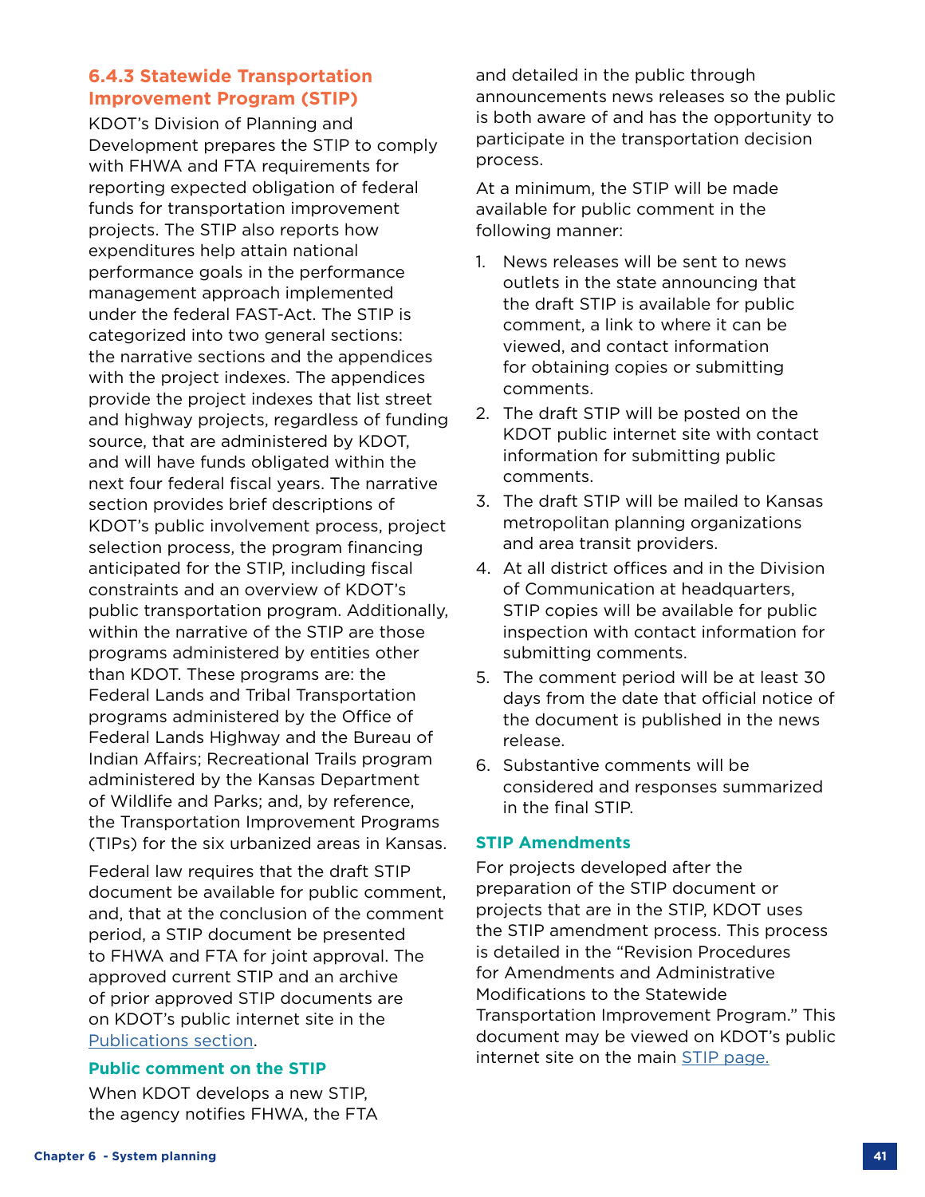### 6.4.3 Statewide Transportation Improvement Program (STIP)

KDOT's Division of Planning and Development prepares the STIP to comply with FHWA and FTA requirements for reporting expected obligation of federal funds for transportation improvement projects. The STIP also reports how expenditures help attain national performance goals in the performance management approach implemented under the federal FAST-Act. The STIP is categorized into two general sections: the narrative sections and the appendices with the project indexes. The appendices provide the project indexes that list street and highway projects, regardless of funding source, that are administered by KDOT, and will have funds obligated within the next four federal fiscal years. The narrative section provides brief descriptions of KDOT's public involvement process, project selection process, the program financing anticipated for the STIP, including fiscal constraints and an overview of KDOT's public transportation program. Additionally, within the narrative of the STIP are those programs administered by entities other than KDOT. These programs are: the Federal Lands and Tribal Transportation programs administered by the Office of Federal Lands Highway and the Bureau of Indian Affairs; Recreational Trails program administered by the Kansas Department of Wildlife and Parks; and, by reference, the Transportation Improvement Programs (TIPs) for the six urbanized areas in Kansas.

Federal law requires that the draft STIP document be available for public comment, and, that at the conclusion of the comment period, a STIP document be presented to FHWA and FTA for joint approval. The approved current STIP and an archive of prior approved STIP documents are on KDOT's public internet site in the Publications section.

#### Public comment on the STIP

When KDOT develops a new STIP, the agency notifies FHWA, the FTA and detailed in the public through announcements news releases so the public is both aware of and has the opportunity to participate in the transportation decision process.

At a minimum, the STIP will be made available for public comment in the following manner:

1. News releases will be sent to news outlets in the state announcing that the draft STIP is available for public comment, a link to where it can be viewed, and contact information for obtaining copies or submitting comments.
2. The draft STIP will be posted on the KDOT public internet site with contact information for submitting public comments.
3. The draft STIP will be mailed to Kansas metropolitan planning organizations and area transit providers.
4. At all district offices and in the Division of Communication at headquarters, STIP copies will be available for public inspection with contact information for submitting comments.
5. The comment period will be at least 30 days from the date that official notice of the document is published in the news release.
6. Substantive comments will be considered and responses summarized in the final STIP.

#### STIP Amendments

For projects developed after the preparation of the STIP document or projects that are in the STIP, KDOT uses the STIP amendment process. This process is detailed in the "Revision Procedures for Amendments and Administrative Modifications to the Statewide Transportation Improvement Program." This document may be viewed on KDOT's public internet site on the main STIP page.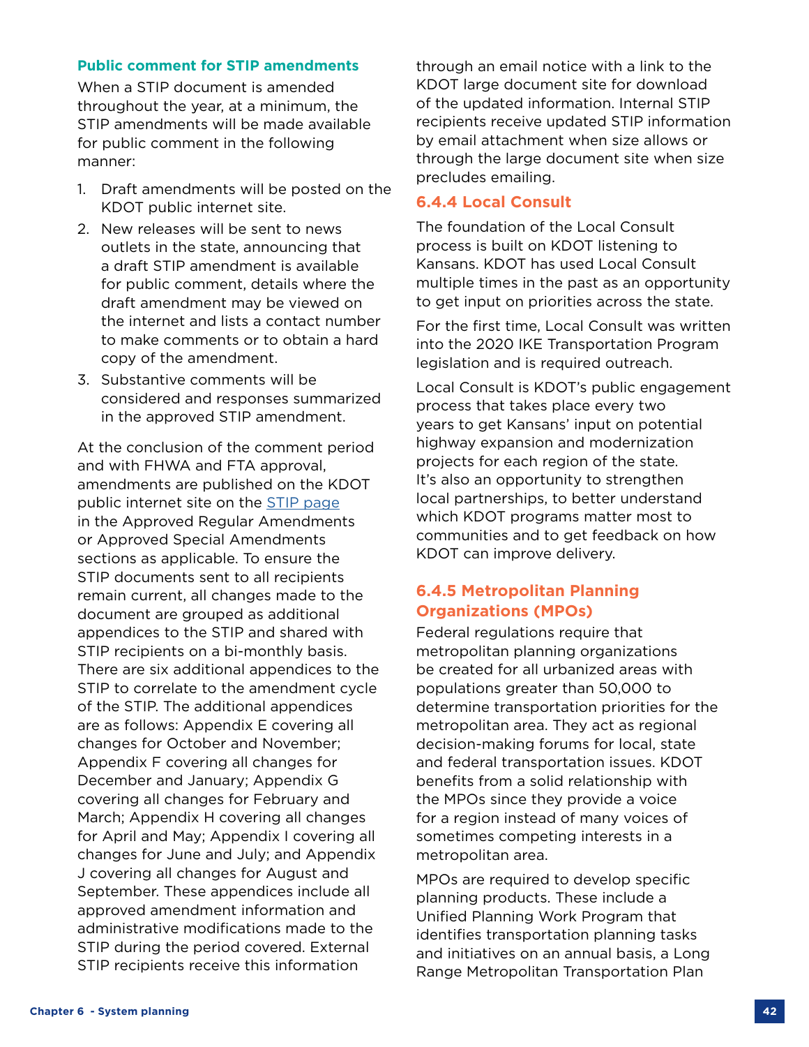### Public comment for STIP amendments

When a STIP document is amended throughout the year, at a minimum, the STIP amendments will be made available for public comment in the following manner:

1. Draft amendments will be posted on the KDOT public internet site.
2. New releases will be sent to news outlets in the state, announcing that a draft STIP amendment is available for public comment, details where the draft amendment may be viewed on the internet and lists a contact number to make comments or to obtain a hard copy of the amendment.
3. Substantive comments will be considered and responses summarized in the approved STIP amendment.

At the conclusion of the comment period and with FHWA and FTA approval, amendments are published on the KDOT public internet site on the STIP page in the Approved Regular Amendments or Approved Special Amendments sections as applicable. To ensure the STIP documents sent to all recipients remain current, all changes made to the document are grouped as additional appendices to the STIP and shared with STIP recipients on a bi-monthly basis. There are six additional appendices to the STIP to correlate to the amendment cycle of the STIP. The additional appendices are as follows: Appendix E covering all changes for October and November; Appendix F covering all changes for December and January; Appendix G covering all changes for February and March; Appendix H covering all changes for April and May; Appendix I covering all changes for June and July; and Appendix J covering all changes for August and September. These appendices include all approved amendment information and administrative modifications made to the STIP during the period covered. External STIP recipients receive this information through an email notice with a link to the KDOT large document site for download of the updated information. Internal STIP recipients receive updated STIP information by email attachment when size allows or through the large document site when size precludes emailing.

## 6.4.4 Local Consult

The foundation of the Local Consult process is built on KDOT listening to Kansans. KDOT has used Local Consult multiple times in the past as an opportunity to get input on priorities across the state.

For the first time, Local Consult was written into the 2020 IKE Transportation Program legislation and is required outreach.

Local Consult is KDOT's public engagement process that takes place every two years to get Kansans' input on potential highway expansion and modernization projects for each region of the state. It's also an opportunity to strengthen local partnerships, to better understand which KDOT programs matter most to communities and to get feedback on how KDOT can improve delivery.

## 6.4.5 Metropolitan Planning Organizations (MPOs)

Federal regulations require that metropolitan planning organizations be created for all urbanized areas with populations greater than 50,000 to determine transportation priorities for the metropolitan area. They act as regional decision-making forums for local, state and federal transportation issues. KDOT benefits from a solid relationship with the MPOs since they provide a voice for a region instead of many voices of sometimes competing interests in a metropolitan area.

MPOs are required to develop specific planning products. These include a Unified Planning Work Program that identifies transportation planning tasks and initiatives on an annual basis, a Long Range Metropolitan Transportation Plan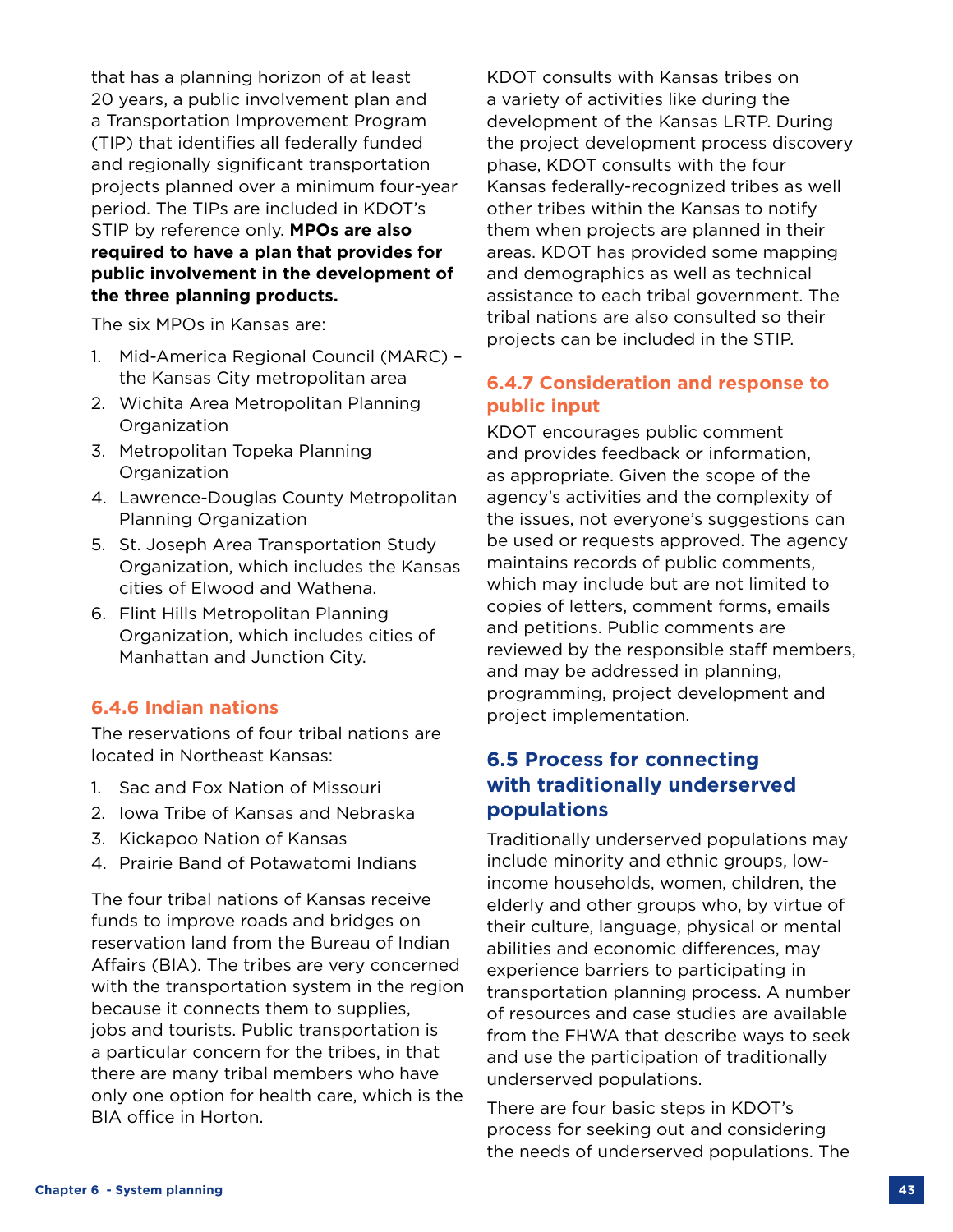that has a planning horizon of at least 20 years, a public involvement plan and a Transportation Improvement Program (TIP) that identifies all federally funded and regionally significant transportation projects planned over a minimum four-year period. The TIPs are included in KDOT's STIP by reference only. **MPOs are also required to have a plan that provides for public involvement in the development of the three planning products.**

The six MPOs in Kansas are:

1. Mid-America Regional Council (MARC) – the Kansas City metropolitan area
2. Wichita Area Metropolitan Planning Organization
3. Metropolitan Topeka Planning Organization
4. Lawrence-Douglas County Metropolitan Planning Organization
5. St. Joseph Area Transportation Study Organization, which includes the Kansas cities of Elwood and Wathena.
6. Flint Hills Metropolitan Planning Organization, which includes cities of Manhattan and Junction City.

### 6.4.6 Indian nations

The reservations of four tribal nations are located in Northeast Kansas:

1. Sac and Fox Nation of Missouri
2. Iowa Tribe of Kansas and Nebraska
3. Kickapoo Nation of Kansas
4. Prairie Band of Potawatomi Indians

The four tribal nations of Kansas receive funds to improve roads and bridges on reservation land from the Bureau of Indian Affairs (BIA). The tribes are very concerned with the transportation system in the region because it connects them to supplies, jobs and tourists. Public transportation is a particular concern for the tribes, in that there are many tribal members who have only one option for health care, which is the BIA office in Horton.

KDOT consults with Kansas tribes on a variety of activities like during the development of the Kansas LRTP. During the project development process discovery phase, KDOT consults with the four Kansas federally-recognized tribes as well other tribes within the Kansas to notify them when projects are planned in their areas. KDOT has provided some mapping and demographics as well as technical assistance to each tribal government. The tribal nations are also consulted so their projects can be included in the STIP.

### 6.4.7 Consideration and response to public input

KDOT encourages public comment and provides feedback or information, as appropriate. Given the scope of the agency's activities and the complexity of the issues, not everyone's suggestions can be used or requests approved. The agency maintains records of public comments, which may include but are not limited to copies of letters, comment forms, emails and petitions. Public comments are reviewed by the responsible staff members, and may be addressed in planning, programming, project development and project implementation.

## 6.5 Process for connecting with traditionally underserved populations

Traditionally underserved populations may include minority and ethnic groups, low-income households, women, children, the elderly and other groups who, by virtue of their culture, language, physical or mental abilities and economic differences, may experience barriers to participating in transportation planning process. A number of resources and case studies are available from the FHWA that describe ways to seek and use the participation of traditionally underserved populations.

There are four basic steps in KDOT's process for seeking out and considering the needs of underserved populations. The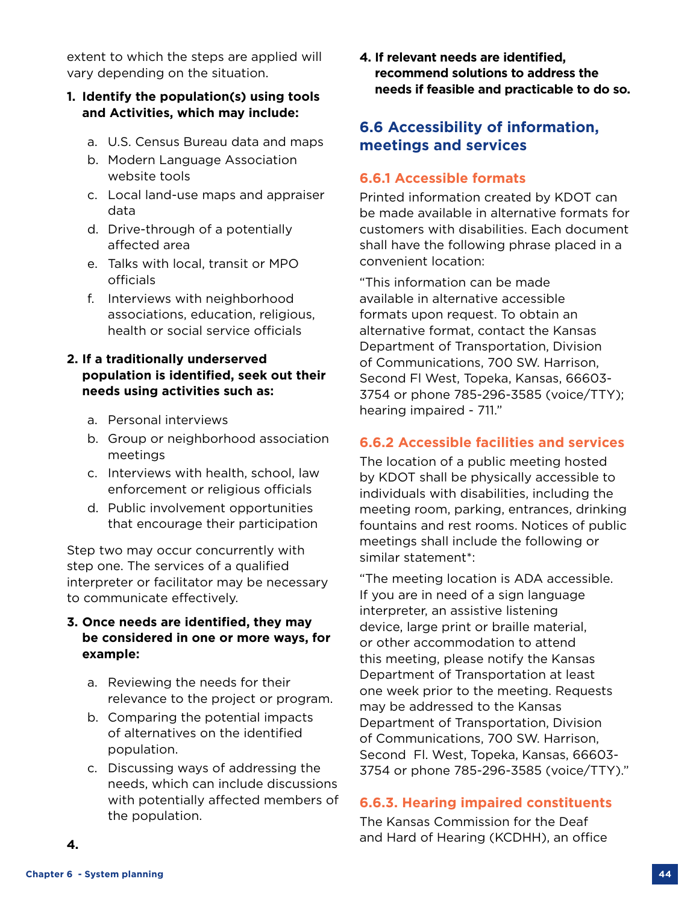extent to which the steps are applied will vary depending on the situation.

1. **Identify the population(s) using tools and Activities, which may include:**
   a. U.S. Census Bureau data and maps
   b. Modern Language Association website tools
   c. Local land-use maps and appraiser data
   d. Drive-through of a potentially affected area
   e. Talks with local, transit or MPO officials
   f. Interviews with neighborhood associations, education, religious, health or social service officials

2. **If a traditionally underserved population is identified, seek out their needs using activities such as:**
   a. Personal interviews
   b. Group or neighborhood association meetings
   c. Interviews with health, school, law enforcement or religious officials
   d. Public involvement opportunities that encourage their participation

Step two may occur concurrently with step one. The services of a qualified interpreter or facilitator may be necessary to communicate effectively.

3. **Once needs are identified, they may be considered in one or more ways, for example:**
   a. Reviewing the needs for their relevance to the project or program.
   b. Comparing the potential impacts of alternatives on the identified population.
   c. Discussing ways of addressing the needs, which can include discussions with potentially affected members of the population.

4.

4. **If relevant needs are identified, recommend solutions to address the needs if feasible and practicable to do so.**

## 6.6 Accessibility of information, meetings and services

### 6.6.1 Accessible formats

Printed information created by KDOT can be made available in alternative formats for customers with disabilities. Each document shall have the following phrase placed in a convenient location:

"This information can be made available in alternative accessible formats upon request. To obtain an alternative format, contact the Kansas Department of Transportation, Division of Communications, 700 SW. Harrison, Second Fl West, Topeka, Kansas, 66603-3754 or phone 785-296-3585 (voice/TTY); hearing impaired - 711."

### 6.6.2 Accessible facilities and services

The location of a public meeting hosted by KDOT shall be physically accessible to individuals with disabilities, including the meeting room, parking, entrances, drinking fountains and rest rooms. Notices of public meetings shall include the following or similar statement*:

"The meeting location is ADA accessible. If you are in need of a sign language interpreter, an assistive listening device, large print or braille material, or other accommodation to attend this meeting, please notify the Kansas Department of Transportation at least one week prior to the meeting. Requests may be addressed to the Kansas Department of Transportation, Division of Communications, 700 SW. Harrison, Second Fl. West, Topeka, Kansas, 66603-3754 or phone 785-296-3585 (voice/TTY)."

### 6.6.3. Hearing impaired constituents

The Kansas Commission for the Deaf and Hard of Hearing (KCDHH), an office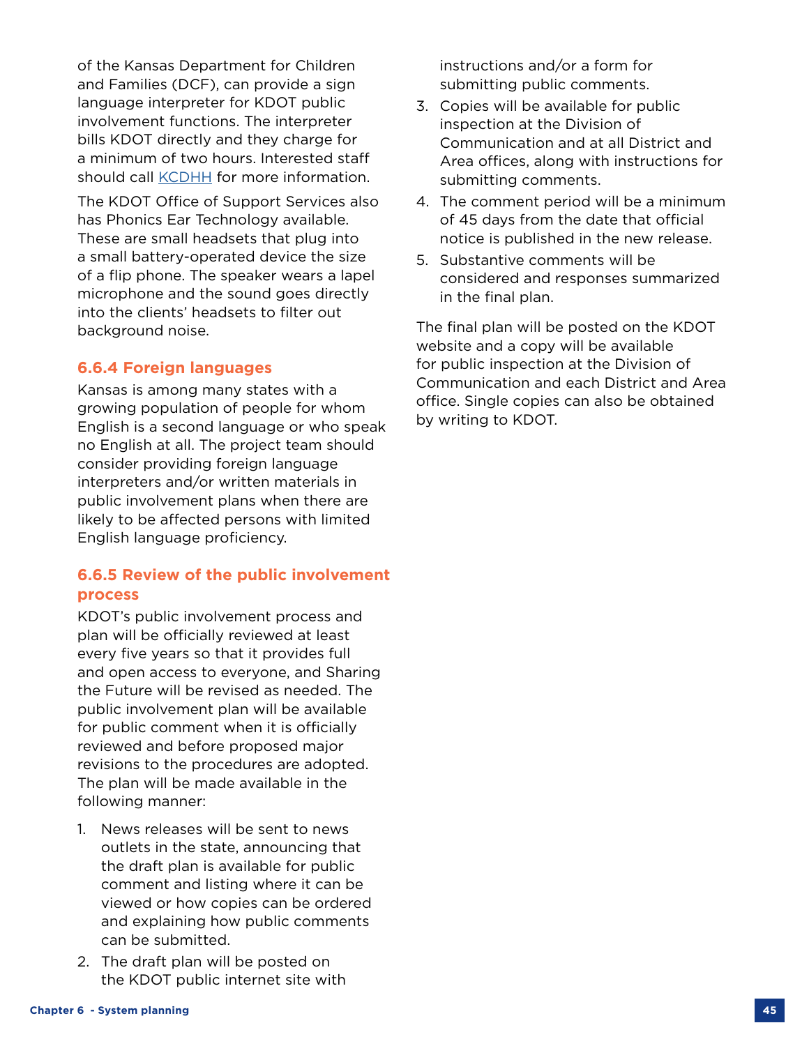of the Kansas Department for Children and Families (DCF), can provide a sign language interpreter for KDOT public involvement functions. The interpreter bills KDOT directly and they charge for a minimum of two hours. Interested staff should call KCDHH for more information.

The KDOT Office of Support Services also has Phonics Ear Technology available. These are small headsets that plug into a small battery-operated device the size of a flip phone. The speaker wears a lapel microphone and the sound goes directly into the clients' headsets to filter out background noise.

### 6.6.4 Foreign languages

Kansas is among many states with a growing population of people for whom English is a second language or who speak no English at all. The project team should consider providing foreign language interpreters and/or written materials in public involvement plans when there are likely to be affected persons with limited English language proficiency.

### 6.6.5 Review of the public involvement process

KDOT's public involvement process and plan will be officially reviewed at least every five years so that it provides full and open access to everyone, and Sharing the Future will be revised as needed. The public involvement plan will be available for public comment when it is officially reviewed and before proposed major revisions to the procedures are adopted. The plan will be made available in the following manner:

1. News releases will be sent to news outlets in the state, announcing that the draft plan is available for public comment and listing where it can be viewed or how copies can be ordered and explaining how public comments can be submitted.
2. The draft plan will be posted on the KDOT public internet site with instructions and/or a form for submitting public comments.
3. Copies will be available for public inspection at the Division of Communication and at all District and Area offices, along with instructions for submitting comments.
4. The comment period will be a minimum of 45 days from the date that official notice is published in the new release.
5. Substantive comments will be considered and responses summarized in the final plan.

The final plan will be posted on the KDOT website and a copy will be available for public inspection at the Division of Communication and each District and Area office. Single copies can also be obtained by writing to KDOT.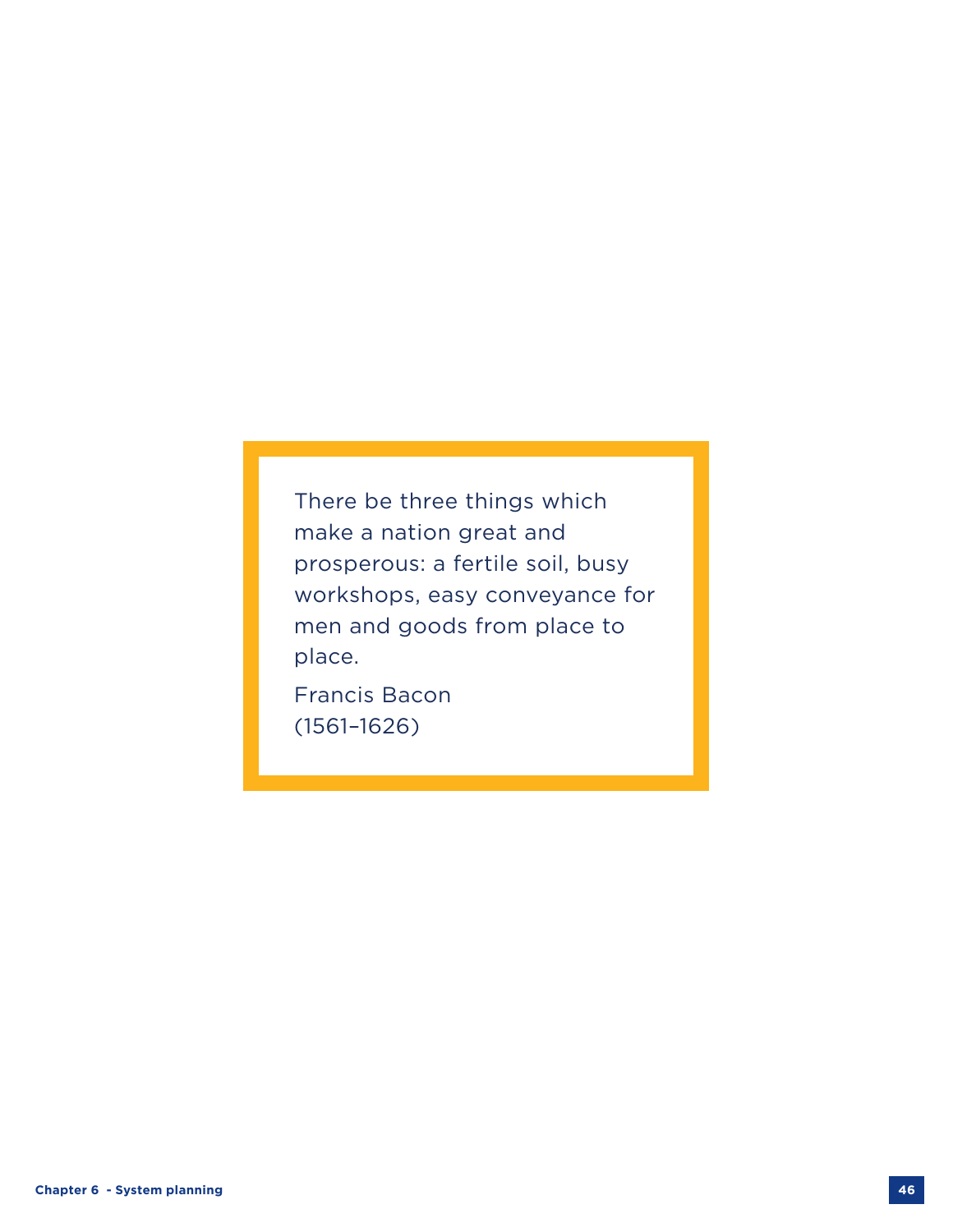> There be three things which make a nation great and prosperous: a fertile soil, busy workshops, easy conveyance for men and goods from place to place.
>
> Francis Bacon
> (1561–1626)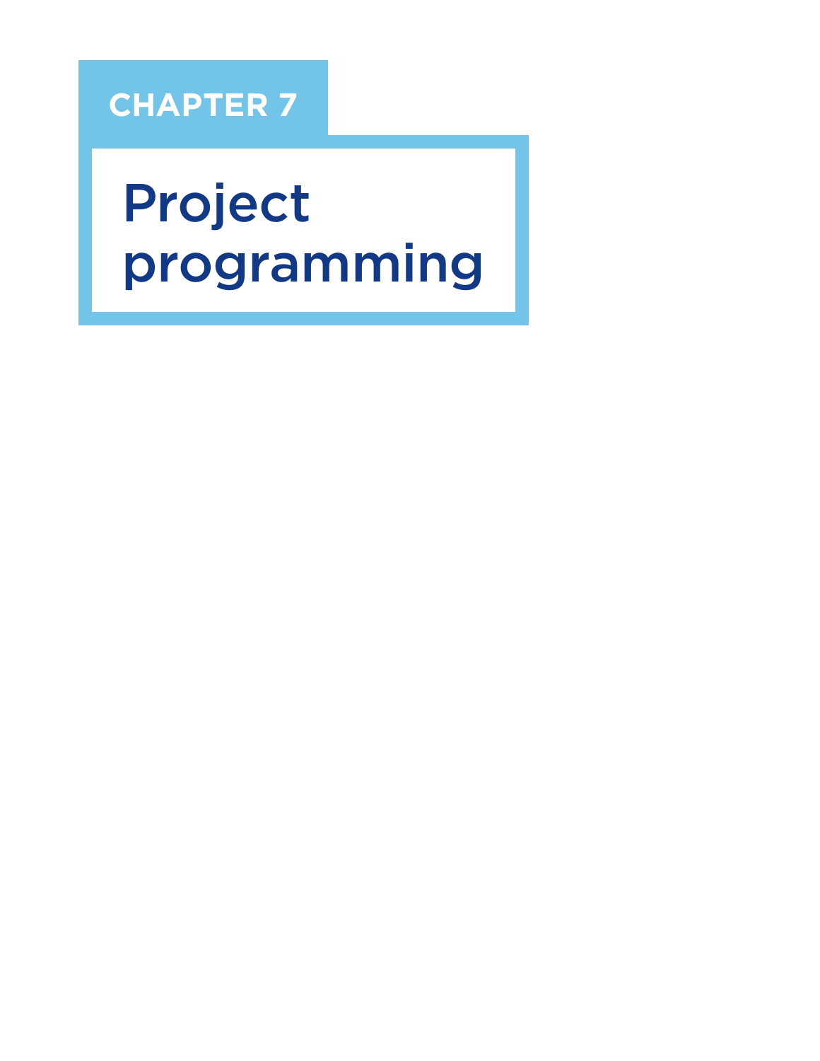# CHAPTER 7

# Project programming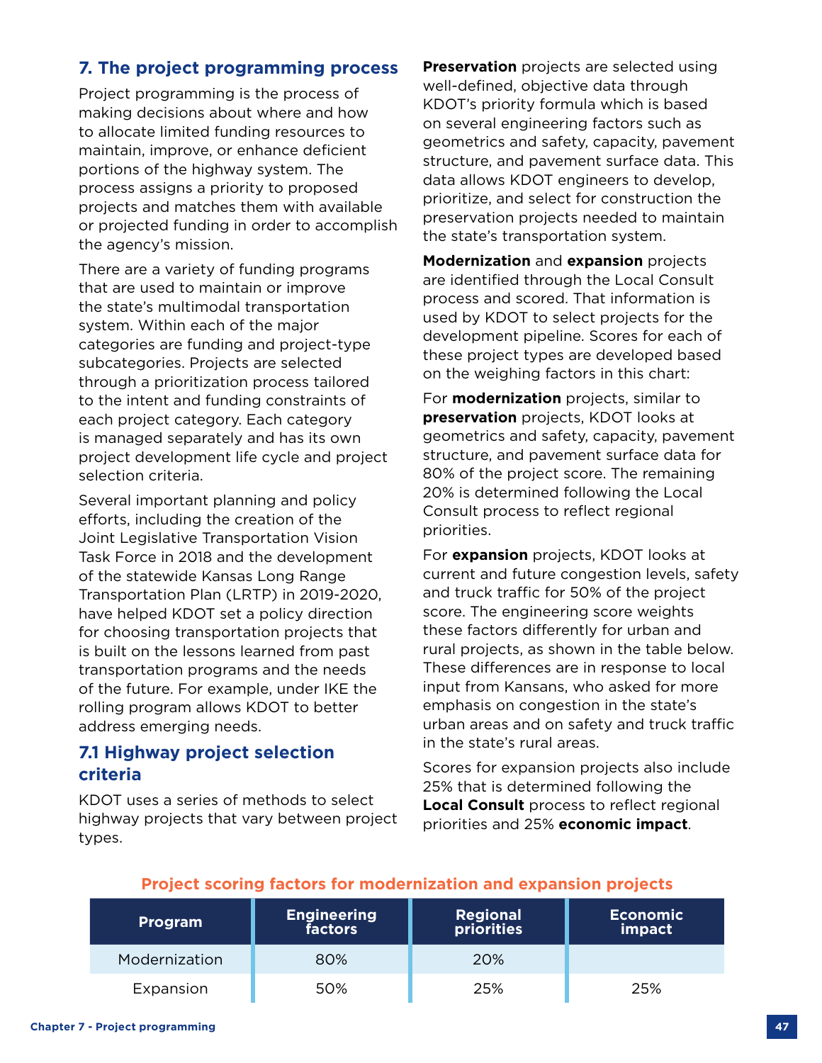## 7. The project programming process

Project programming is the process of making decisions about where and how to allocate limited funding resources to maintain, improve, or enhance deficient portions of the highway system. The process assigns a priority to proposed projects and matches them with available or projected funding in order to accomplish the agency's mission.

There are a variety of funding programs that are used to maintain or improve the state's multimodal transportation system. Within each of the major categories are funding and project-type subcategories. Projects are selected through a prioritization process tailored to the intent and funding constraints of each project category. Each category is managed separately and has its own project development life cycle and project selection criteria.

Several important planning and policy efforts, including the creation of the Joint Legislative Transportation Vision Task Force in 2018 and the development of the statewide Kansas Long Range Transportation Plan (LRTP) in 2019-2020, have helped KDOT set a policy direction for choosing transportation projects that is built on the lessons learned from past transportation programs and the needs of the future. For example, under IKE the rolling program allows KDOT to better address emerging needs.

### 7.1 Highway project selection criteria

KDOT uses a series of methods to select highway projects that vary between project types.

**Preservation** projects are selected using well-defined, objective data through KDOT's priority formula which is based on several engineering factors such as geometrics and safety, capacity, pavement structure, and pavement surface data. This data allows KDOT engineers to develop, prioritize, and select for construction the preservation projects needed to maintain the state's transportation system.

**Modernization** and **expansion** projects are identified through the Local Consult process and scored. That information is used by KDOT to select projects for the development pipeline. Scores for each of these project types are developed based on the weighing factors in this chart:

For **modernization** projects, similar to **preservation** projects, KDOT looks at geometrics and safety, capacity, pavement structure, and pavement surface data for 80% of the project score. The remaining 20% is determined following the Local Consult process to reflect regional priorities.

For **expansion** projects, KDOT looks at current and future congestion levels, safety and truck traffic for 50% of the project score. The engineering score weights these factors differently for urban and rural projects, as shown in the table below. These differences are in response to local input from Kansans, who asked for more emphasis on congestion in the state's urban areas and on safety and truck traffic in the state's rural areas.

Scores for expansion projects also include 25% that is determined following the **Local Consult** process to reflect regional priorities and 25% **economic impact**.

**Project scoring factors for modernization and expansion projects**

| Program | Engineering factors | Regional priorities | Economic impact |
|---|---|---|---|
| Modernization | 80% | 20% | |
| Expansion | 50% | 25% | 25% |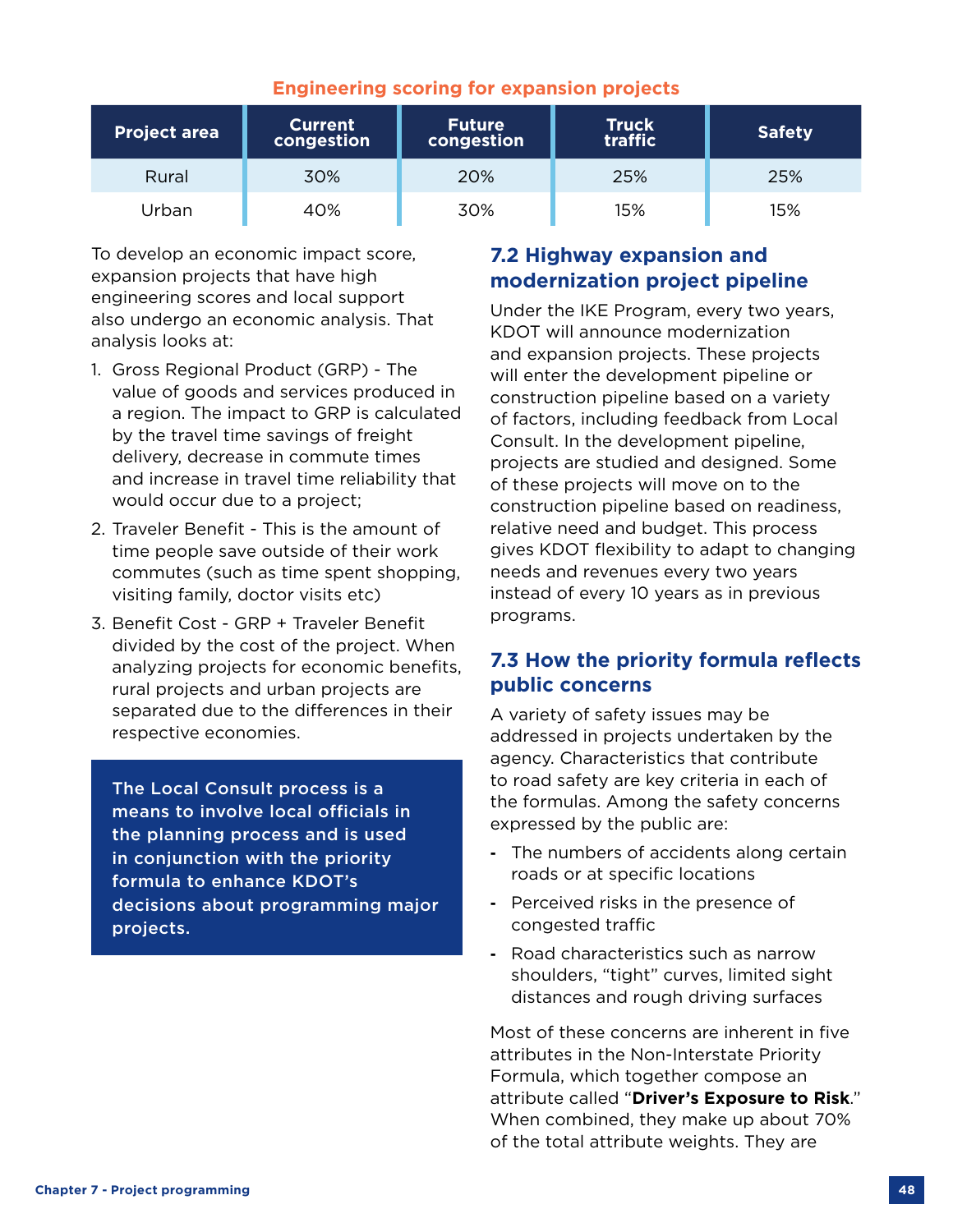**Engineering scoring for expansion projects**

| Project area | Current congestion | Future congestion | Truck traffic | Safety |
|---|---|---|---|---|
| Rural | 30% | 20% | 25% | 25% |
| Urban | 40% | 30% | 15% | 15% |

To develop an economic impact score, expansion projects that have high engineering scores and local support also undergo an economic analysis. That analysis looks at:

1. Gross Regional Product (GRP) - The value of goods and services produced in a region. The impact to GRP is calculated by the travel time savings of freight delivery, decrease in commute times and increase in travel time reliability that would occur due to a project;
2. Traveler Benefit - This is the amount of time people save outside of their work commutes (such as time spent shopping, visiting family, doctor visits etc)
3. Benefit Cost - GRP + Traveler Benefit divided by the cost of the project. When analyzing projects for economic benefits, rural projects and urban projects are separated due to the differences in their respective economies.

**The Local Consult process is a means to involve local officials in the planning process and is used in conjunction with the priority formula to enhance KDOT's decisions about programming major projects.**

## 7.2 Highway expansion and modernization project pipeline

Under the IKE Program, every two years, KDOT will announce modernization and expansion projects. These projects will enter the development pipeline or construction pipeline based on a variety of factors, including feedback from Local Consult. In the development pipeline, projects are studied and designed. Some of these projects will move on to the construction pipeline based on readiness, relative need and budget. This process gives KDOT flexibility to adapt to changing needs and revenues every two years instead of every 10 years as in previous programs.

## 7.3 How the priority formula reflects public concerns

A variety of safety issues may be addressed in projects undertaken by the agency. Characteristics that contribute to road safety are key criteria in each of the formulas. Among the safety concerns expressed by the public are:

- The numbers of accidents along certain roads or at specific locations
- Perceived risks in the presence of congested traffic
- Road characteristics such as narrow shoulders, "tight" curves, limited sight distances and rough driving surfaces

Most of these concerns are inherent in five attributes in the Non-Interstate Priority Formula, which together compose an attribute called "**Driver's Exposure to Risk**." When combined, they make up about 70% of the total attribute weights. They are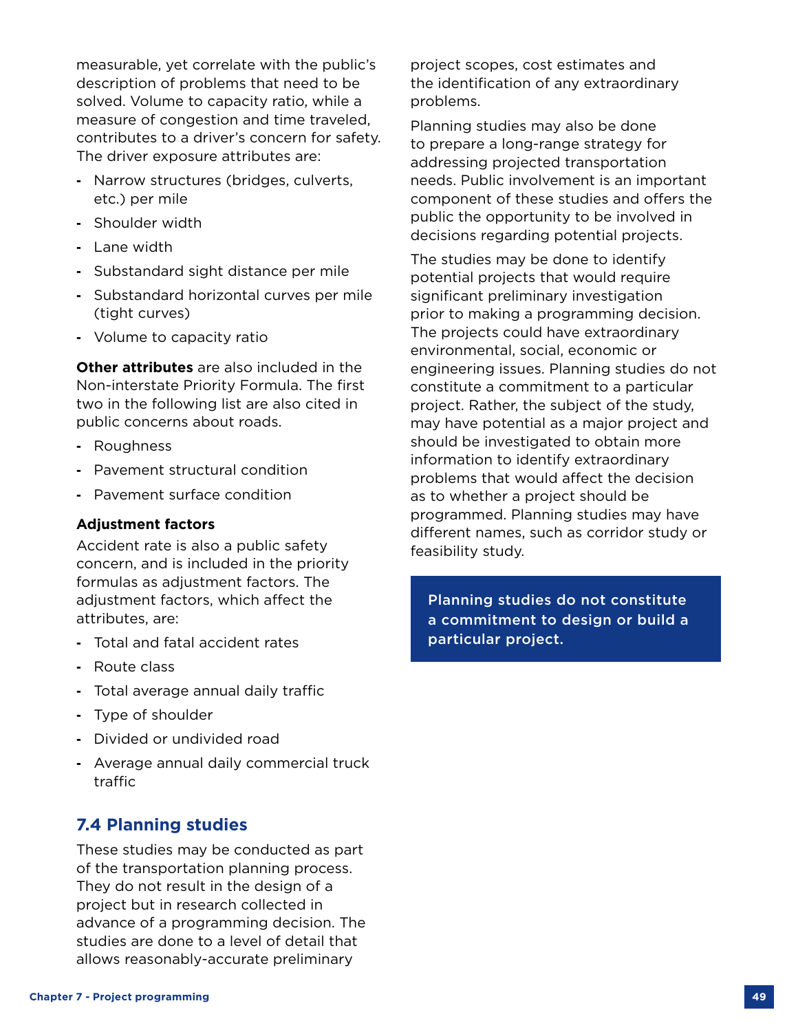measurable, yet correlate with the public's description of problems that need to be solved. Volume to capacity ratio, while a measure of congestion and time traveled, contributes to a driver's concern for safety. The driver exposure attributes are:

- Narrow structures (bridges, culverts, etc.) per mile
- Shoulder width
- Lane width
- Substandard sight distance per mile
- Substandard horizontal curves per mile (tight curves)
- Volume to capacity ratio

**Other attributes** are also included in the Non-interstate Priority Formula. The first two in the following list are also cited in public concerns about roads.

- Roughness
- Pavement structural condition
- Pavement surface condition

**Adjustment factors**

Accident rate is also a public safety concern, and is included in the priority formulas as adjustment factors. The adjustment factors, which affect the attributes, are:

- Total and fatal accident rates
- Route class
- Total average annual daily traffic
- Type of shoulder
- Divided or undivided road
- Average annual daily commercial truck traffic

## 7.4 Planning studies

These studies may be conducted as part of the transportation planning process. They do not result in the design of a project but in research collected in advance of a programming decision. The studies are done to a level of detail that allows reasonably-accurate preliminary project scopes, cost estimates and the identification of any extraordinary problems.

Planning studies may also be done to prepare a long-range strategy for addressing projected transportation needs. Public involvement is an important component of these studies and offers the public the opportunity to be involved in decisions regarding potential projects.

The studies may be done to identify potential projects that would require significant preliminary investigation prior to making a programming decision. The projects could have extraordinary environmental, social, economic or engineering issues. Planning studies do not constitute a commitment to a particular project. Rather, the subject of the study, may have potential as a major project and should be investigated to obtain more information to identify extraordinary problems that would affect the decision as to whether a project should be programmed. Planning studies may have different names, such as corridor study or feasibility study.

**Planning studies do not constitute a commitment to design or build a particular project.**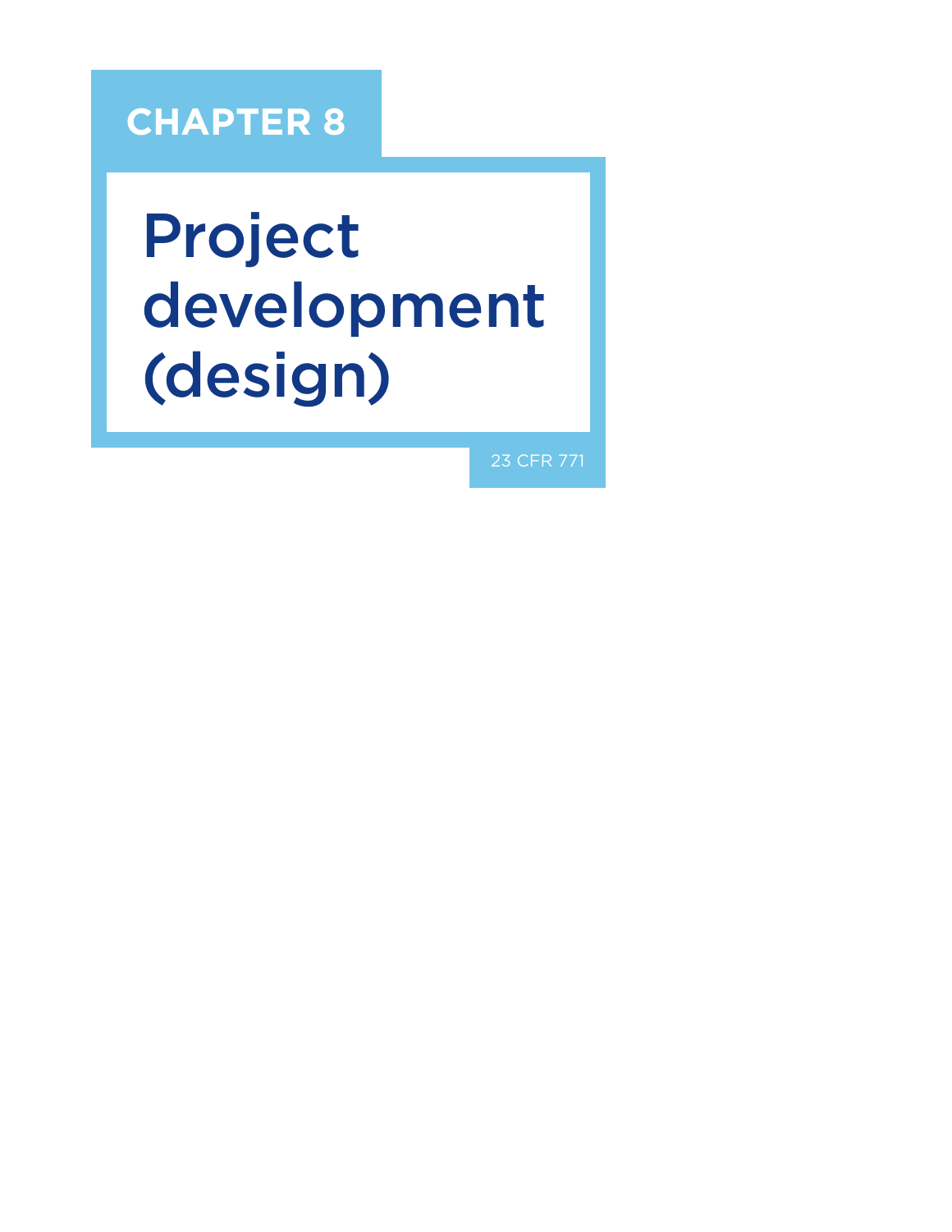**CHAPTER 8**

# Project development (design)

23 CFR 771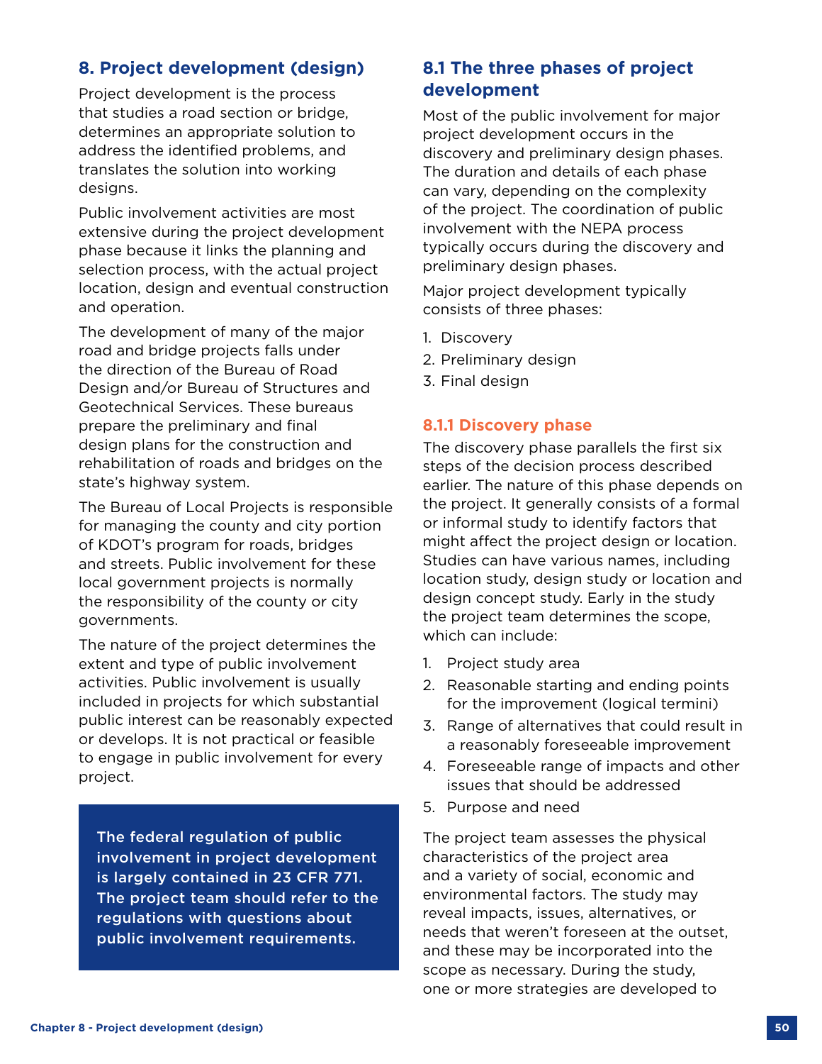# 8. Project development (design)

Project development is the process that studies a road section or bridge, determines an appropriate solution to address the identified problems, and translates the solution into working designs.

Public involvement activities are most extensive during the project development phase because it links the planning and selection process, with the actual project location, design and eventual construction and operation.

The development of many of the major road and bridge projects falls under the direction of the Bureau of Road Design and/or Bureau of Structures and Geotechnical Services. These bureaus prepare the preliminary and final design plans for the construction and rehabilitation of roads and bridges on the state's highway system.

The Bureau of Local Projects is responsible for managing the county and city portion of KDOT's program for roads, bridges and streets. Public involvement for these local government projects is normally the responsibility of the county or city governments.

The nature of the project determines the extent and type of public involvement activities. Public involvement is usually included in projects for which substantial public interest can be reasonably expected or develops. It is not practical or feasible to engage in public involvement for every project.

**The federal regulation of public involvement in project development is largely contained in 23 CFR 771. The project team should refer to the regulations with questions about public involvement requirements.**

## 8.1 The three phases of project development

Most of the public involvement for major project development occurs in the discovery and preliminary design phases. The duration and details of each phase can vary, depending on the complexity of the project. The coordination of public involvement with the NEPA process typically occurs during the discovery and preliminary design phases.

Major project development typically consists of three phases:

1. Discovery
2. Preliminary design
3. Final design

### 8.1.1 Discovery phase

The discovery phase parallels the first six steps of the decision process described earlier. The nature of this phase depends on the project. It generally consists of a formal or informal study to identify factors that might affect the project design or location. Studies can have various names, including location study, design study or location and design concept study. Early in the study the project team determines the scope, which can include:

1. Project study area
2. Reasonable starting and ending points for the improvement (logical termini)
3. Range of alternatives that could result in a reasonably foreseeable improvement
4. Foreseeable range of impacts and other issues that should be addressed
5. Purpose and need

The project team assesses the physical characteristics of the project area and a variety of social, economic and environmental factors. The study may reveal impacts, issues, alternatives, or needs that weren't foreseen at the outset, and these may be incorporated into the scope as necessary. During the study, one or more strategies are developed to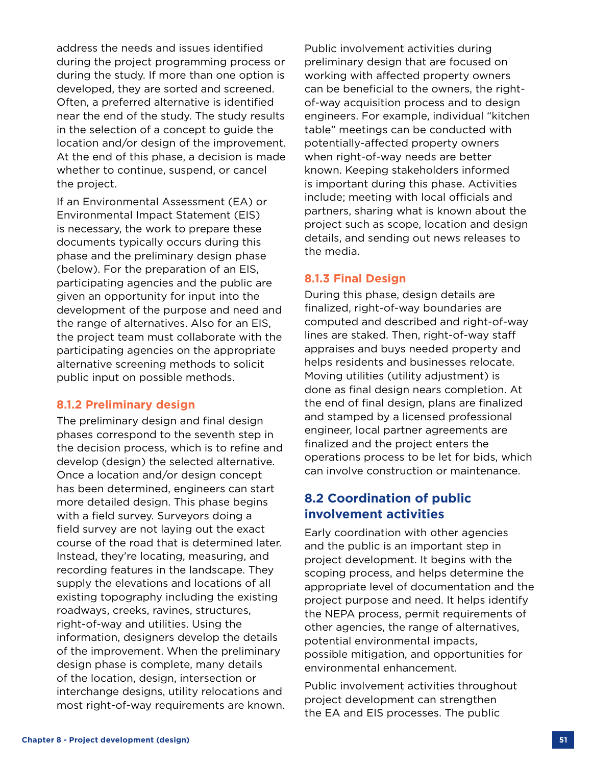address the needs and issues identified during the project programming process or during the study. If more than one option is developed, they are sorted and screened. Often, a preferred alternative is identified near the end of the study. The study results in the selection of a concept to guide the location and/or design of the improvement. At the end of this phase, a decision is made whether to continue, suspend, or cancel the project.

If an Environmental Assessment (EA) or Environmental Impact Statement (EIS) is necessary, the work to prepare these documents typically occurs during this phase and the preliminary design phase (below). For the preparation of an EIS, participating agencies and the public are given an opportunity for input into the development of the purpose and need and the range of alternatives. Also for an EIS, the project team must collaborate with the participating agencies on the appropriate alternative screening methods to solicit public input on possible methods.

### 8.1.2 Preliminary design

The preliminary design and final design phases correspond to the seventh step in the decision process, which is to refine and develop (design) the selected alternative. Once a location and/or design concept has been determined, engineers can start more detailed design. This phase begins with a field survey. Surveyors doing a field survey are not laying out the exact course of the road that is determined later. Instead, they're locating, measuring, and recording features in the landscape. They supply the elevations and locations of all existing topography including the existing roadways, creeks, ravines, structures, right-of-way and utilities. Using the information, designers develop the details of the improvement. When the preliminary design phase is complete, many details of the location, design, intersection or interchange designs, utility relocations and most right-of-way requirements are known.

Public involvement activities during preliminary design that are focused on working with affected property owners can be beneficial to the owners, the right-of-way acquisition process and to design engineers. For example, individual "kitchen table" meetings can be conducted with potentially-affected property owners when right-of-way needs are better known. Keeping stakeholders informed is important during this phase. Activities include; meeting with local officials and partners, sharing what is known about the project such as scope, location and design details, and sending out news releases to the media.

### 8.1.3 Final Design

During this phase, design details are finalized, right-of-way boundaries are computed and described and right-of-way lines are staked. Then, right-of-way staff appraises and buys needed property and helps residents and businesses relocate. Moving utilities (utility adjustment) is done as final design nears completion. At the end of final design, plans are finalized and stamped by a licensed professional engineer, local partner agreements are finalized and the project enters the operations process to be let for bids, which can involve construction or maintenance.

## 8.2 Coordination of public involvement activities

Early coordination with other agencies and the public is an important step in project development. It begins with the scoping process, and helps determine the appropriate level of documentation and the project purpose and need. It helps identify the NEPA process, permit requirements of other agencies, the range of alternatives, potential environmental impacts, possible mitigation, and opportunities for environmental enhancement.

Public involvement activities throughout project development can strengthen the EA and EIS processes. The public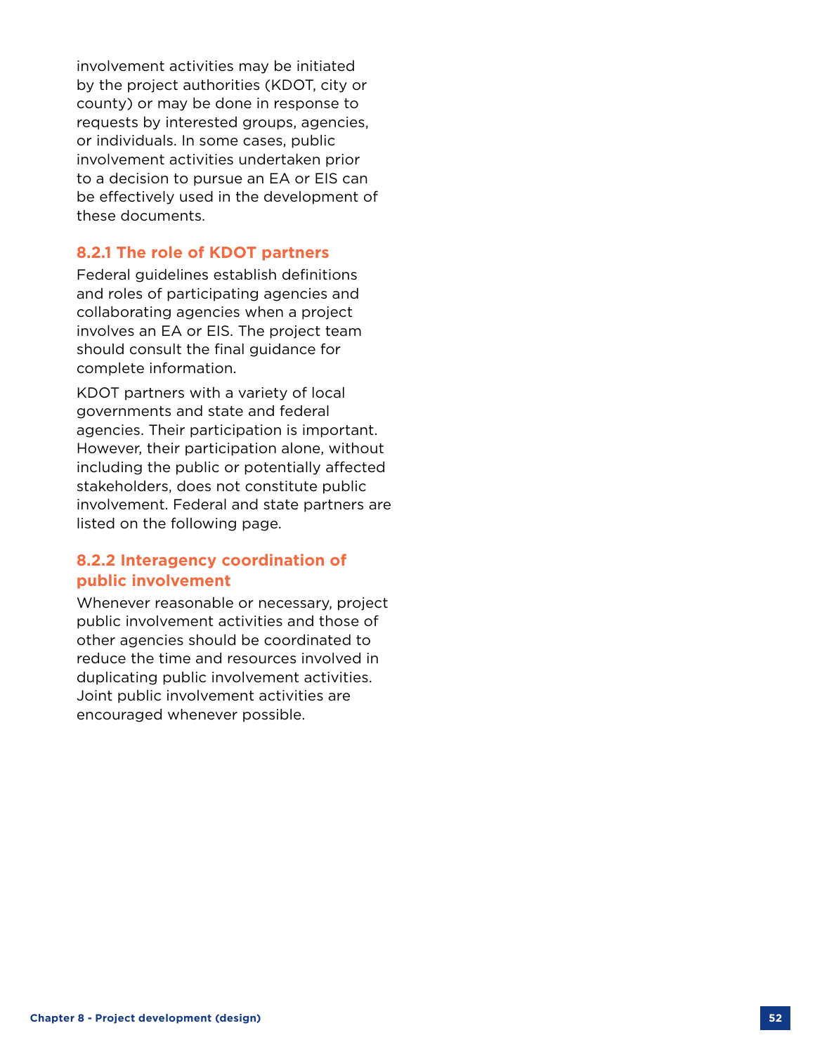involvement activities may be initiated by the project authorities (KDOT, city or county) or may be done in response to requests by interested groups, agencies, or individuals. In some cases, public involvement activities undertaken prior to a decision to pursue an EA or EIS can be effectively used in the development of these documents.

### 8.2.1 The role of KDOT partners

Federal guidelines establish definitions and roles of participating agencies and collaborating agencies when a project involves an EA or EIS. The project team should consult the final guidance for complete information.

KDOT partners with a variety of local governments and state and federal agencies. Their participation is important. However, their participation alone, without including the public or potentially affected stakeholders, does not constitute public involvement. Federal and state partners are listed on the following page.

### 8.2.2 Interagency coordination of public involvement

Whenever reasonable or necessary, project public involvement activities and those of other agencies should be coordinated to reduce the time and resources involved in duplicating public involvement activities. Joint public involvement activities are encouraged whenever possible.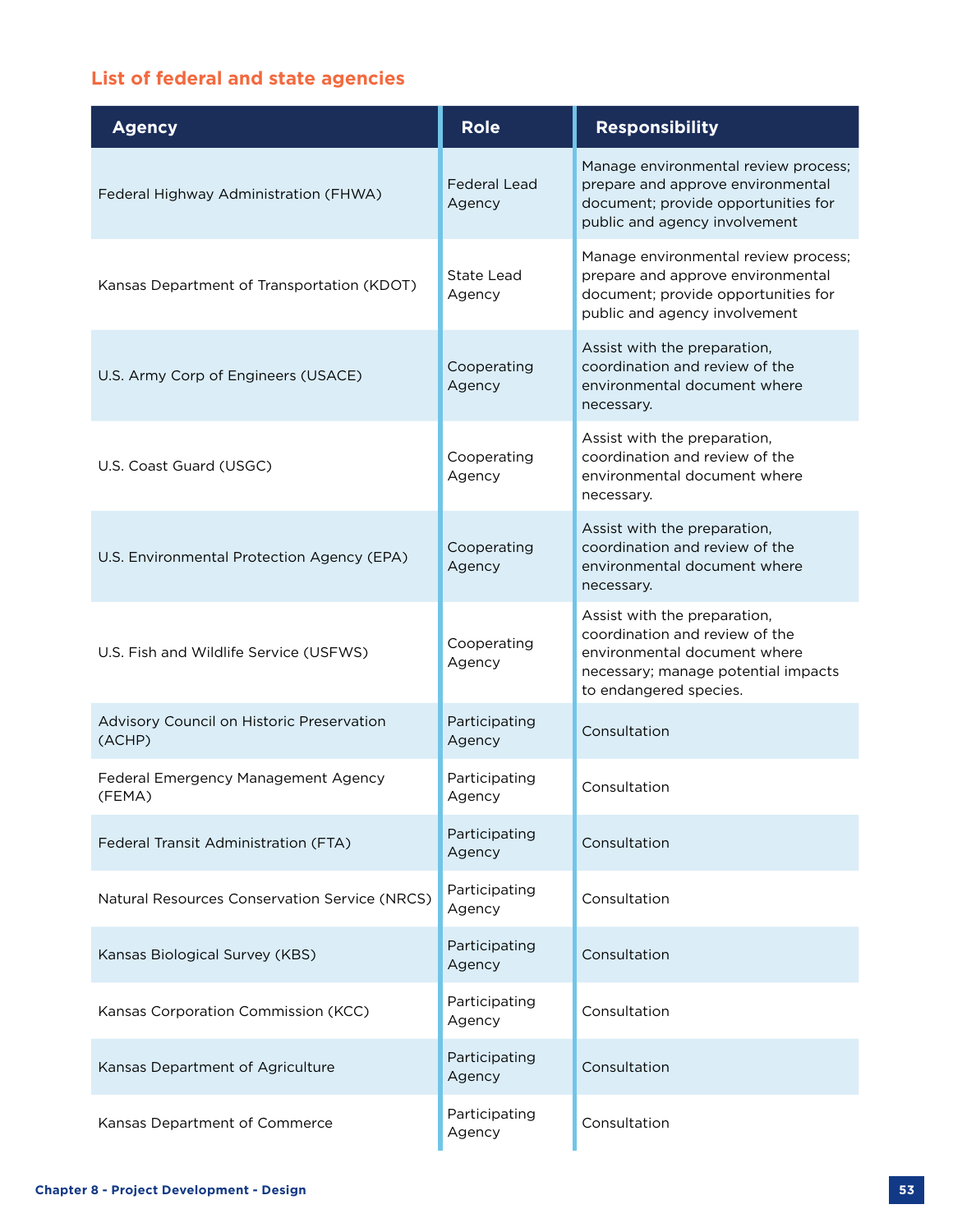### List of federal and state agencies

| Agency | Role | Responsibility |
| --- | --- | --- |
| Federal Highway Administration (FHWA) | Federal Lead Agency | Manage environmental review process; prepare and approve environmental document; provide opportunities for public and agency involvement |
| Kansas Department of Transportation (KDOT) | State Lead Agency | Manage environmental review process; prepare and approve environmental document; provide opportunities for public and agency involvement |
| U.S. Army Corp of Engineers (USACE) | Cooperating Agency | Assist with the preparation, coordination and review of the environmental document where necessary. |
| U.S. Coast Guard (USGC) | Cooperating Agency | Assist with the preparation, coordination and review of the environmental document where necessary. |
| U.S. Environmental Protection Agency (EPA) | Cooperating Agency | Assist with the preparation, coordination and review of the environmental document where necessary. |
| U.S. Fish and Wildlife Service (USFWS) | Cooperating Agency | Assist with the preparation, coordination and review of the environmental document where necessary; manage potential impacts to endangered species. |
| Advisory Council on Historic Preservation (ACHP) | Participating Agency | Consultation |
| Federal Emergency Management Agency (FEMA) | Participating Agency | Consultation |
| Federal Transit Administration (FTA) | Participating Agency | Consultation |
| Natural Resources Conservation Service (NRCS) | Participating Agency | Consultation |
| Kansas Biological Survey (KBS) | Participating Agency | Consultation |
| Kansas Corporation Commission (KCC) | Participating Agency | Consultation |
| Kansas Department of Agriculture | Participating Agency | Consultation |
| Kansas Department of Commerce | Participating Agency | Consultation |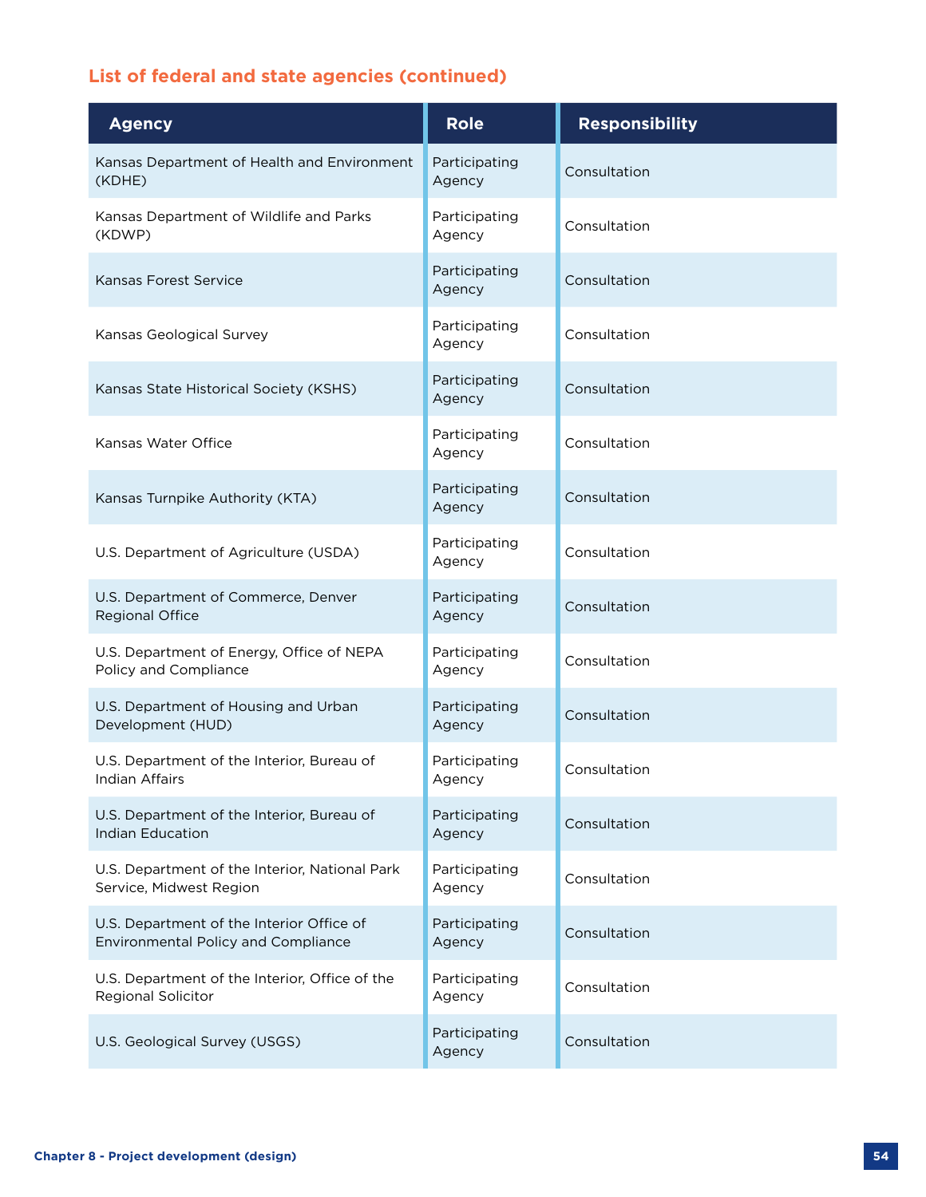### List of federal and state agencies (continued)

| Agency | Role | Responsibility |
| --- | --- | --- |
| Kansas Department of Health and Environment (KDHE) | Participating Agency | Consultation |
| Kansas Department of Wildlife and Parks (KDWP) | Participating Agency | Consultation |
| Kansas Forest Service | Participating Agency | Consultation |
| Kansas Geological Survey | Participating Agency | Consultation |
| Kansas State Historical Society (KSHS) | Participating Agency | Consultation |
| Kansas Water Office | Participating Agency | Consultation |
| Kansas Turnpike Authority (KTA) | Participating Agency | Consultation |
| U.S. Department of Agriculture (USDA) | Participating Agency | Consultation |
| U.S. Department of Commerce, Denver Regional Office | Participating Agency | Consultation |
| U.S. Department of Energy, Office of NEPA Policy and Compliance | Participating Agency | Consultation |
| U.S. Department of Housing and Urban Development (HUD) | Participating Agency | Consultation |
| U.S. Department of the Interior, Bureau of Indian Affairs | Participating Agency | Consultation |
| U.S. Department of the Interior, Bureau of Indian Education | Participating Agency | Consultation |
| U.S. Department of the Interior, National Park Service, Midwest Region | Participating Agency | Consultation |
| U.S. Department of the Interior Office of Environmental Policy and Compliance | Participating Agency | Consultation |
| U.S. Department of the Interior, Office of the Regional Solicitor | Participating Agency | Consultation |
| U.S. Geological Survey (USGS) | Participating Agency | Consultation |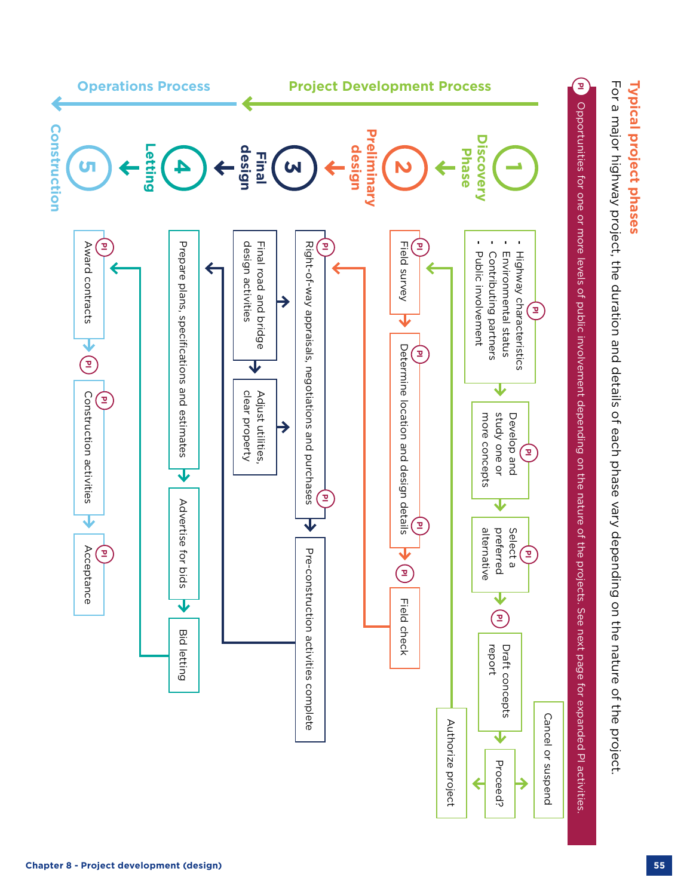## Typical project phases

For a major highway project, the duration and details of each phase vary depending on the nature of the project.

PI Opportunities for one or more levels of public involvement depending on the nature of the projects. See next page for expanded PI activities.

**Project Development Process** → **Operations Process**

### 1 Discovery Phase

- Highway characteristics
- Environmental status
- Contributing partners
- Public involvement

(PI) → Develop and study one or more concepts (PI) → Select a preferred alternative (PI) → (PI) Draft concepts report → Proceed? → Cancel or suspend / Authorize project

### 2 Preliminary design

Field survey (PI) → Determine location and design details (PI) (PI) → (PI) Field check

### 3 Final design

(PI) Right-of-way appraisals, negotiations and purchases (PI) → Pre-construction activities complete

Final road and bridge design activities → Adjust utilities, clear property

### 4 Letting

Prepare plans, specifications and estimates → Advertise for bids → Bid letting

### 5 Construction

(PI) Award contracts → (PI) → (PI) Construction activities → (PI) Acceptance

Chapter 8 - Project development (design)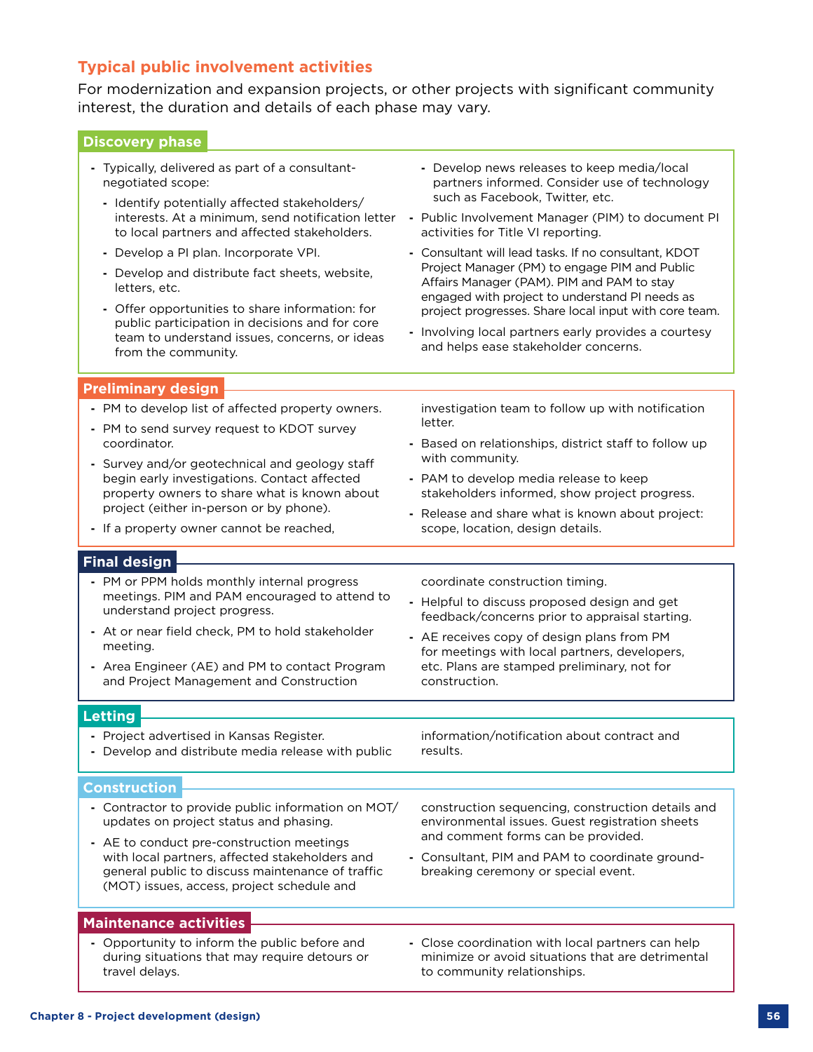## Typical public involvement activities

For modernization and expansion projects, or other projects with significant community interest, the duration and details of each phase may vary.

### Discovery phase

- Typically, delivered as part of a consultant-negotiated scope:
  - Identify potentially affected stakeholders/interests. At a minimum, send notification letter to local partners and affected stakeholders.
  - Develop a PI plan. Incorporate VPI.
  - Develop and distribute fact sheets, website, letters, etc.
  - Offer opportunities to share information: for public participation in decisions and for core team to understand issues, concerns, or ideas from the community.
  - Develop news releases to keep media/local partners informed. Consider use of technology such as Facebook, Twitter, etc.
- Public Involvement Manager (PIM) to document PI activities for Title VI reporting.
- Consultant will lead tasks. If no consultant, KDOT Project Manager (PM) to engage PIM and Public Affairs Manager (PAM). PIM and PAM to stay engaged with project to understand PI needs as project progresses. Share local input with core team.
- Involving local partners early provides a courtesy and helps ease stakeholder concerns.

### Preliminary design

- PM to develop list of affected property owners.
- PM to send survey request to KDOT survey coordinator.
- Survey and/or geotechnical and geology staff begin early investigations. Contact affected property owners to share what is known about project (either in-person or by phone).
- If a property owner cannot be reached, investigation team to follow up with notification letter.
- Based on relationships, district staff to follow up with community.
- PAM to develop media release to keep stakeholders informed, show project progress.
- Release and share what is known about project: scope, location, design details.

### Final design

- PM or PPM holds monthly internal progress meetings. PIM and PAM encouraged to attend to understand project progress.
- At or near field check, PM to hold stakeholder meeting.
- Area Engineer (AE) and PM to contact Program and Project Management and Construction coordinate construction timing.
- Helpful to discuss proposed design and get feedback/concerns prior to appraisal starting.
- AE receives copy of design plans from PM for meetings with local partners, developers, etc. Plans are stamped preliminary, not for construction.

### Letting

- Project advertised in Kansas Register.
- Develop and distribute media release with public information/notification about contract and results.

### Construction

- Contractor to provide public information on MOT/updates on project status and phasing.
- AE to conduct pre-construction meetings with local partners, affected stakeholders and general public to discuss maintenance of traffic (MOT) issues, access, project schedule and construction sequencing, construction details and environmental issues. Guest registration sheets and comment forms can be provided.
- Consultant, PIM and PAM to coordinate ground-breaking ceremony or special event.

### Maintenance activities

- Opportunity to inform the public before and during situations that may require detours or travel delays.
- Close coordination with local partners can help minimize or avoid situations that are detrimental to community relationships.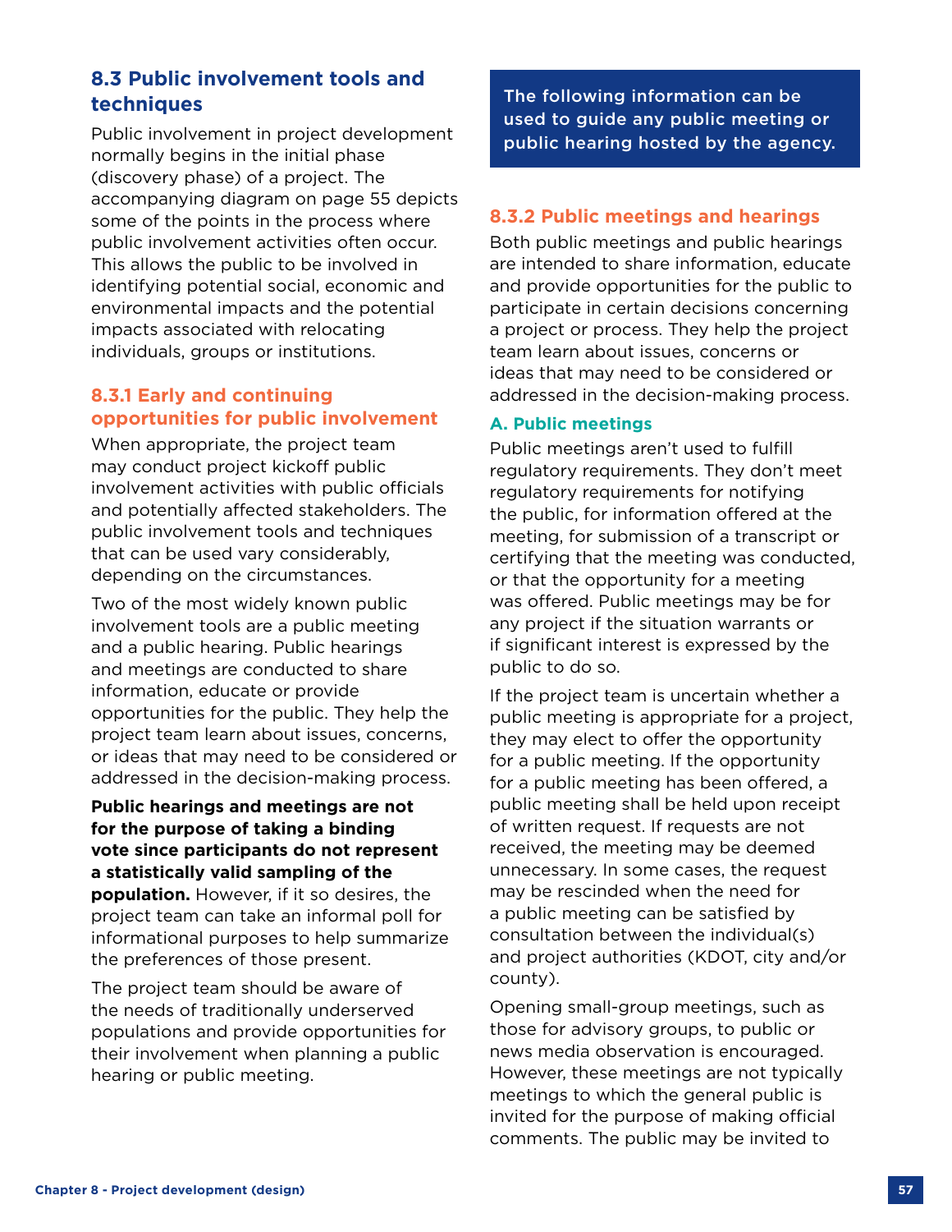## 8.3 Public involvement tools and techniques

Public involvement in project development normally begins in the initial phase (discovery phase) of a project. The accompanying diagram on page 55 depicts some of the points in the process where public involvement activities often occur. This allows the public to be involved in identifying potential social, economic and environmental impacts and the potential impacts associated with relocating individuals, groups or institutions.

### 8.3.1 Early and continuing opportunities for public involvement

When appropriate, the project team may conduct project kickoff public involvement activities with public officials and potentially affected stakeholders. The public involvement tools and techniques that can be used vary considerably, depending on the circumstances.

Two of the most widely known public involvement tools are a public meeting and a public hearing. Public hearings and meetings are conducted to share information, educate or provide opportunities for the public. They help the project team learn about issues, concerns, or ideas that may need to be considered or addressed in the decision-making process.

**Public hearings and meetings are not for the purpose of taking a binding vote since participants do not represent a statistically valid sampling of the population.** However, if it so desires, the project team can take an informal poll for informational purposes to help summarize the preferences of those present.

The project team should be aware of the needs of traditionally underserved populations and provide opportunities for their involvement when planning a public hearing or public meeting.

**The following information can be used to guide any public meeting or public hearing hosted by the agency.**

### 8.3.2 Public meetings and hearings

Both public meetings and public hearings are intended to share information, educate and provide opportunities for the public to participate in certain decisions concerning a project or process. They help the project team learn about issues, concerns or ideas that may need to be considered or addressed in the decision-making process.

#### A. Public meetings

Public meetings aren't used to fulfill regulatory requirements. They don't meet regulatory requirements for notifying the public, for information offered at the meeting, for submission of a transcript or certifying that the meeting was conducted, or that the opportunity for a meeting was offered. Public meetings may be for any project if the situation warrants or if significant interest is expressed by the public to do so.

If the project team is uncertain whether a public meeting is appropriate for a project, they may elect to offer the opportunity for a public meeting. If the opportunity for a public meeting has been offered, a public meeting shall be held upon receipt of written request. If requests are not received, the meeting may be deemed unnecessary. In some cases, the request may be rescinded when the need for a public meeting can be satisfied by consultation between the individual(s) and project authorities (KDOT, city and/or county).

Opening small-group meetings, such as those for advisory groups, to public or news media observation is encouraged. However, these meetings are not typically meetings to which the general public is invited for the purpose of making official comments. The public may be invited to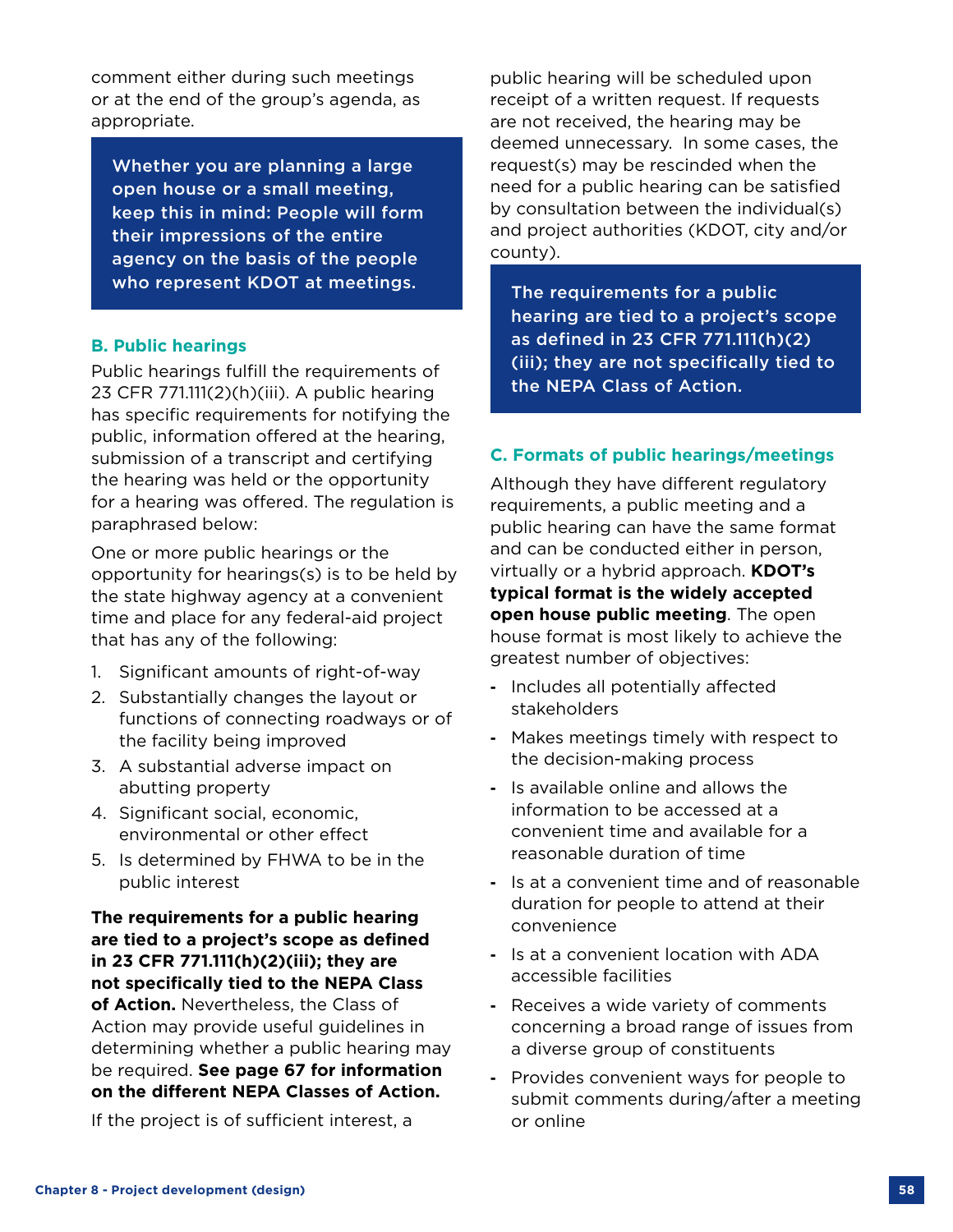comment either during such meetings or at the end of the group's agenda, as appropriate.

> **Whether you are planning a large open house or a small meeting, keep this in mind: People will form their impressions of the entire agency on the basis of the people who represent KDOT at meetings.**

### B. Public hearings

Public hearings fulfill the requirements of 23 CFR 771.111(2)(h)(iii). A public hearing has specific requirements for notifying the public, information offered at the hearing, submission of a transcript and certifying the hearing was held or the opportunity for a hearing was offered. The regulation is paraphrased below:

One or more public hearings or the opportunity for hearings(s) is to be held by the state highway agency at a convenient time and place for any federal-aid project that has any of the following:

1. Significant amounts of right-of-way
2. Substantially changes the layout or functions of connecting roadways or of the facility being improved
3. A substantial adverse impact on abutting property
4. Significant social, economic, environmental or other effect
5. Is determined by FHWA to be in the public interest

**The requirements for a public hearing are tied to a project's scope as defined in 23 CFR 771.111(h)(2)(iii); they are not specifically tied to the NEPA Class of Action.** Nevertheless, the Class of Action may provide useful guidelines in determining whether a public hearing may be required. **See page 67 for information on the different NEPA Classes of Action.**

If the project is of sufficient interest, a public hearing will be scheduled upon receipt of a written request. If requests are not received, the hearing may be deemed unnecessary. In some cases, the request(s) may be rescinded when the need for a public hearing can be satisfied by consultation between the individual(s) and project authorities (KDOT, city and/or county).

> **The requirements for a public hearing are tied to a project's scope as defined in 23 CFR 771.111(h)(2)(iii); they are not specifically tied to the NEPA Class of Action.**

### C. Formats of public hearings/meetings

Although they have different regulatory requirements, a public meeting and a public hearing can have the same format and can be conducted either in person, virtually or a hybrid approach. **KDOT's typical format is the widely accepted open house public meeting**. The open house format is most likely to achieve the greatest number of objectives:

- Includes all potentially affected stakeholders
- Makes meetings timely with respect to the decision-making process
- Is available online and allows the information to be accessed at a convenient time and available for a reasonable duration of time
- Is at a convenient time and of reasonable duration for people to attend at their convenience
- Is at a convenient location with ADA accessible facilities
- Receives a wide variety of comments concerning a broad range of issues from a diverse group of constituents
- Provides convenient ways for people to submit comments during/after a meeting or online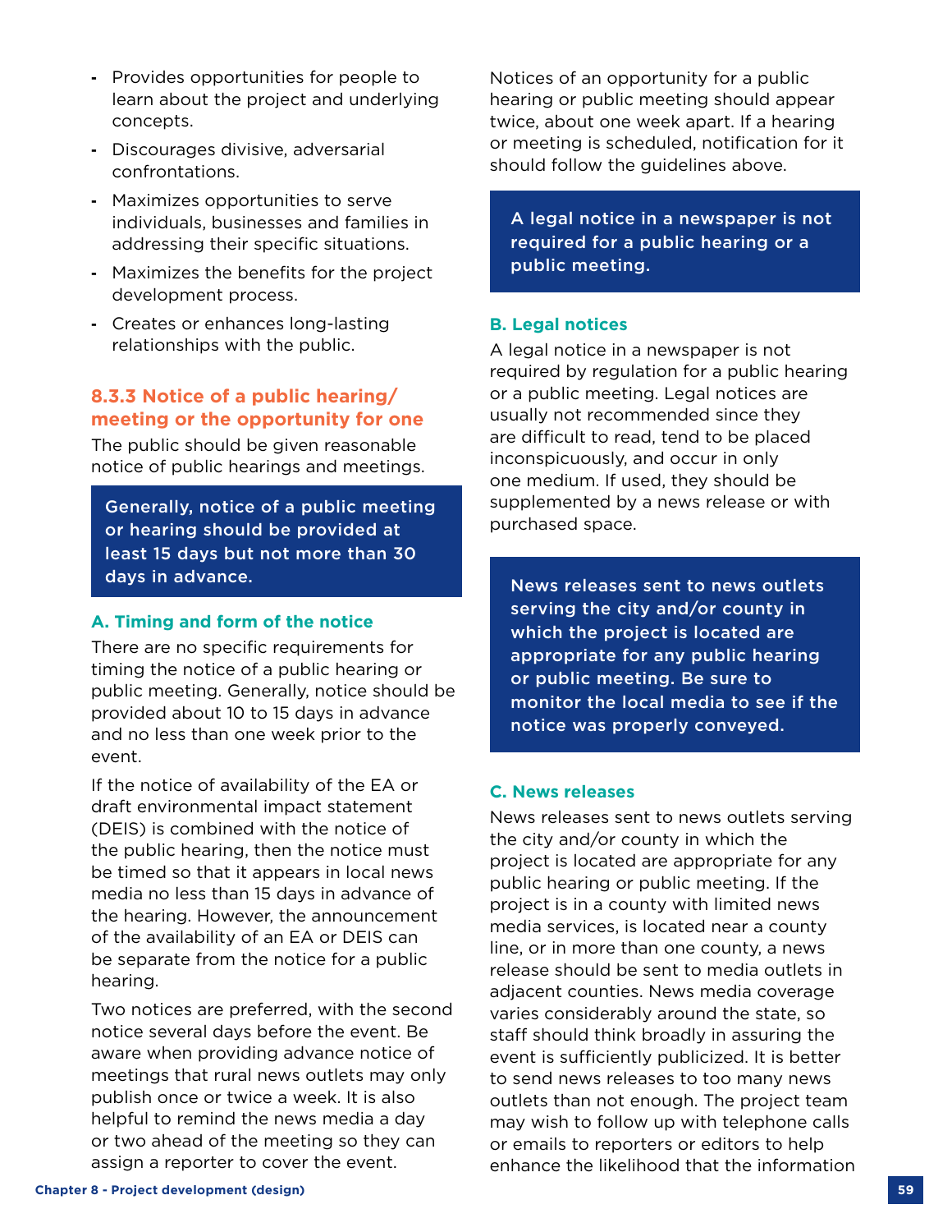- Provides opportunities for people to learn about the project and underlying concepts.
- Discourages divisive, adversarial confrontations.
- Maximizes opportunities to serve individuals, businesses and families in addressing their specific situations.
- Maximizes the benefits for the project development process.
- Creates or enhances long-lasting relationships with the public.

### 8.3.3 Notice of a public hearing/ meeting or the opportunity for one

The public should be given reasonable notice of public hearings and meetings.

> **Generally, notice of a public meeting or hearing should be provided at least 15 days but not more than 30 days in advance.**

#### A. Timing and form of the notice

There are no specific requirements for timing the notice of a public hearing or public meeting. Generally, notice should be provided about 10 to 15 days in advance and no less than one week prior to the event.

If the notice of availability of the EA or draft environmental impact statement (DEIS) is combined with the notice of the public hearing, then the notice must be timed so that it appears in local news media no less than 15 days in advance of the hearing. However, the announcement of the availability of an EA or DEIS can be separate from the notice for a public hearing.

Two notices are preferred, with the second notice several days before the event. Be aware when providing advance notice of meetings that rural news outlets may only publish once or twice a week. It is also helpful to remind the news media a day or two ahead of the meeting so they can assign a reporter to cover the event.

Notices of an opportunity for a public hearing or public meeting should appear twice, about one week apart. If a hearing or meeting is scheduled, notification for it should follow the guidelines above.

> **A legal notice in a newspaper is not required for a public hearing or a public meeting.**

#### B. Legal notices

A legal notice in a newspaper is not required by regulation for a public hearing or a public meeting. Legal notices are usually not recommended since they are difficult to read, tend to be placed inconspicuously, and occur in only one medium. If used, they should be supplemented by a news release or with purchased space.

> **News releases sent to news outlets serving the city and/or county in which the project is located are appropriate for any public hearing or public meeting. Be sure to monitor the local media to see if the notice was properly conveyed.**

#### C. News releases

News releases sent to news outlets serving the city and/or county in which the project is located are appropriate for any public hearing or public meeting. If the project is in a county with limited news media services, is located near a county line, or in more than one county, a news release should be sent to media outlets in adjacent counties. News media coverage varies considerably around the state, so staff should think broadly in assuring the event is sufficiently publicized. It is better to send news releases to too many news outlets than not enough. The project team may wish to follow up with telephone calls or emails to reporters or editors to help enhance the likelihood that the information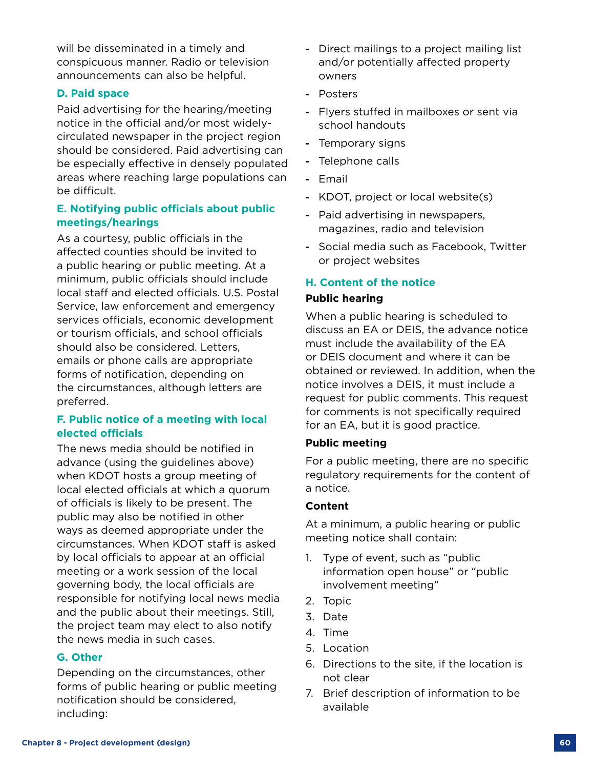will be disseminated in a timely and conspicuous manner. Radio or television announcements can also be helpful.

### D. Paid space

Paid advertising for the hearing/meeting notice in the official and/or most widely-circulated newspaper in the project region should be considered. Paid advertising can be especially effective in densely populated areas where reaching large populations can be difficult.

### E. Notifying public officials about public meetings/hearings

As a courtesy, public officials in the affected counties should be invited to a public hearing or public meeting. At a minimum, public officials should include local staff and elected officials. U.S. Postal Service, law enforcement and emergency services officials, economic development or tourism officials, and school officials should also be considered. Letters, emails or phone calls are appropriate forms of notification, depending on the circumstances, although letters are preferred.

### F. Public notice of a meeting with local elected officials

The news media should be notified in advance (using the guidelines above) when KDOT hosts a group meeting of local elected officials at which a quorum of officials is likely to be present. The public may also be notified in other ways as deemed appropriate under the circumstances. When KDOT staff is asked by local officials to appear at an official meeting or a work session of the local governing body, the local officials are responsible for notifying local news media and the public about their meetings. Still, the project team may elect to also notify the news media in such cases.

### G. Other

Depending on the circumstances, other forms of public hearing or public meeting notification should be considered, including:

- Direct mailings to a project mailing list and/or potentially affected property owners
- Posters
- Flyers stuffed in mailboxes or sent via school handouts
- Temporary signs
- Telephone calls
- Email
- KDOT, project or local website(s)
- Paid advertising in newspapers, magazines, radio and television
- Social media such as Facebook, Twitter or project websites

### H. Content of the notice

**Public hearing**

When a public hearing is scheduled to discuss an EA or DEIS, the advance notice must include the availability of the EA or DEIS document and where it can be obtained or reviewed. In addition, when the notice involves a DEIS, it must include a request for public comments. This request for comments is not specifically required for an EA, but it is good practice.

**Public meeting**

For a public meeting, there are no specific regulatory requirements for the content of a notice.

**Content**

At a minimum, a public hearing or public meeting notice shall contain:

1. Type of event, such as "public information open house" or "public involvement meeting"
2. Topic
3. Date
4. Time
5. Location
6. Directions to the site, if the location is not clear
7. Brief description of information to be available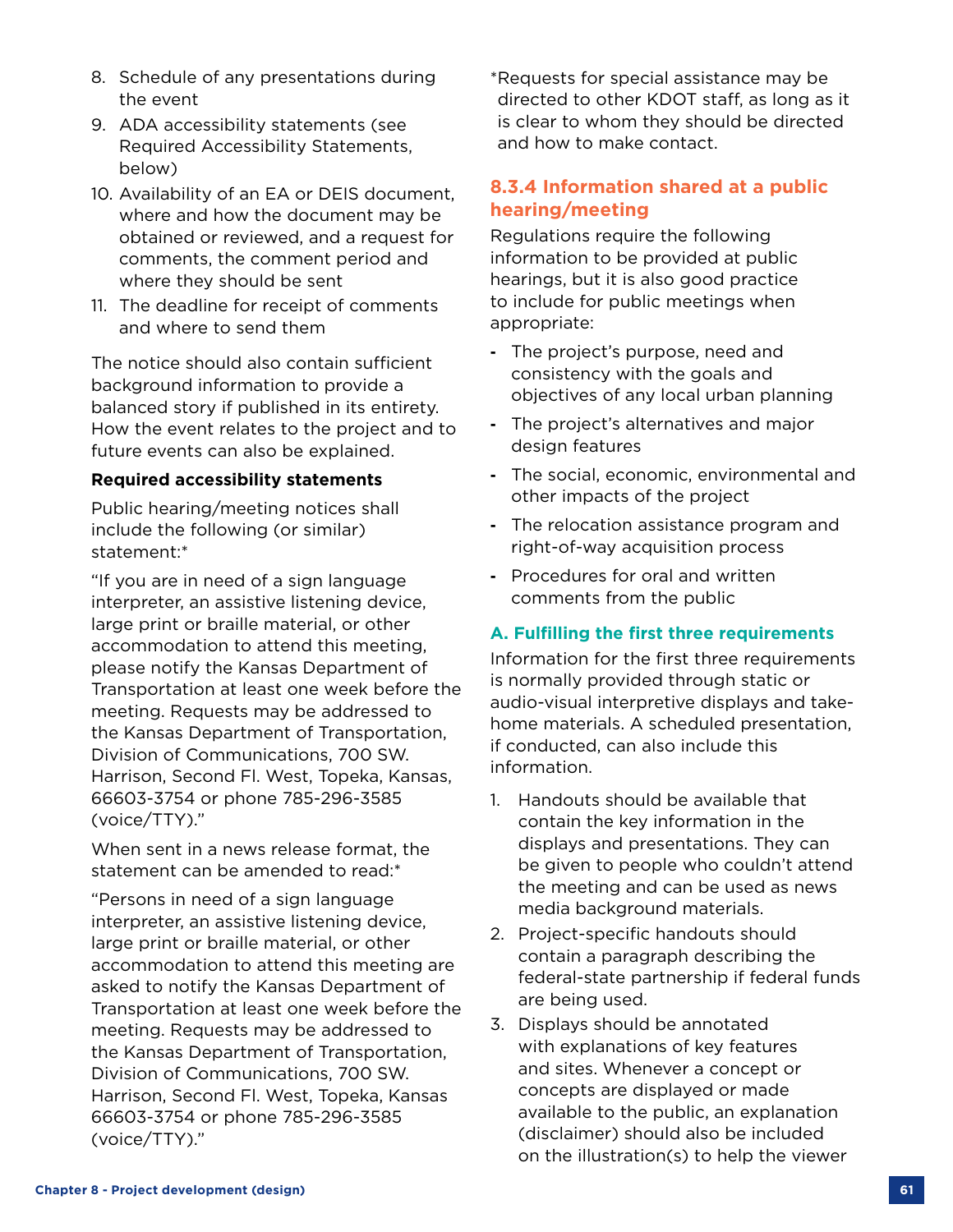8. Schedule of any presentations during the event
9. ADA accessibility statements (see Required Accessibility Statements, below)
10. Availability of an EA or DEIS document, where and how the document may be obtained or reviewed, and a request for comments, the comment period and where they should be sent
11. The deadline for receipt of comments and where to send them

The notice should also contain sufficient background information to provide a balanced story if published in its entirety. How the event relates to the project and to future events can also be explained.

**Required accessibility statements**

Public hearing/meeting notices shall include the following (or similar) statement:*

"If you are in need of a sign language interpreter, an assistive listening device, large print or braille material, or other accommodation to attend this meeting, please notify the Kansas Department of Transportation at least one week before the meeting. Requests may be addressed to the Kansas Department of Transportation, Division of Communications, 700 SW. Harrison, Second Fl. West, Topeka, Kansas, 66603-3754 or phone 785-296-3585 (voice/TTY)."

When sent in a news release format, the statement can be amended to read:*

"Persons in need of a sign language interpreter, an assistive listening device, large print or braille material, or other accommodation to attend this meeting are asked to notify the Kansas Department of Transportation at least one week before the meeting. Requests may be addressed to the Kansas Department of Transportation, Division of Communications, 700 SW. Harrison, Second Fl. West, Topeka, Kansas 66603-3754 or phone 785-296-3585 (voice/TTY)."

*Requests for special assistance may be directed to other KDOT staff, as long as it is clear to whom they should be directed and how to make contact.

### 8.3.4 Information shared at a public hearing/meeting

Regulations require the following information to be provided at public hearings, but it is also good practice to include for public meetings when appropriate:

- The project's purpose, need and consistency with the goals and objectives of any local urban planning
- The project's alternatives and major design features
- The social, economic, environmental and other impacts of the project
- The relocation assistance program and right-of-way acquisition process
- Procedures for oral and written comments from the public

#### A. Fulfilling the first three requirements

Information for the first three requirements is normally provided through static or audio-visual interpretive displays and take-home materials. A scheduled presentation, if conducted, can also include this information.

1. Handouts should be available that contain the key information in the displays and presentations. They can be given to people who couldn't attend the meeting and can be used as news media background materials.
2. Project-specific handouts should contain a paragraph describing the federal-state partnership if federal funds are being used.
3. Displays should be annotated with explanations of key features and sites. Whenever a concept or concepts are displayed or made available to the public, an explanation (disclaimer) should also be included on the illustration(s) to help the viewer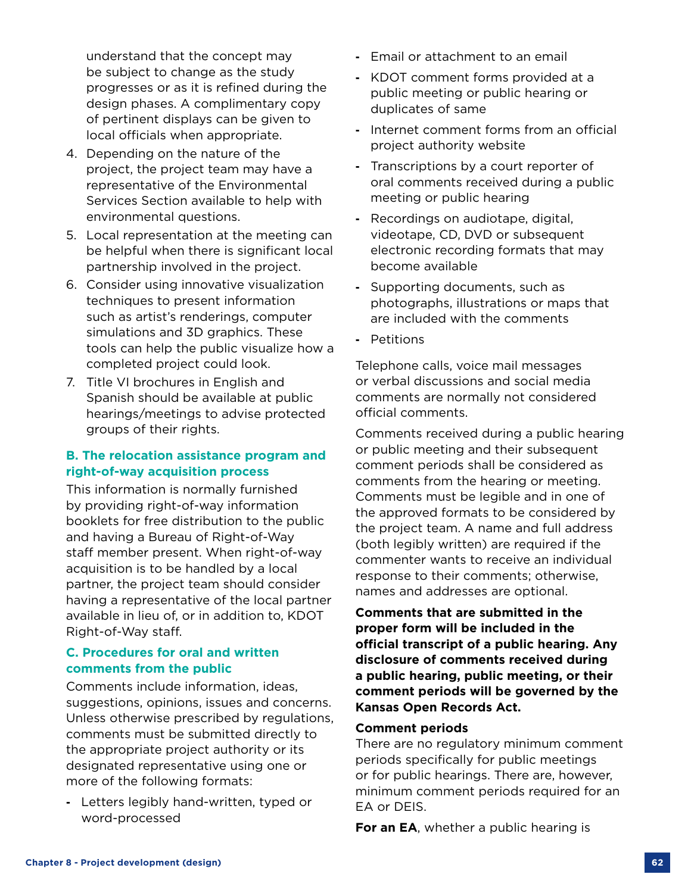understand that the concept may be subject to change as the study progresses or as it is refined during the design phases. A complimentary copy of pertinent displays can be given to local officials when appropriate.

4. Depending on the nature of the project, the project team may have a representative of the Environmental Services Section available to help with environmental questions.
5. Local representation at the meeting can be helpful when there is significant local partnership involved in the project.
6. Consider using innovative visualization techniques to present information such as artist's renderings, computer simulations and 3D graphics. These tools can help the public visualize how a completed project could look.
7. Title VI brochures in English and Spanish should be available at public hearings/meetings to advise protected groups of their rights.

### B. The relocation assistance program and right-of-way acquisition process

This information is normally furnished by providing right-of-way information booklets for free distribution to the public and having a Bureau of Right-of-Way staff member present. When right-of-way acquisition is to be handled by a local partner, the project team should consider having a representative of the local partner available in lieu of, or in addition to, KDOT Right-of-Way staff.

### C. Procedures for oral and written comments from the public

Comments include information, ideas, suggestions, opinions, issues and concerns. Unless otherwise prescribed by regulations, comments must be submitted directly to the appropriate project authority or its designated representative using one or more of the following formats:

- Letters legibly hand-written, typed or word-processed
- Email or attachment to an email
- KDOT comment forms provided at a public meeting or public hearing or duplicates of same
- Internet comment forms from an official project authority website
- Transcriptions by a court reporter of oral comments received during a public meeting or public hearing
- Recordings on audiotape, digital, videotape, CD, DVD or subsequent electronic recording formats that may become available
- Supporting documents, such as photographs, illustrations or maps that are included with the comments
- Petitions

Telephone calls, voice mail messages or verbal discussions and social media comments are normally not considered official comments.

Comments received during a public hearing or public meeting and their subsequent comment periods shall be considered as comments from the hearing or meeting. Comments must be legible and in one of the approved formats to be considered by the project team. A name and full address (both legibly written) are required if the commenter wants to receive an individual response to their comments; otherwise, names and addresses are optional.

**Comments that are submitted in the proper form will be included in the official transcript of a public hearing. Any disclosure of comments received during a public hearing, public meeting, or their comment periods will be governed by the Kansas Open Records Act.**

**Comment periods**

There are no regulatory minimum comment periods specifically for public meetings or for public hearings. There are, however, minimum comment periods required for an EA or DEIS.

**For an EA**, whether a public hearing is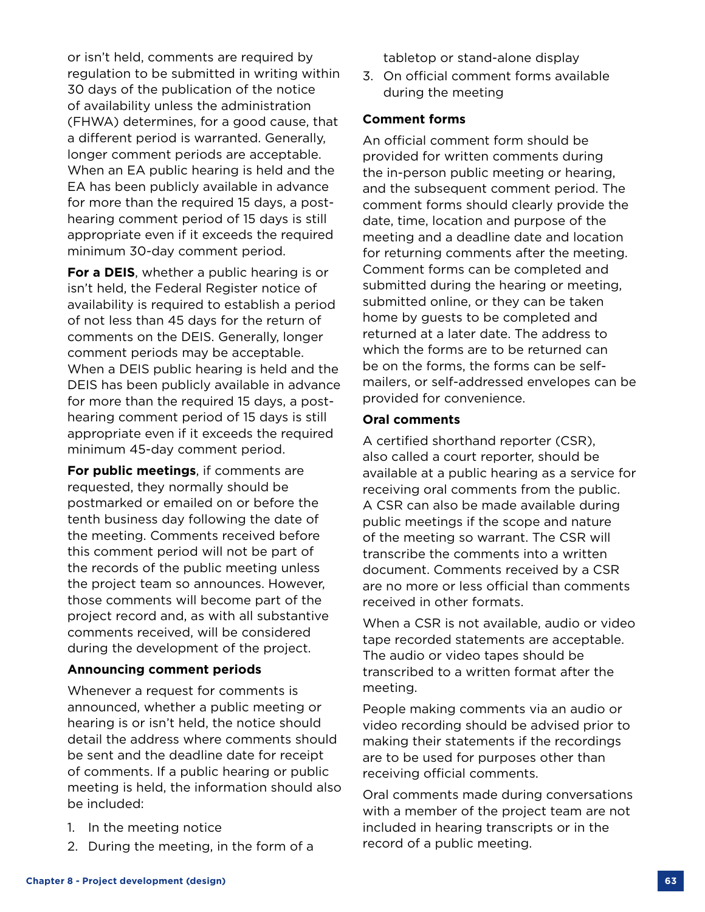or isn't held, comments are required by regulation to be submitted in writing within 30 days of the publication of the notice of availability unless the administration (FHWA) determines, for a good cause, that a different period is warranted. Generally, longer comment periods are acceptable. When an EA public hearing is held and the EA has been publicly available in advance for more than the required 15 days, a post-hearing comment period of 15 days is still appropriate even if it exceeds the required minimum 30-day comment period.

**For a DEIS**, whether a public hearing is or isn't held, the Federal Register notice of availability is required to establish a period of not less than 45 days for the return of comments on the DEIS. Generally, longer comment periods may be acceptable. When a DEIS public hearing is held and the DEIS has been publicly available in advance for more than the required 15 days, a post-hearing comment period of 15 days is still appropriate even if it exceeds the required minimum 45-day comment period.

**For public meetings**, if comments are requested, they normally should be postmarked or emailed on or before the tenth business day following the date of the meeting. Comments received before this comment period will not be part of the records of the public meeting unless the project team so announces. However, those comments will become part of the project record and, as with all substantive comments received, will be considered during the development of the project.

**Announcing comment periods**

Whenever a request for comments is announced, whether a public meeting or hearing is or isn't held, the notice should detail the address where comments should be sent and the deadline date for receipt of comments. If a public hearing or public meeting is held, the information should also be included:

1. In the meeting notice
2. During the meeting, in the form of a tabletop or stand-alone display
3. On official comment forms available during the meeting

**Comment forms**

An official comment form should be provided for written comments during the in-person public meeting or hearing, and the subsequent comment period. The comment forms should clearly provide the date, time, location and purpose of the meeting and a deadline date and location for returning comments after the meeting. Comment forms can be completed and submitted during the hearing or meeting, submitted online, or they can be taken home by guests to be completed and returned at a later date. The address to which the forms are to be returned can be on the forms, the forms can be self-mailers, or self-addressed envelopes can be provided for convenience.

**Oral comments**

A certified shorthand reporter (CSR), also called a court reporter, should be available at a public hearing as a service for receiving oral comments from the public. A CSR can also be made available during public meetings if the scope and nature of the meeting so warrant. The CSR will transcribe the comments into a written document. Comments received by a CSR are no more or less official than comments received in other formats.

When a CSR is not available, audio or video tape recorded statements are acceptable. The audio or video tapes should be transcribed to a written format after the meeting.

People making comments via an audio or video recording should be advised prior to making their statements if the recordings are to be used for purposes other than receiving official comments.

Oral comments made during conversations with a member of the project team are not included in hearing transcripts or in the record of a public meeting.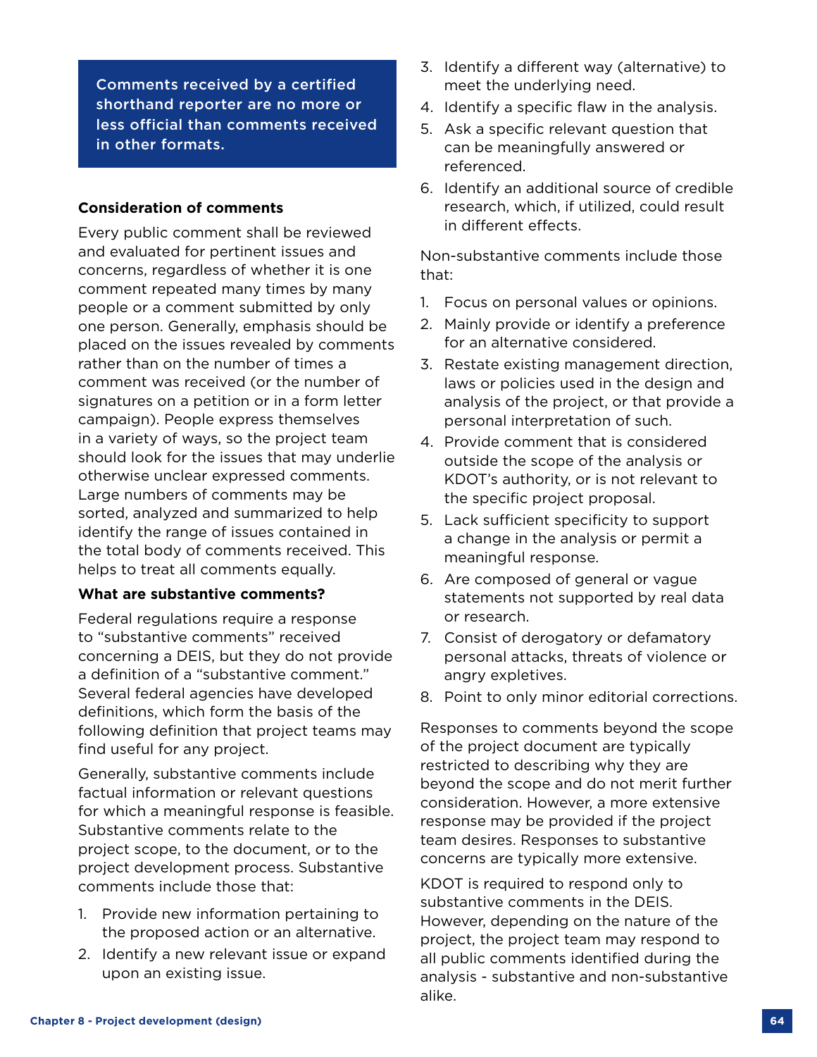> **Comments received by a certified shorthand reporter are no more or less official than comments received in other formats.**

### Consideration of comments

Every public comment shall be reviewed and evaluated for pertinent issues and concerns, regardless of whether it is one comment repeated many times by many people or a comment submitted by only one person. Generally, emphasis should be placed on the issues revealed by comments rather than on the number of times a comment was received (or the number of signatures on a petition or in a form letter campaign). People express themselves in a variety of ways, so the project team should look for the issues that may underlie otherwise unclear expressed comments. Large numbers of comments may be sorted, analyzed and summarized to help identify the range of issues contained in the total body of comments received. This helps to treat all comments equally.

### What are substantive comments?

Federal regulations require a response to "substantive comments" received concerning a DEIS, but they do not provide a definition of a "substantive comment." Several federal agencies have developed definitions, which form the basis of the following definition that project teams may find useful for any project.

Generally, substantive comments include factual information or relevant questions for which a meaningful response is feasible. Substantive comments relate to the project scope, to the document, or to the project development process. Substantive comments include those that:

1. Provide new information pertaining to the proposed action or an alternative.
2. Identify a new relevant issue or expand upon an existing issue.
3. Identify a different way (alternative) to meet the underlying need.
4. Identify a specific flaw in the analysis.
5. Ask a specific relevant question that can be meaningfully answered or referenced.
6. Identify an additional source of credible research, which, if utilized, could result in different effects.

Non-substantive comments include those that:

1. Focus on personal values or opinions.
2. Mainly provide or identify a preference for an alternative considered.
3. Restate existing management direction, laws or policies used in the design and analysis of the project, or that provide a personal interpretation of such.
4. Provide comment that is considered outside the scope of the analysis or KDOT's authority, or is not relevant to the specific project proposal.
5. Lack sufficient specificity to support a change in the analysis or permit a meaningful response.
6. Are composed of general or vague statements not supported by real data or research.
7. Consist of derogatory or defamatory personal attacks, threats of violence or angry expletives.
8. Point to only minor editorial corrections.

Responses to comments beyond the scope of the project document are typically restricted to describing why they are beyond the scope and do not merit further consideration. However, a more extensive response may be provided if the project team desires. Responses to substantive concerns are typically more extensive.

KDOT is required to respond only to substantive comments in the DEIS. However, depending on the nature of the project, the project team may respond to all public comments identified during the analysis - substantive and non-substantive alike.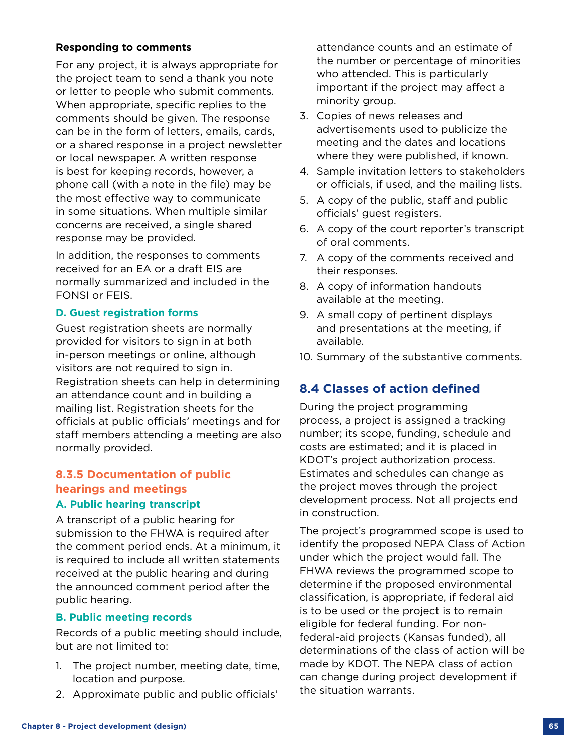**Responding to comments**

For any project, it is always appropriate for the project team to send a thank you note or letter to people who submit comments. When appropriate, specific replies to the comments should be given. The response can be in the form of letters, emails, cards, or a shared response in a project newsletter or local newspaper. A written response is best for keeping records, however, a phone call (with a note in the file) may be the most effective way to communicate in some situations. When multiple similar concerns are received, a single shared response may be provided.

In addition, the responses to comments received for an EA or a draft EIS are normally summarized and included in the FONSI or FEIS.

#### D. Guest registration forms

Guest registration sheets are normally provided for visitors to sign in at both in-person meetings or online, although visitors are not required to sign in. Registration sheets can help in determining an attendance count and in building a mailing list. Registration sheets for the officials at public officials' meetings and for staff members attending a meeting are also normally provided.

### 8.3.5 Documentation of public hearings and meetings

#### A. Public hearing transcript

A transcript of a public hearing for submission to the FHWA is required after the comment period ends. At a minimum, it is required to include all written statements received at the public hearing and during the announced comment period after the public hearing.

#### B. Public meeting records

Records of a public meeting should include, but are not limited to:

1. The project number, meeting date, time, location and purpose.
2. Approximate public and public officials' attendance counts and an estimate of the number or percentage of minorities who attended. This is particularly important if the project may affect a minority group.
3. Copies of news releases and advertisements used to publicize the meeting and the dates and locations where they were published, if known.
4. Sample invitation letters to stakeholders or officials, if used, and the mailing lists.
5. A copy of the public, staff and public officials' guest registers.
6. A copy of the court reporter's transcript of oral comments.
7. A copy of the comments received and their responses.
8. A copy of information handouts available at the meeting.
9. A small copy of pertinent displays and presentations at the meeting, if available.
10. Summary of the substantive comments.

## 8.4 Classes of action defined

During the project programming process, a project is assigned a tracking number; its scope, funding, schedule and costs are estimated; and it is placed in KDOT's project authorization process. Estimates and schedules can change as the project moves through the project development process. Not all projects end in construction.

The project's programmed scope is used to identify the proposed NEPA Class of Action under which the project would fall. The FHWA reviews the programmed scope to determine if the proposed environmental classification, is appropriate, if federal aid is to be used or the project is to remain eligible for federal funding. For non-federal-aid projects (Kansas funded), all determinations of the class of action will be made by KDOT. The NEPA class of action can change during project development if the situation warrants.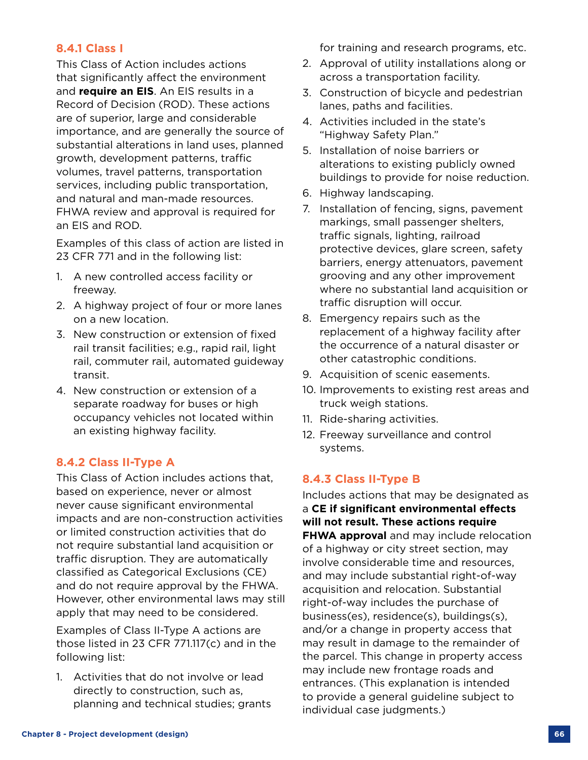### 8.4.1 Class I

This Class of Action includes actions that significantly affect the environment and **require an EIS**. An EIS results in a Record of Decision (ROD). These actions are of superior, large and considerable importance, and are generally the source of substantial alterations in land uses, planned growth, development patterns, traffic volumes, travel patterns, transportation services, including public transportation, and natural and man-made resources. FHWA review and approval is required for an EIS and ROD.

Examples of this class of action are listed in 23 CFR 771 and in the following list:

1. A new controlled access facility or freeway.
2. A highway project of four or more lanes on a new location.
3. New construction or extension of fixed rail transit facilities; e.g., rapid rail, light rail, commuter rail, automated guideway transit.
4. New construction or extension of a separate roadway for buses or high occupancy vehicles not located within an existing highway facility.

### 8.4.2 Class II-Type A

This Class of Action includes actions that, based on experience, never or almost never cause significant environmental impacts and are non-construction activities or limited construction activities that do not require substantial land acquisition or traffic disruption. They are automatically classified as Categorical Exclusions (CE) and do not require approval by the FHWA. However, other environmental laws may still apply that may need to be considered.

Examples of Class II-Type A actions are those listed in 23 CFR 771.117(c) and in the following list:

1. Activities that do not involve or lead directly to construction, such as, planning and technical studies; grants for training and research programs, etc.
2. Approval of utility installations along or across a transportation facility.
3. Construction of bicycle and pedestrian lanes, paths and facilities.
4. Activities included in the state's "Highway Safety Plan."
5. Installation of noise barriers or alterations to existing publicly owned buildings to provide for noise reduction.
6. Highway landscaping.
7. Installation of fencing, signs, pavement markings, small passenger shelters, traffic signals, lighting, railroad protective devices, glare screen, safety barriers, energy attenuators, pavement grooving and any other improvement where no substantial land acquisition or traffic disruption will occur.
8. Emergency repairs such as the replacement of a highway facility after the occurrence of a natural disaster or other catastrophic conditions.
9. Acquisition of scenic easements.
10. Improvements to existing rest areas and truck weigh stations.
11. Ride-sharing activities.
12. Freeway surveillance and control systems.

### 8.4.3 Class II-Type B

Includes actions that may be designated as a **CE if significant environmental effects will not result. These actions require FHWA approval** and may include relocation of a highway or city street section, may involve considerable time and resources, and may include substantial right-of-way acquisition and relocation. Substantial right-of-way includes the purchase of business(es), residence(s), buildings(s), and/or a change in property access that may result in damage to the remainder of the parcel. This change in property access may include new frontage roads and entrances. (This explanation is intended to provide a general guideline subject to individual case judgments.)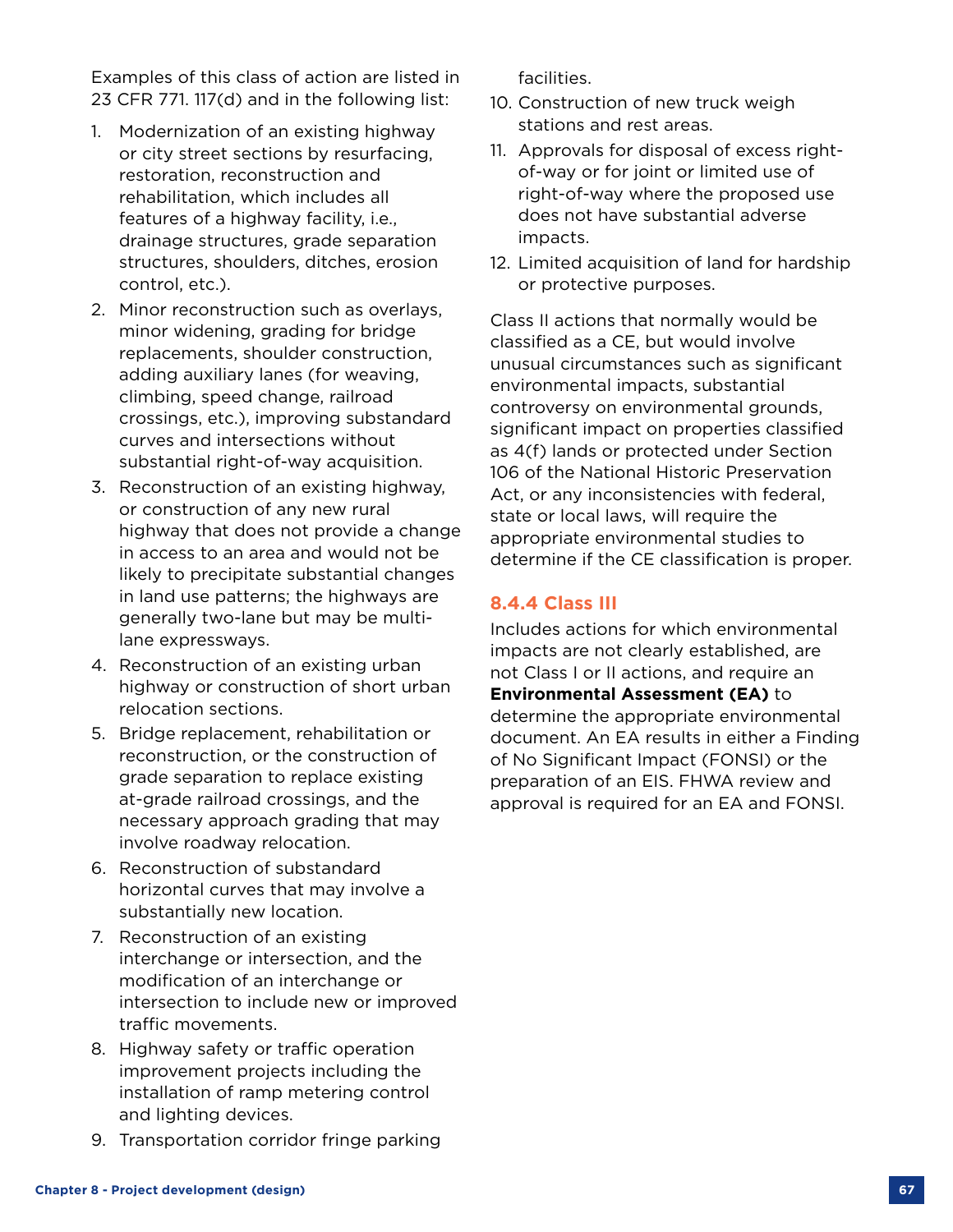Examples of this class of action are listed in 23 CFR 771. 117(d) and in the following list:

1. Modernization of an existing highway or city street sections by resurfacing, restoration, reconstruction and rehabilitation, which includes all features of a highway facility, i.e., drainage structures, grade separation structures, shoulders, ditches, erosion control, etc.).
2. Minor reconstruction such as overlays, minor widening, grading for bridge replacements, shoulder construction, adding auxiliary lanes (for weaving, climbing, speed change, railroad crossings, etc.), improving substandard curves and intersections without substantial right-of-way acquisition.
3. Reconstruction of an existing highway, or construction of any new rural highway that does not provide a change in access to an area and would not be likely to precipitate substantial changes in land use patterns; the highways are generally two-lane but may be multi-lane expressways.
4. Reconstruction of an existing urban highway or construction of short urban relocation sections.
5. Bridge replacement, rehabilitation or reconstruction, or the construction of grade separation to replace existing at-grade railroad crossings, and the necessary approach grading that may involve roadway relocation.
6. Reconstruction of substandard horizontal curves that may involve a substantially new location.
7. Reconstruction of an existing interchange or intersection, and the modification of an interchange or intersection to include new or improved traffic movements.
8. Highway safety or traffic operation improvement projects including the installation of ramp metering control and lighting devices.
9. Transportation corridor fringe parking facilities.
10. Construction of new truck weigh stations and rest areas.
11. Approvals for disposal of excess right-of-way or for joint or limited use of right-of-way where the proposed use does not have substantial adverse impacts.
12. Limited acquisition of land for hardship or protective purposes.

Class II actions that normally would be classified as a CE, but would involve unusual circumstances such as significant environmental impacts, substantial controversy on environmental grounds, significant impact on properties classified as 4(f) lands or protected under Section 106 of the National Historic Preservation Act, or any inconsistencies with federal, state or local laws, will require the appropriate environmental studies to determine if the CE classification is proper.

### 8.4.4 Class III

Includes actions for which environmental impacts are not clearly established, are not Class I or II actions, and require an **Environmental Assessment (EA)** to determine the appropriate environmental document. An EA results in either a Finding of No Significant Impact (FONSI) or the preparation of an EIS. FHWA review and approval is required for an EA and FONSI.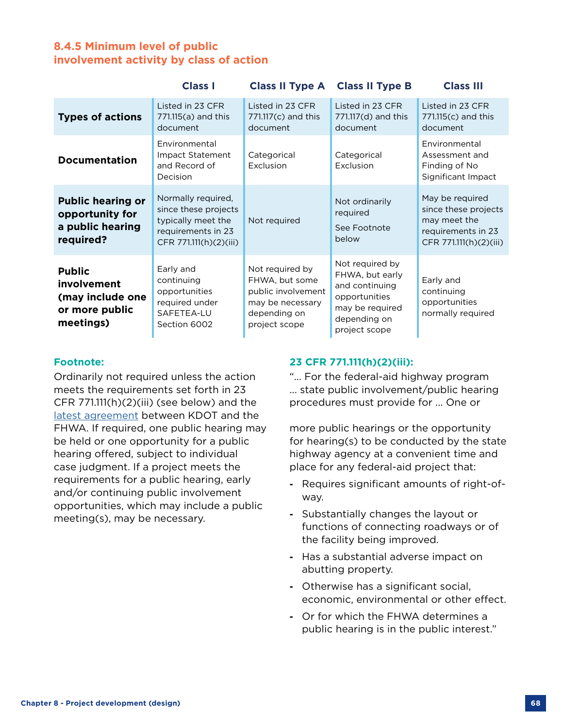### 8.4.5 Minimum level of public involvement activity by class of action

| | Class I | Class II Type A | Class II Type B | Class III |
|---|---|---|---|---|
| **Types of actions** | Listed in 23 CFR 771.115(a) and this document | Listed in 23 CFR 771.117(c) and this document | Listed in 23 CFR 771.117(d) and this document | Listed in 23 CFR 771.115(c) and this document |
| **Documentation** | Environmental Impact Statement and Record of Decision | Categorical Exclusion | Categorical Exclusion | Environmental Assessment and Finding of No Significant Impact |
| **Public hearing or opportunity for a public hearing required?** | Normally required, since these projects typically meet the requirements in 23 CFR 771.111(h)(2)(iii) | Not required | Not ordinarily required<br><br>See Footnote below | May be required since these projects may meet the requirements in 23 CFR 771.111(h)(2)(iii) |
| **Public involvement (may include one or more public meetings)** | Early and continuing opportunities required under SAFETEA-LU Section 6002 | Not required by FHWA, but some public involvement may be necessary depending on project scope | Not required by FHWA, but early and continuing opportunities may be required depending on project scope | Early and continuing opportunities normally required |

**Footnote:**

Ordinarily not required unless the action meets the requirements set forth in 23 CFR 771.111(h)(2)(iii) (see below) and the latest agreement between KDOT and the FHWA. If required, one public hearing may be held or one opportunity for a public hearing offered, subject to individual case judgment. If a project meets the requirements for a public hearing, early and/or continuing public involvement opportunities, which may include a public meeting(s), may be necessary.

**23 CFR 771.111(h)(2)(iii):**

"… For the federal-aid highway program … state public involvement/public hearing procedures must provide for … One or more public hearings or the opportunity for hearing(s) to be conducted by the state highway agency at a convenient time and place for any federal-aid project that:

- Requires significant amounts of right-of-way.
- Substantially changes the layout or functions of connecting roadways or of the facility being improved.
- Has a substantial adverse impact on abutting property.
- Otherwise has a significant social, economic, environmental or other effect.
- Or for which the FHWA determines a public hearing is in the public interest."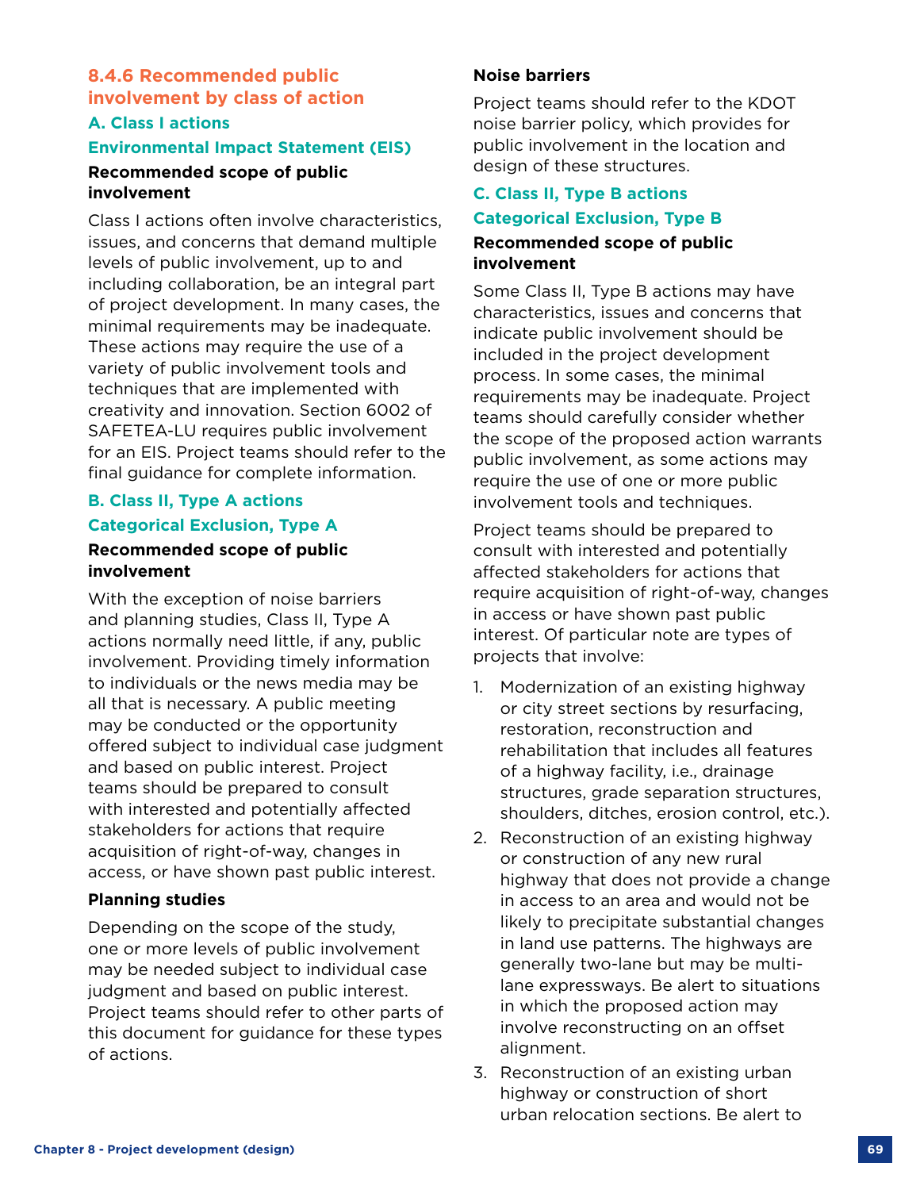## 8.4.6 Recommended public involvement by class of action

### A. Class I actions

### Environmental Impact Statement (EIS)

**Recommended scope of public involvement**

Class I actions often involve characteristics, issues, and concerns that demand multiple levels of public involvement, up to and including collaboration, be an integral part of project development. In many cases, the minimal requirements may be inadequate. These actions may require the use of a variety of public involvement tools and techniques that are implemented with creativity and innovation. Section 6002 of SAFETEA-LU requires public involvement for an EIS. Project teams should refer to the final guidance for complete information.

### B. Class II, Type A actions

### Categorical Exclusion, Type A

**Recommended scope of public involvement**

With the exception of noise barriers and planning studies, Class II, Type A actions normally need little, if any, public involvement. Providing timely information to individuals or the news media may be all that is necessary. A public meeting may be conducted or the opportunity offered subject to individual case judgment and based on public interest. Project teams should be prepared to consult with interested and potentially affected stakeholders for actions that require acquisition of right-of-way, changes in access, or have shown past public interest.

**Planning studies**

Depending on the scope of the study, one or more levels of public involvement may be needed subject to individual case judgment and based on public interest. Project teams should refer to other parts of this document for guidance for these types of actions.

**Noise barriers**

Project teams should refer to the KDOT noise barrier policy, which provides for public involvement in the location and design of these structures.

### C. Class II, Type B actions

### Categorical Exclusion, Type B

**Recommended scope of public involvement**

Some Class II, Type B actions may have characteristics, issues and concerns that indicate public involvement should be included in the project development process. In some cases, the minimal requirements may be inadequate. Project teams should carefully consider whether the scope of the proposed action warrants public involvement, as some actions may require the use of one or more public involvement tools and techniques.

Project teams should be prepared to consult with interested and potentially affected stakeholders for actions that require acquisition of right-of-way, changes in access or have shown past public interest. Of particular note are types of projects that involve:

1. Modernization of an existing highway or city street sections by resurfacing, restoration, reconstruction and rehabilitation that includes all features of a highway facility, i.e., drainage structures, grade separation structures, shoulders, ditches, erosion control, etc.).
2. Reconstruction of an existing highway or construction of any new rural highway that does not provide a change in access to an area and would not be likely to precipitate substantial changes in land use patterns. The highways are generally two-lane but may be multi-lane expressways. Be alert to situations in which the proposed action may involve reconstructing on an offset alignment.
3. Reconstruction of an existing urban highway or construction of short urban relocation sections. Be alert to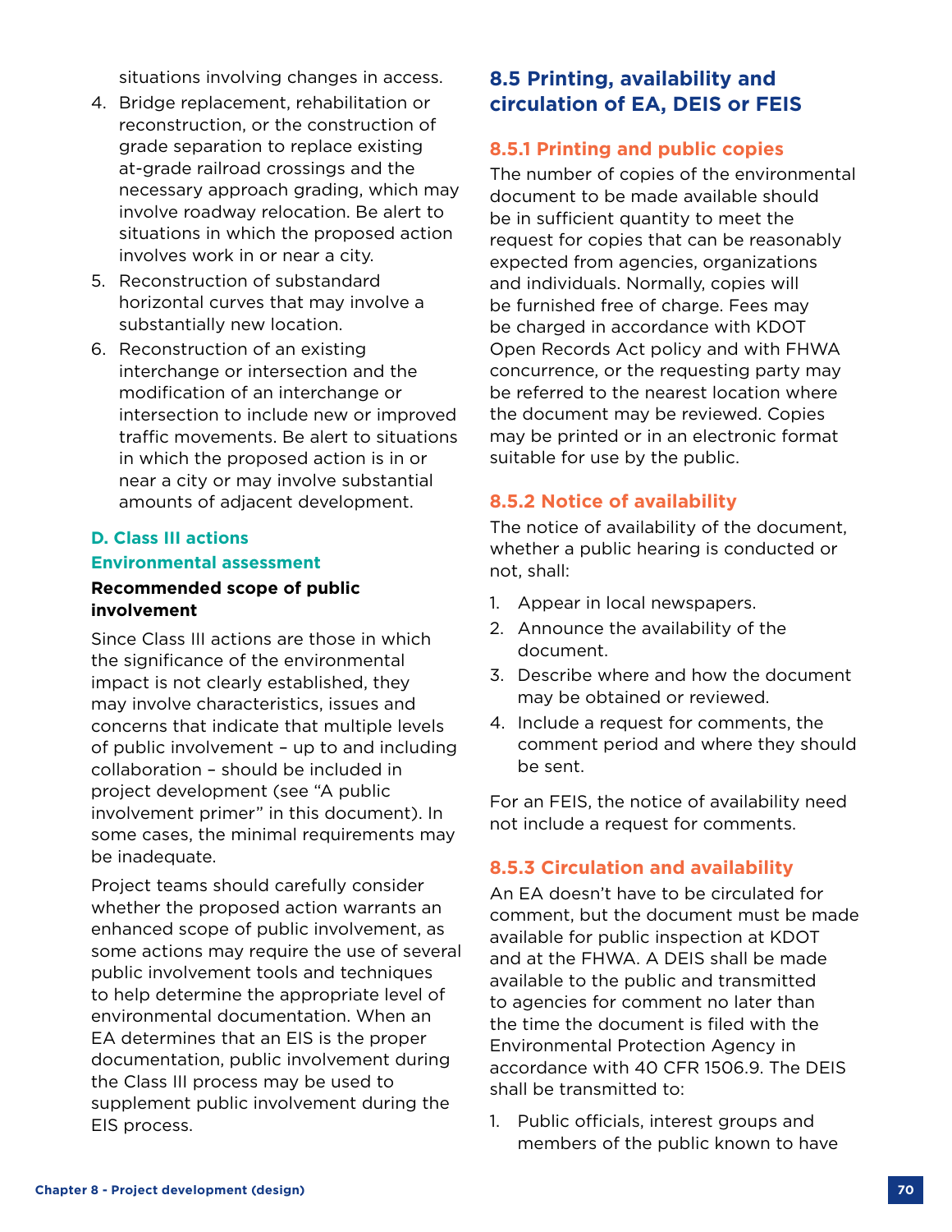situations involving changes in access.

4. Bridge replacement, rehabilitation or reconstruction, or the construction of grade separation to replace existing at-grade railroad crossings and the necessary approach grading, which may involve roadway relocation. Be alert to situations in which the proposed action involves work in or near a city.
5. Reconstruction of substandard horizontal curves that may involve a substantially new location.
6. Reconstruction of an existing interchange or intersection and the modification of an interchange or intersection to include new or improved traffic movements. Be alert to situations in which the proposed action is in or near a city or may involve substantial amounts of adjacent development.

### D. Class III actions

#### Environmental assessment

**Recommended scope of public involvement**

Since Class III actions are those in which the significance of the environmental impact is not clearly established, they may involve characteristics, issues and concerns that indicate that multiple levels of public involvement – up to and including collaboration – should be included in project development (see "A public involvement primer" in this document). In some cases, the minimal requirements may be inadequate.

Project teams should carefully consider whether the proposed action warrants an enhanced scope of public involvement, as some actions may require the use of several public involvement tools and techniques to help determine the appropriate level of environmental documentation. When an EA determines that an EIS is the proper documentation, public involvement during the Class III process may be used to supplement public involvement during the EIS process.

## 8.5 Printing, availability and circulation of EA, DEIS or FEIS

### 8.5.1 Printing and public copies

The number of copies of the environmental document to be made available should be in sufficient quantity to meet the request for copies that can be reasonably expected from agencies, organizations and individuals. Normally, copies will be furnished free of charge. Fees may be charged in accordance with KDOT Open Records Act policy and with FHWA concurrence, or the requesting party may be referred to the nearest location where the document may be reviewed. Copies may be printed or in an electronic format suitable for use by the public.

### 8.5.2 Notice of availability

The notice of availability of the document, whether a public hearing is conducted or not, shall:

1. Appear in local newspapers.
2. Announce the availability of the document.
3. Describe where and how the document may be obtained or reviewed.
4. Include a request for comments, the comment period and where they should be sent.

For an FEIS, the notice of availability need not include a request for comments.

### 8.5.3 Circulation and availability

An EA doesn't have to be circulated for comment, but the document must be made available for public inspection at KDOT and at the FHWA. A DEIS shall be made available to the public and transmitted to agencies for comment no later than the time the document is filed with the Environmental Protection Agency in accordance with 40 CFR 1506.9. The DEIS shall be transmitted to:

1. Public officials, interest groups and members of the public known to have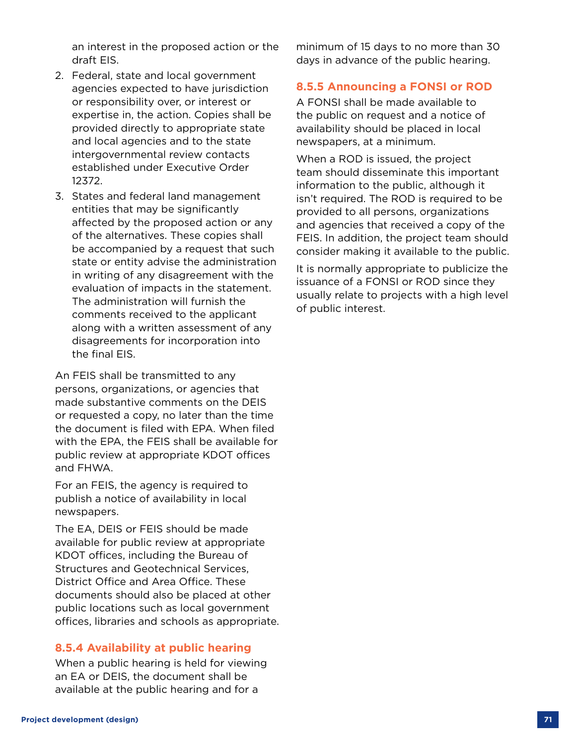an interest in the proposed action or the draft EIS.

2. Federal, state and local government agencies expected to have jurisdiction or responsibility over, or interest or expertise in, the action. Copies shall be provided directly to appropriate state and local agencies and to the state intergovernmental review contacts established under Executive Order 12372.
3. States and federal land management entities that may be significantly affected by the proposed action or any of the alternatives. These copies shall be accompanied by a request that such state or entity advise the administration in writing of any disagreement with the evaluation of impacts in the statement. The administration will furnish the comments received to the applicant along with a written assessment of any disagreements for incorporation into the final EIS.

An FEIS shall be transmitted to any persons, organizations, or agencies that made substantive comments on the DEIS or requested a copy, no later than the time the document is filed with EPA. When filed with the EPA, the FEIS shall be available for public review at appropriate KDOT offices and FHWA.

For an FEIS, the agency is required to publish a notice of availability in local newspapers.

The EA, DEIS or FEIS should be made available for public review at appropriate KDOT offices, including the Bureau of Structures and Geotechnical Services, District Office and Area Office. These documents should also be placed at other public locations such as local government offices, libraries and schools as appropriate.

### 8.5.4 Availability at public hearing

When a public hearing is held for viewing an EA or DEIS, the document shall be available at the public hearing and for a minimum of 15 days to no more than 30 days in advance of the public hearing.

### 8.5.5 Announcing a FONSI or ROD

A FONSI shall be made available to the public on request and a notice of availability should be placed in local newspapers, at a minimum.

When a ROD is issued, the project team should disseminate this important information to the public, although it isn't required. The ROD is required to be provided to all persons, organizations and agencies that received a copy of the FEIS. In addition, the project team should consider making it available to the public.

It is normally appropriate to publicize the issuance of a FONSI or ROD since they usually relate to projects with a high level of public interest.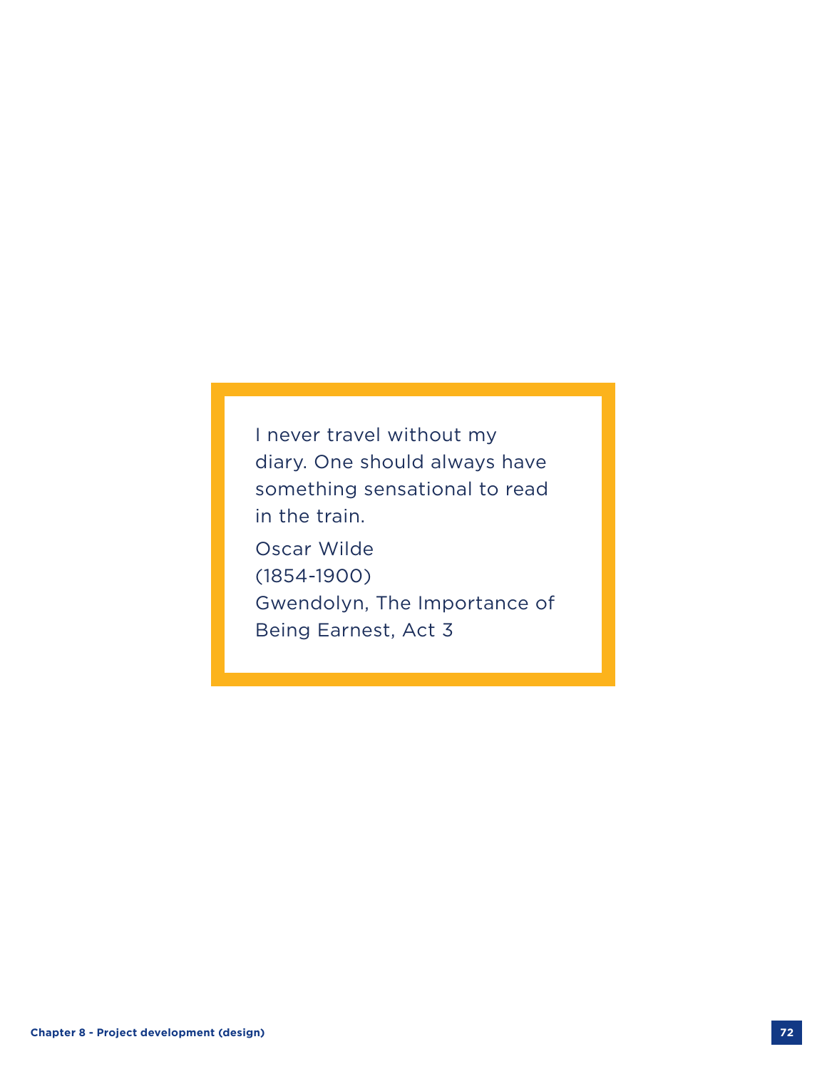> I never travel without my diary. One should always have something sensational to read in the train.
>
> Oscar Wilde
> (1854-1900)
> Gwendolyn, The Importance of Being Earnest, Act 3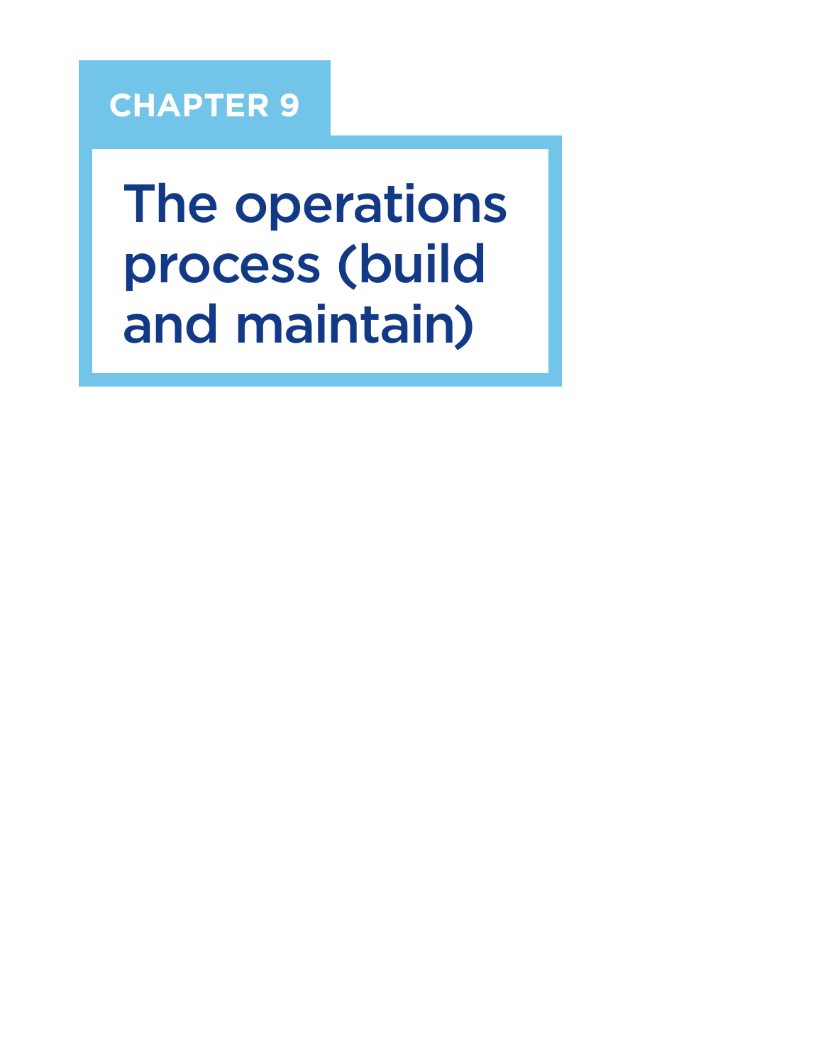# CHAPTER 9

# The operations process (build and maintain)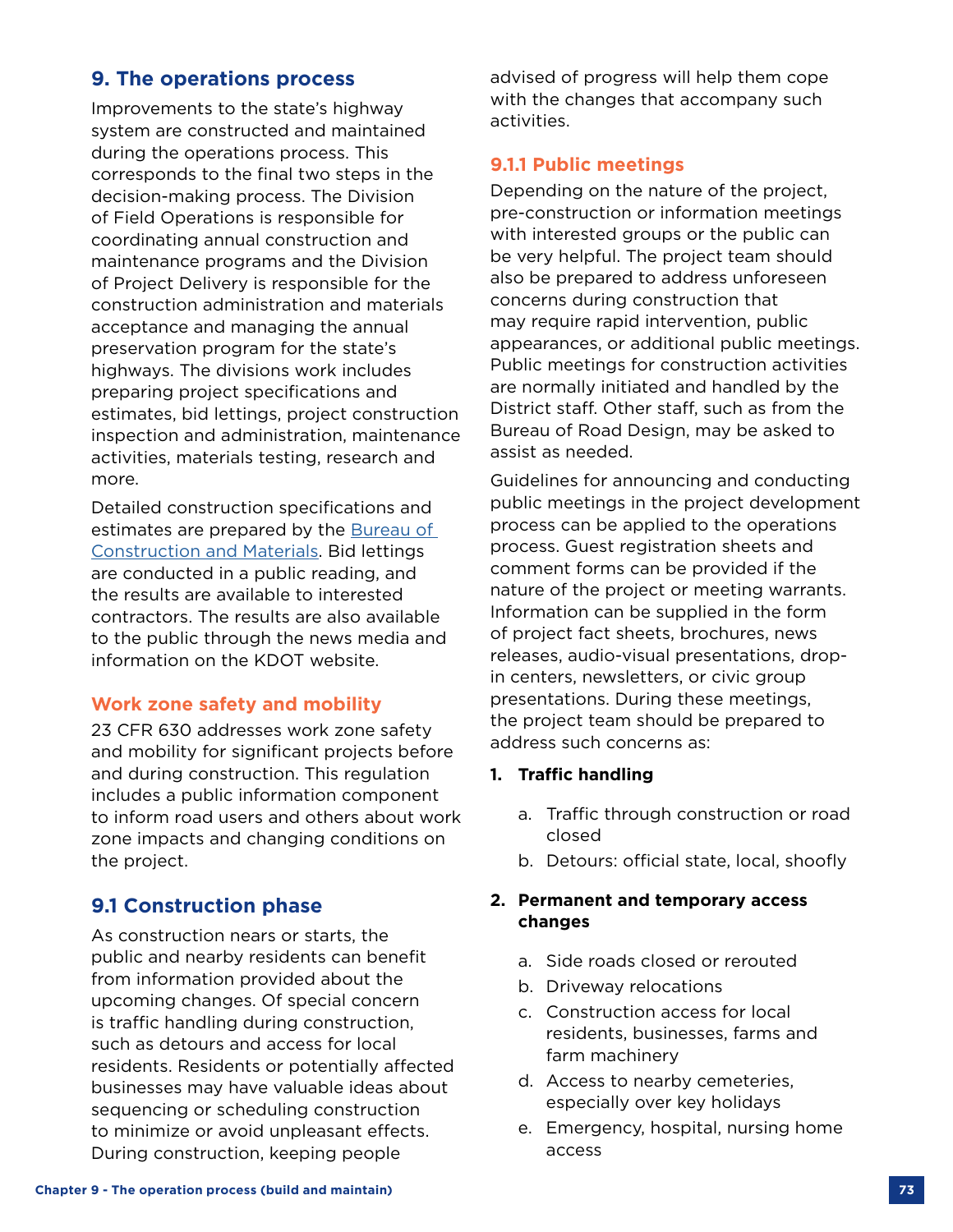## 9. The operations process

Improvements to the state's highway system are constructed and maintained during the operations process. This corresponds to the final two steps in the decision-making process. The Division of Field Operations is responsible for coordinating annual construction and maintenance programs and the Division of Project Delivery is responsible for the construction administration and materials acceptance and managing the annual preservation program for the state's highways. The divisions work includes preparing project specifications and estimates, bid lettings, project construction inspection and administration, maintenance activities, materials testing, research and more.

Detailed construction specifications and estimates are prepared by the Bureau of Construction and Materials. Bid lettings are conducted in a public reading, and the results are available to interested contractors. The results are also available to the public through the news media and information on the KDOT website.

### Work zone safety and mobility

23 CFR 630 addresses work zone safety and mobility for significant projects before and during construction. This regulation includes a public information component to inform road users and others about work zone impacts and changing conditions on the project.

## 9.1 Construction phase

As construction nears or starts, the public and nearby residents can benefit from information provided about the upcoming changes. Of special concern is traffic handling during construction, such as detours and access for local residents. Residents or potentially affected businesses may have valuable ideas about sequencing or scheduling construction to minimize or avoid unpleasant effects. During construction, keeping people advised of progress will help them cope with the changes that accompany such activities.

### 9.1.1 Public meetings

Depending on the nature of the project, pre-construction or information meetings with interested groups or the public can be very helpful. The project team should also be prepared to address unforeseen concerns during construction that may require rapid intervention, public appearances, or additional public meetings. Public meetings for construction activities are normally initiated and handled by the District staff. Other staff, such as from the Bureau of Road Design, may be asked to assist as needed.

Guidelines for announcing and conducting public meetings in the project development process can be applied to the operations process. Guest registration sheets and comment forms can be provided if the nature of the project or meeting warrants. Information can be supplied in the form of project fact sheets, brochures, news releases, audio-visual presentations, drop-in centers, newsletters, or civic group presentations. During these meetings, the project team should be prepared to address such concerns as:

1. **Traffic handling**
   a. Traffic through construction or road closed
   b. Detours: official state, local, shoofly
2. **Permanent and temporary access changes**
   a. Side roads closed or rerouted
   b. Driveway relocations
   c. Construction access for local residents, businesses, farms and farm machinery
   d. Access to nearby cemeteries, especially over key holidays
   e. Emergency, hospital, nursing home access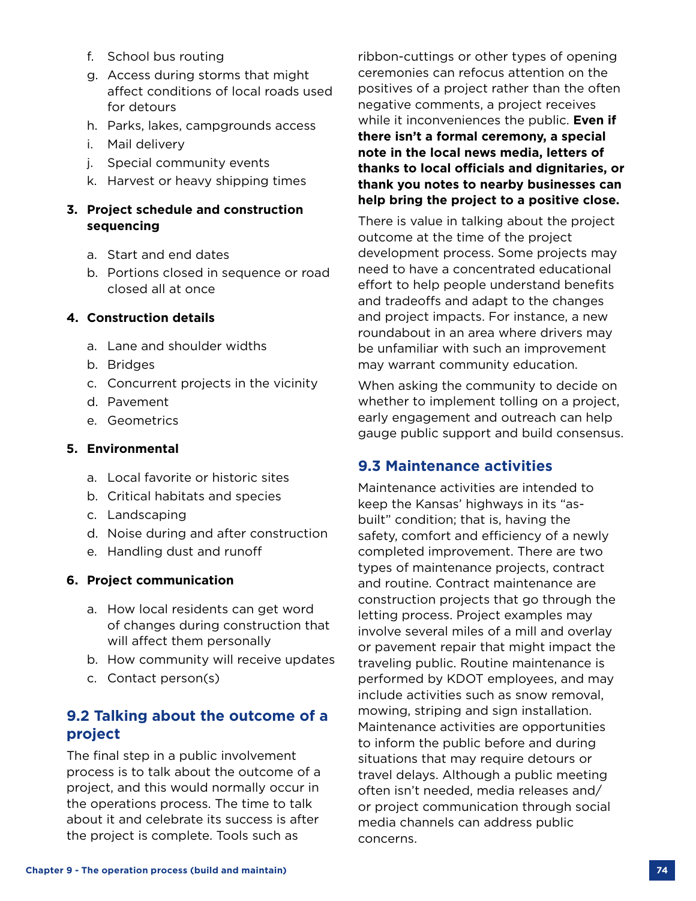f. School bus routing
g. Access during storms that might affect conditions of local roads used for detours
h. Parks, lakes, campgrounds access
i. Mail delivery
j. Special community events
k. Harvest or heavy shipping times

**3. Project schedule and construction sequencing**

a. Start and end dates
b. Portions closed in sequence or road closed all at once

**4. Construction details**

a. Lane and shoulder widths
b. Bridges
c. Concurrent projects in the vicinity
d. Pavement
e. Geometrics

**5. Environmental**

a. Local favorite or historic sites
b. Critical habitats and species
c. Landscaping
d. Noise during and after construction
e. Handling dust and runoff

**6. Project communication**

a. How local residents can get word of changes during construction that will affect them personally
b. How community will receive updates
c. Contact person(s)

## 9.2 Talking about the outcome of a project

The final step in a public involvement process is to talk about the outcome of a project, and this would normally occur in the operations process. The time to talk about it and celebrate its success is after the project is complete. Tools such as ribbon-cuttings or other types of opening ceremonies can refocus attention on the positives of a project rather than the often negative comments, a project receives while it inconveniences the public. **Even if there isn't a formal ceremony, a special note in the local news media, letters of thanks to local officials and dignitaries, or thank you notes to nearby businesses can help bring the project to a positive close.**

There is value in talking about the project outcome at the time of the project development process. Some projects may need to have a concentrated educational effort to help people understand benefits and tradeoffs and adapt to the changes and project impacts. For instance, a new roundabout in an area where drivers may be unfamiliar with such an improvement may warrant community education.

When asking the community to decide on whether to implement tolling on a project, early engagement and outreach can help gauge public support and build consensus.

## 9.3 Maintenance activities

Maintenance activities are intended to keep the Kansas' highways in its "as-built" condition; that is, having the safety, comfort and efficiency of a newly completed improvement. There are two types of maintenance projects, contract and routine. Contract maintenance are construction projects that go through the letting process. Project examples may involve several miles of a mill and overlay or pavement repair that might impact the traveling public. Routine maintenance is performed by KDOT employees, and may include activities such as snow removal, mowing, striping and sign installation. Maintenance activities are opportunities to inform the public before and during situations that may require detours or travel delays. Although a public meeting often isn't needed, media releases and/or project communication through social media channels can address public concerns.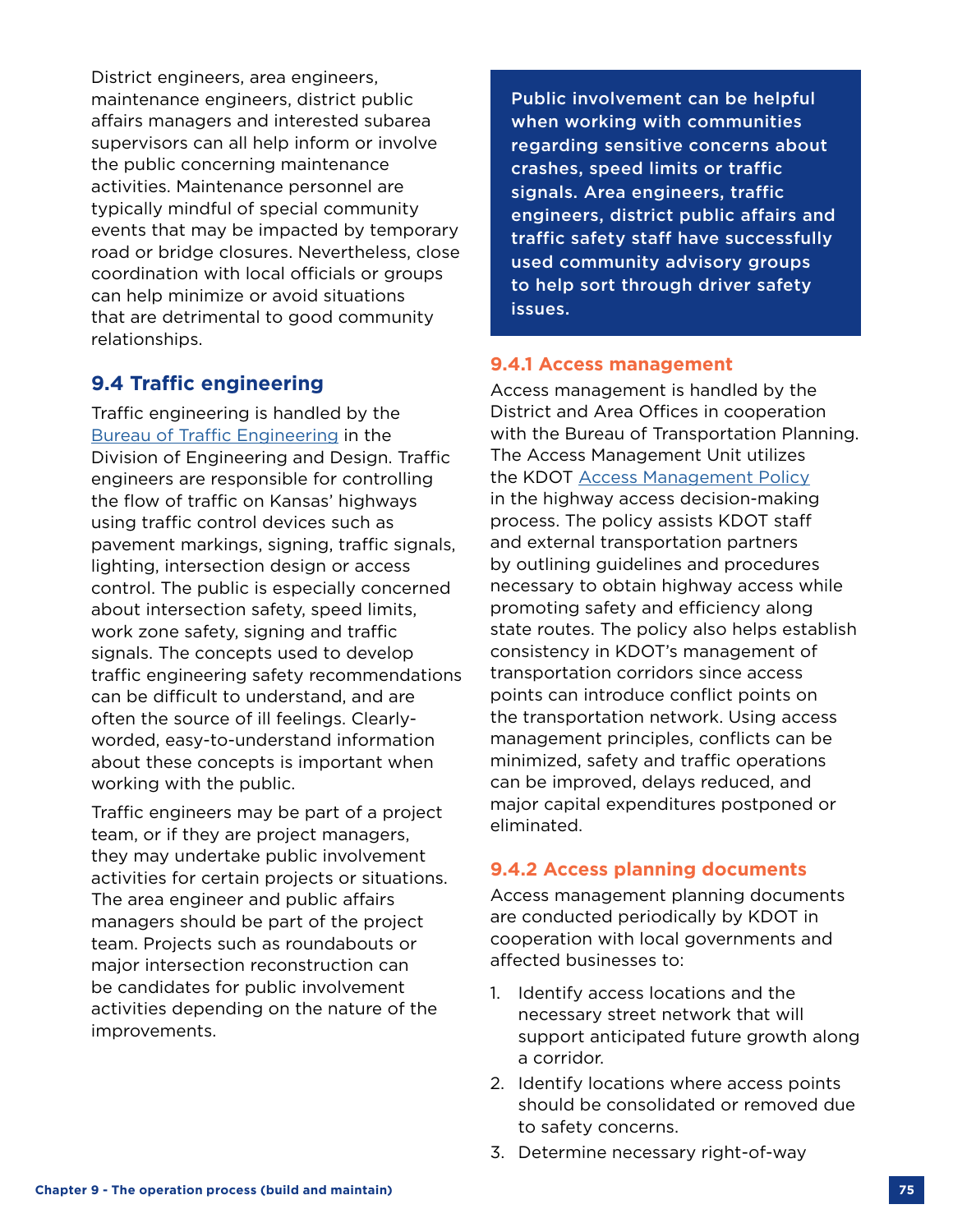District engineers, area engineers, maintenance engineers, district public affairs managers and interested subarea supervisors can all help inform or involve the public concerning maintenance activities. Maintenance personnel are typically mindful of special community events that may be impacted by temporary road or bridge closures. Nevertheless, close coordination with local officials or groups can help minimize or avoid situations that are detrimental to good community relationships.

## 9.4 Traffic engineering

Traffic engineering is handled by the Bureau of Traffic Engineering in the Division of Engineering and Design. Traffic engineers are responsible for controlling the flow of traffic on Kansas' highways using traffic control devices such as pavement markings, signing, traffic signals, lighting, intersection design or access control. The public is especially concerned about intersection safety, speed limits, work zone safety, signing and traffic signals. The concepts used to develop traffic engineering safety recommendations can be difficult to understand, and are often the source of ill feelings. Clearly-worded, easy-to-understand information about these concepts is important when working with the public.

Traffic engineers may be part of a project team, or if they are project managers, they may undertake public involvement activities for certain projects or situations. The area engineer and public affairs managers should be part of the project team. Projects such as roundabouts or major intersection reconstruction can be candidates for public involvement activities depending on the nature of the improvements.

**Public involvement can be helpful when working with communities regarding sensitive concerns about crashes, speed limits or traffic signals. Area engineers, traffic engineers, district public affairs and traffic safety staff have successfully used community advisory groups to help sort through driver safety issues.**

### 9.4.1 Access management

Access management is handled by the District and Area Offices in cooperation with the Bureau of Transportation Planning. The Access Management Unit utilizes the KDOT Access Management Policy in the highway access decision-making process. The policy assists KDOT staff and external transportation partners by outlining guidelines and procedures necessary to obtain highway access while promoting safety and efficiency along state routes. The policy also helps establish consistency in KDOT's management of transportation corridors since access points can introduce conflict points on the transportation network. Using access management principles, conflicts can be minimized, safety and traffic operations can be improved, delays reduced, and major capital expenditures postponed or eliminated.

### 9.4.2 Access planning documents

Access management planning documents are conducted periodically by KDOT in cooperation with local governments and affected businesses to:

1. Identify access locations and the necessary street network that will support anticipated future growth along a corridor.
2. Identify locations where access points should be consolidated or removed due to safety concerns.
3. Determine necessary right-of-way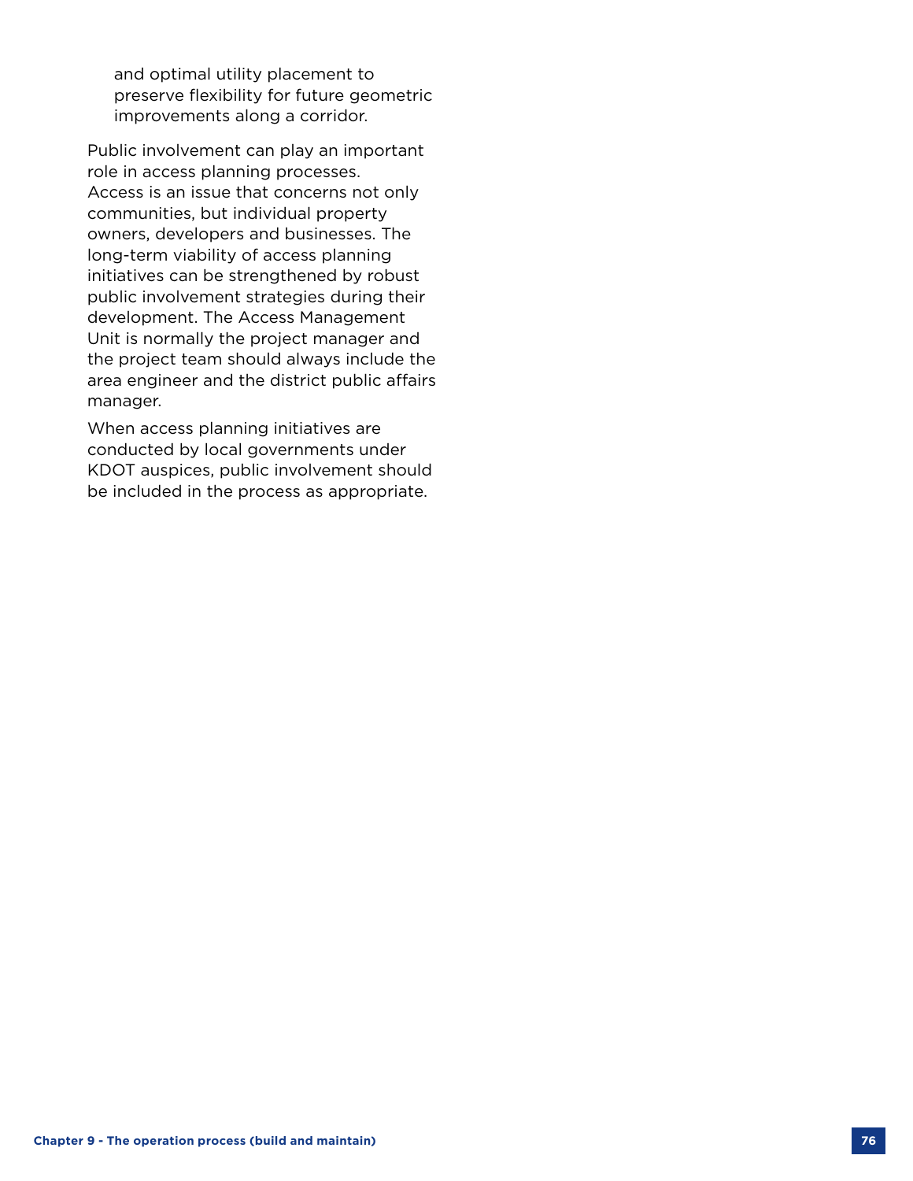and optimal utility placement to preserve flexibility for future geometric improvements along a corridor.

Public involvement can play an important role in access planning processes. Access is an issue that concerns not only communities, but individual property owners, developers and businesses. The long-term viability of access planning initiatives can be strengthened by robust public involvement strategies during their development. The Access Management Unit is normally the project manager and the project team should always include the area engineer and the district public affairs manager.

When access planning initiatives are conducted by local governments under KDOT auspices, public involvement should be included in the process as appropriate.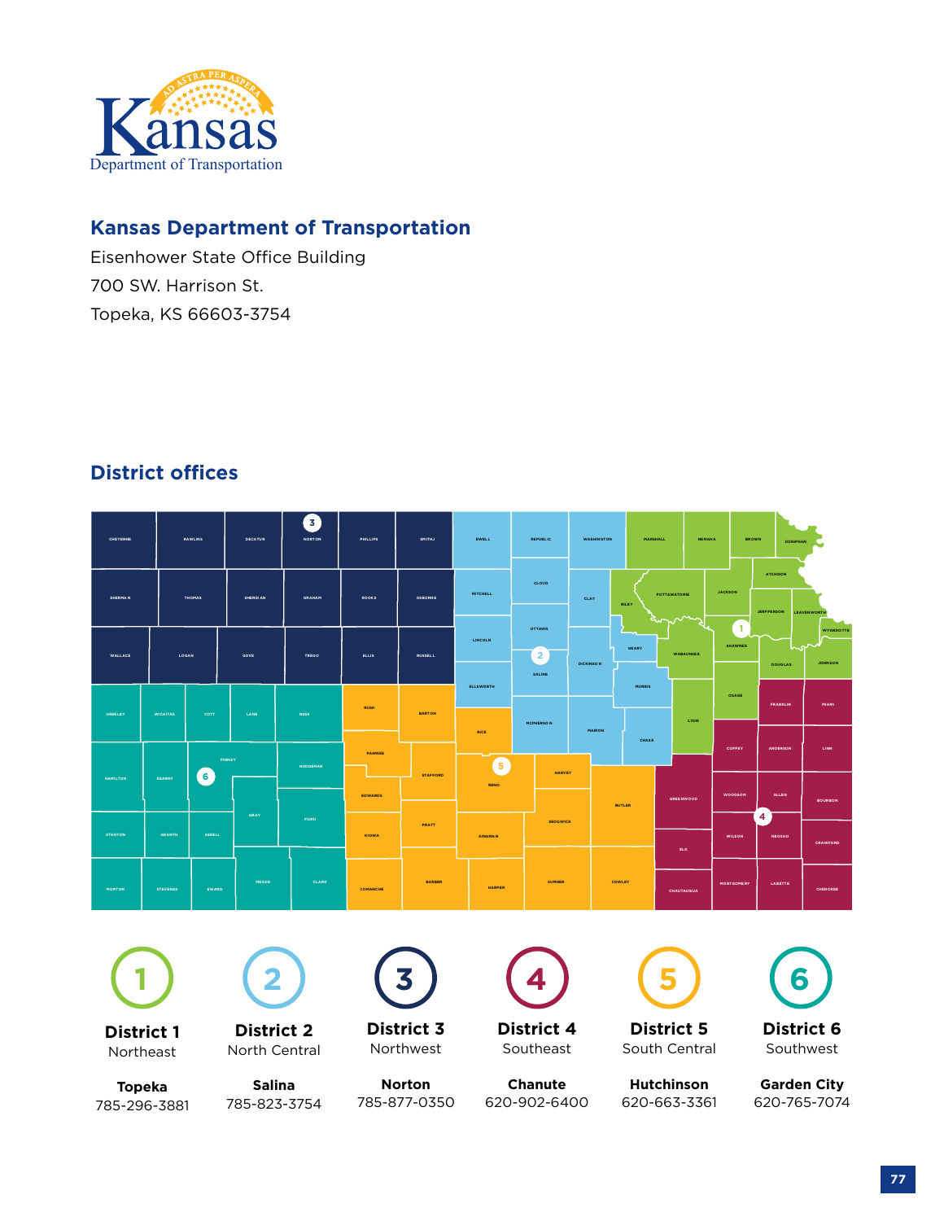## Kansas Department of Transportation

Eisenhower State Office Building

700 SW. Harrison St.

Topeka, KS 66603-3754

## District offices

CHEYENNE
RAWLINS
DECATUR
NORTON
PHILLIPS
SMITH
JEWELL
REPUBLIC
WASHINGTON
MARSHALL
NEMAHA
BROWN
DONIPHAN
SHERMAN
THOMAS
SHERIDAN
GRAHAM
ROOKS
OSBORNE
MITCHELL
CLOUD
CLAY
RILEY
POTTAWATOMIE
JACKSON
ATCHISON
JEFFERSON
LEAVENWORTH
WYANDOTTE
WALLACE
LOGAN
GOVE
TREGO
ELLIS
RUSSELL
LINCOLN
OTTAWA
SALINE
DICKINSON
GEARY
WABAUNSEE
SHAWNEE
DOUGLAS
JOHNSON
ELLSWORTH
MORRIS
OSAGE
FRANKLIN
MIAMI
GREELEY
WICHITA
SCOTT
LANE
NESS
RUSH
BARTON
RICE
MCPHERSON
MARION
CHASE
LYON
COFFEY
ANDERSON
LINN
FINNEY
PAWNEE
STAFFORD
RENO
HARVEY
HAMILTON
KEARNY
HODGEMAN
EDWARDS
GREENWOOD
WOODSON
ALLEN
BOURBON
BUTLER
GRAY
FORD
SEDGWICK
STANTON
GRANT
HASKELL
KIOWA
PRATT
KINGMAN
WILSON
NEOSHO
CRAWFORD
ELK
MORTON
STEVENS
SEWARD
MEADE
CLARK
COMANCHE
BARBER
HARPER
SUMNER
COWLEY
CHAUTAUQUA
MONTGOMERY
LABETTE
CHEROKEE

1
2
3
4
5
6

**District 1**
Northeast
**Topeka**
785-296-3881

**District 2**
North Central
**Salina**
785-823-3754

**District 3**
Northwest
**Norton**
785-877-0350

**District 4**
Southeast
**Chanute**
620-902-6400

**District 5**
South Central
**Hutchinson**
620-663-3361

**District 6**
Southwest
**Garden City**
620-765-7074